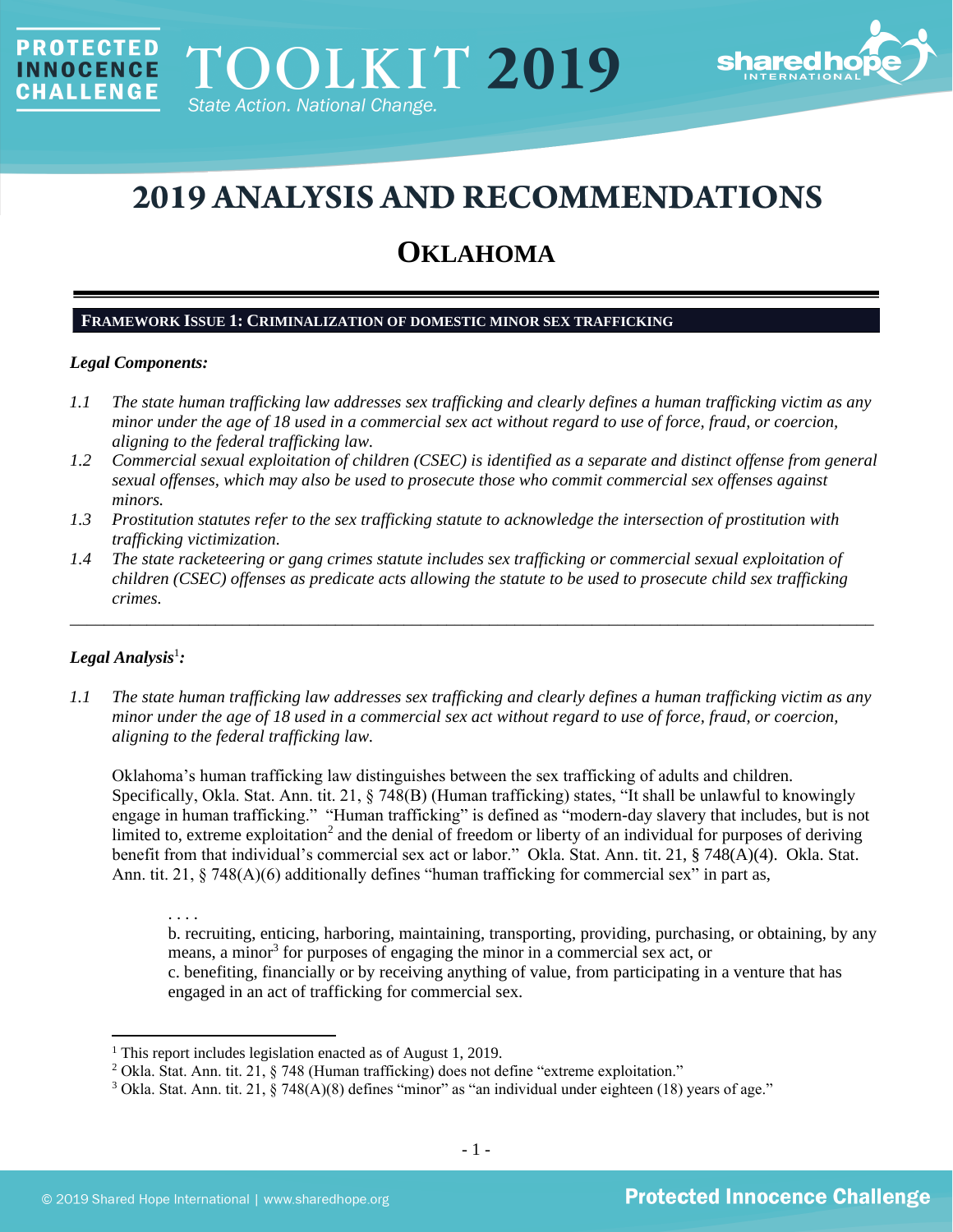# 2019 ANALYSIS AND RECOMMENDATIONS

## OKLAHOMA

**FRAMEWORK ISSUE 1: CRIMINALIZATION OF DOMESTIC MINOR SEX TRAFFICKING**

***Legal Components:***

*1.1 The state human trafficking law addresses sex trafficking and clearly defines a human trafficking victim as any minor under the age of 18 used in a commercial sex act without regard to use of force, fraud, or coercion, aligning to the federal trafficking law.*

*1.2 Commercial sexual exploitation of children (CSEC) is identified as a separate and distinct offense from general sexual offenses, which may also be used to prosecute those who commit commercial sex offenses against minors.*

*1.3 Prostitution statutes refer to the sex trafficking statute to acknowledge the intersection of prostitution with trafficking victimization.*

*1.4 The state racketeering or gang crimes statute includes sex trafficking or commercial sexual exploitation of children (CSEC) offenses as predicate acts allowing the statute to be used to prosecute child sex trafficking crimes.*

---

***Legal Analysis[1]:***

*1.1 The state human trafficking law addresses sex trafficking and clearly defines a human trafficking victim as any minor under the age of 18 used in a commercial sex act without regard to use of force, fraud, or coercion, aligning to the federal trafficking law.*

Oklahoma's human trafficking law distinguishes between the sex trafficking of adults and children. Specifically, Okla. Stat. Ann. tit. 21, § 748(B) (Human trafficking) states, "It shall be unlawful to knowingly engage in human trafficking." "Human trafficking" is defined as "modern-day slavery that includes, but is not limited to, extreme exploitation[2] and the denial of freedom or liberty of an individual for purposes of deriving benefit from that individual's commercial sex act or labor." Okla. Stat. Ann. tit. 21, § 748(A)(4). Okla. Stat. Ann. tit. 21, § 748(A)(6) additionally defines "human trafficking for commercial sex" in part as,

> . . . .
> b. recruiting, enticing, harboring, maintaining, transporting, providing, purchasing, or obtaining, by any means, a minor[3] for purposes of engaging the minor in a commercial sex act, or
> c. benefiting, financially or by receiving anything of value, from participating in a venture that has engaged in an act of trafficking for commercial sex.

---

[1] This report includes legislation enacted as of August 1, 2019.

[2] Okla. Stat. Ann. tit. 21, § 748 (Human trafficking) does not define "extreme exploitation."

[3] Okla. Stat. Ann. tit. 21, § 748(A)(8) defines "minor" as "an individual under eighteen (18) years of age."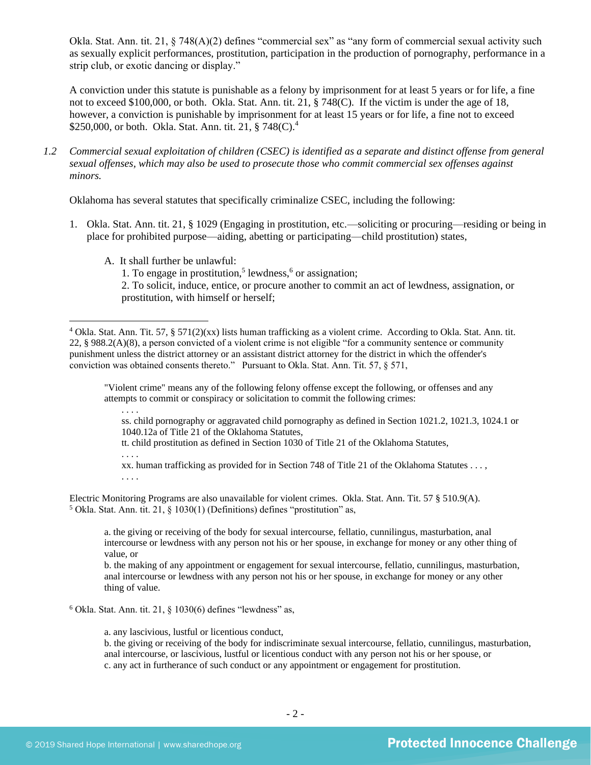Okla. Stat. Ann. tit. 21, § 748(A)(2) defines "commercial sex" as "any form of commercial sexual activity such as sexually explicit performances, prostitution, participation in the production of pornography, performance in a strip club, or exotic dancing or display."

A conviction under this statute is punishable as a felony by imprisonment for at least 5 years or for life, a fine not to exceed $100,000, or both. Okla. Stat. Ann. tit. 21, § 748(C). If the victim is under the age of 18, however, a conviction is punishable by imprisonment for at least 15 years or for life, a fine not to exceed $250,000, or both. Okla. Stat. Ann. tit. 21, § 748(C).[4]

*1.2 Commercial sexual exploitation of children (CSEC) is identified as a separate and distinct offense from general sexual offenses, which may also be used to prosecute those who commit commercial sex offenses against minors.*

Oklahoma has several statutes that specifically criminalize CSEC, including the following:

1. Okla. Stat. Ann. tit. 21, § 1029 (Engaging in prostitution, etc.—soliciting or procuring—residing or being in place for prohibited purpose—aiding, abetting or participating—child prostitution) states,

    A. It shall further be unlawful:
    1. To engage in prostitution,[5] lewdness,[6] or assignation;
    2. To solicit, induce, entice, or procure another to commit an act of lewdness, assignation, or prostitution, with himself or herself;

---

[4] Okla. Stat. Ann. Tit. 57, § 571(2)(xx) lists human trafficking as a violent crime. According to Okla. Stat. Ann. tit. 22, § 988.2(A)(8), a person convicted of a violent crime is not eligible "for a community sentence or community punishment unless the district attorney or an assistant district attorney for the district in which the offender's conviction was obtained consents thereto." Pursuant to Okla. Stat. Ann. Tit. 57, § 571,

> "Violent crime" means any of the following felony offense except the following, or offenses and any attempts to commit or conspiracy or solicitation to commit the following crimes:
> . . . .
> ss. child pornography or aggravated child pornography as defined in Section 1021.2, 1021.3, 1024.1 or 1040.12a of Title 21 of the Oklahoma Statutes,
> tt. child prostitution as defined in Section 1030 of Title 21 of the Oklahoma Statutes,
> . . . .
> xx. human trafficking as provided for in Section 748 of Title 21 of the Oklahoma Statutes . . . ,
> . . . .

Electric Monitoring Programs are also unavailable for violent crimes. Okla. Stat. Ann. Tit. 57 § 510.9(A).

[5] Okla. Stat. Ann. tit. 21, § 1030(1) (Definitions) defines "prostitution" as,

> a. the giving or receiving of the body for sexual intercourse, fellatio, cunnilingus, masturbation, anal intercourse or lewdness with any person not his or her spouse, in exchange for money or any other thing of value, or
> b. the making of any appointment or engagement for sexual intercourse, fellatio, cunnilingus, masturbation, anal intercourse or lewdness with any person not his or her spouse, in exchange for money or any other thing of value.

[6] Okla. Stat. Ann. tit. 21, § 1030(6) defines "lewdness" as,

> a. any lascivious, lustful or licentious conduct,
> b. the giving or receiving of the body for indiscriminate sexual intercourse, fellatio, cunnilingus, masturbation, anal intercourse, or lascivious, lustful or licentious conduct with any person not his or her spouse, or
> c. any act in furtherance of such conduct or any appointment or engagement for prostitution.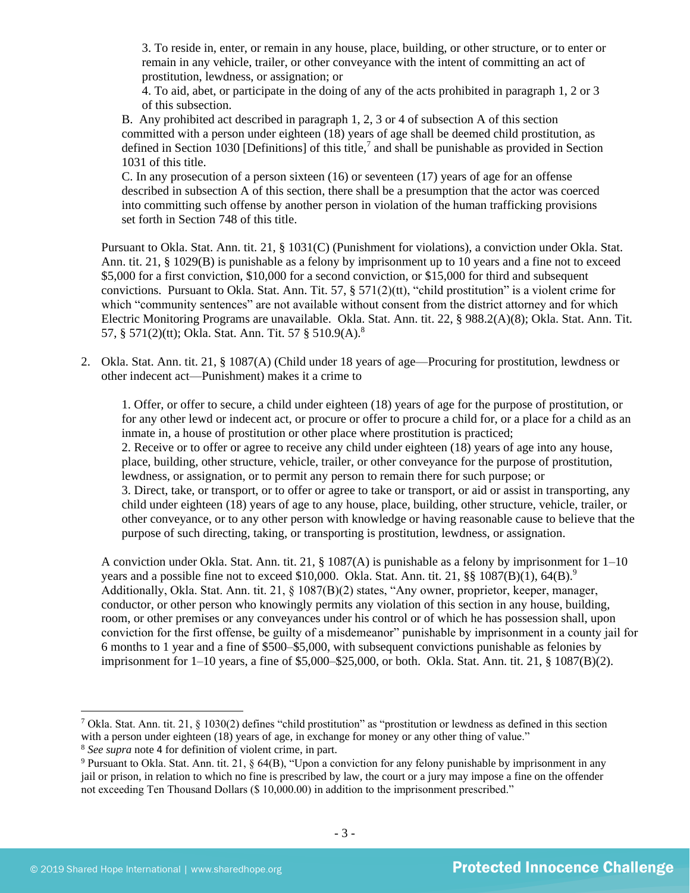3. To reside in, enter, or remain in any house, place, building, or other structure, or to enter or remain in any vehicle, trailer, or other conveyance with the intent of committing an act of prostitution, lewdness, or assignation; or

4. To aid, abet, or participate in the doing of any of the acts prohibited in paragraph 1, 2 or 3 of this subsection.

B. Any prohibited act described in paragraph 1, 2, 3 or 4 of subsection A of this section committed with a person under eighteen (18) years of age shall be deemed child prostitution, as defined in Section 1030 [Definitions] of this title,[7] and shall be punishable as provided in Section 1031 of this title.

C. In any prosecution of a person sixteen (16) or seventeen (17) years of age for an offense described in subsection A of this section, there shall be a presumption that the actor was coerced into committing such offense by another person in violation of the human trafficking provisions set forth in Section 748 of this title.

Pursuant to Okla. Stat. Ann. tit. 21, § 1031(C) (Punishment for violations), a conviction under Okla. Stat. Ann. tit. 21, § 1029(B) is punishable as a felony by imprisonment up to 10 years and a fine not to exceed $5,000 for a first conviction, $10,000 for a second conviction, or $15,000 for third and subsequent convictions. Pursuant to Okla. Stat. Ann. Tit. 57, § 571(2)(tt), "child prostitution" is a violent crime for which "community sentences" are not available without consent from the district attorney and for which Electric Monitoring Programs are unavailable. Okla. Stat. Ann. tit. 22, § 988.2(A)(8); Okla. Stat. Ann. Tit. 57, § 571(2)(tt); Okla. Stat. Ann. Tit. 57 § 510.9(A).[8]

2. Okla. Stat. Ann. tit. 21, § 1087(A) (Child under 18 years of age—Procuring for prostitution, lewdness or other indecent act—Punishment) makes it a crime to

   1. Offer, or offer to secure, a child under eighteen (18) years of age for the purpose of prostitution, or for any other lewd or indecent act, or procure or offer to procure a child for, or a place for a child as an inmate in, a house of prostitution or other place where prostitution is practiced;
   2. Receive or to offer or agree to receive any child under eighteen (18) years of age into any house, place, building, other structure, vehicle, trailer, or other conveyance for the purpose of prostitution, lewdness, or assignation, or to permit any person to remain there for such purpose; or
   3. Direct, take, or transport, or to offer or agree to take or transport, or aid or assist in transporting, any child under eighteen (18) years of age to any house, place, building, other structure, vehicle, trailer, or other conveyance, or to any other person with knowledge or having reasonable cause to believe that the purpose of such directing, taking, or transporting is prostitution, lewdness, or assignation.

   A conviction under Okla. Stat. Ann. tit. 21, § 1087(A) is punishable as a felony by imprisonment for 1–10 years and a possible fine not to exceed $10,000. Okla. Stat. Ann. tit. 21, §§ 1087(B)(1), 64(B).[9] Additionally, Okla. Stat. Ann. tit. 21, § 1087(B)(2) states, "Any owner, proprietor, keeper, manager, conductor, or other person who knowingly permits any violation of this section in any house, building, room, or other premises or any conveyances under his control or of which he has possession shall, upon conviction for the first offense, be guilty of a misdemeanor" punishable by imprisonment in a county jail for 6 months to 1 year and a fine of $500–$5,000, with subsequent convictions punishable as felonies by imprisonment for 1–10 years, a fine of $5,000–$25,000, or both. Okla. Stat. Ann. tit. 21, § 1087(B)(2).

---

[7] Okla. Stat. Ann. tit. 21, § 1030(2) defines "child prostitution" as "prostitution or lewdness as defined in this section with a person under eighteen (18) years of age, in exchange for money or any other thing of value."

[8] *See supra* note 4 for definition of violent crime, in part.

[9] Pursuant to Okla. Stat. Ann. tit. 21, § 64(B), "Upon a conviction for any felony punishable by imprisonment in any jail or prison, in relation to which no fine is prescribed by law, the court or a jury may impose a fine on the offender not exceeding Ten Thousand Dollars ($ 10,000.00) in addition to the imprisonment prescribed."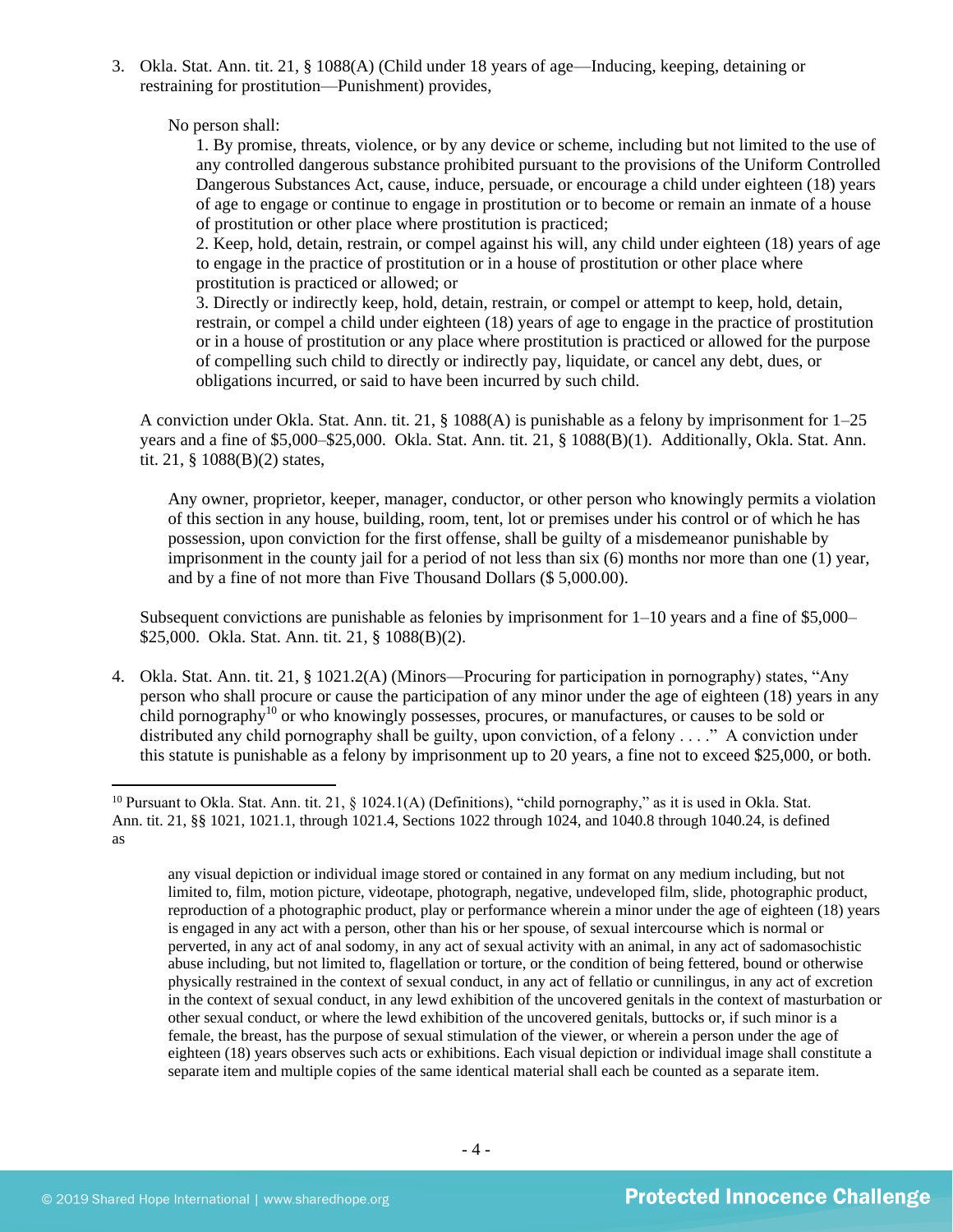3. Okla. Stat. Ann. tit. 21, § 1088(A) (Child under 18 years of age—Inducing, keeping, detaining or restraining for prostitution—Punishment) provides,

   > No person shall:
   >
   > 1. By promise, threats, violence, or by any device or scheme, including but not limited to the use of any controlled dangerous substance prohibited pursuant to the provisions of the Uniform Controlled Dangerous Substances Act, cause, induce, persuade, or encourage a child under eighteen (18) years of age to engage or continue to engage in prostitution or to become or remain an inmate of a house of prostitution or other place where prostitution is practiced;
   > 2. Keep, hold, detain, restrain, or compel against his will, any child under eighteen (18) years of age to engage in the practice of prostitution or in a house of prostitution or other place where prostitution is practiced or allowed; or
   > 3. Directly or indirectly keep, hold, detain, restrain, or compel or attempt to keep, hold, detain, restrain, or compel a child under eighteen (18) years of age to engage in the practice of prostitution or in a house of prostitution or any place where prostitution is practiced or allowed for the purpose of compelling such child to directly or indirectly pay, liquidate, or cancel any debt, dues, or obligations incurred, or said to have been incurred by such child.

   A conviction under Okla. Stat. Ann. tit. 21, § 1088(A) is punishable as a felony by imprisonment for 1–25 years and a fine of $5,000–$25,000. Okla. Stat. Ann. tit. 21, § 1088(B)(1). Additionally, Okla. Stat. Ann. tit. 21, § 1088(B)(2) states,

   > Any owner, proprietor, keeper, manager, conductor, or other person who knowingly permits a violation of this section in any house, building, room, tent, lot or premises under his control or of which he has possession, upon conviction for the first offense, shall be guilty of a misdemeanor punishable by imprisonment in the county jail for a period of not less than six (6) months nor more than one (1) year, and by a fine of not more than Five Thousand Dollars ($ 5,000.00).

   Subsequent convictions are punishable as felonies by imprisonment for 1–10 years and a fine of $5,000–$25,000. Okla. Stat. Ann. tit. 21, § 1088(B)(2).

4. Okla. Stat. Ann. tit. 21, § 1021.2(A) (Minors—Procuring for participation in pornography) states, "Any person who shall procure or cause the participation of any minor under the age of eighteen (18) years in any child pornography[10] or who knowingly possesses, procures, or manufactures, or causes to be sold or distributed any child pornography shall be guilty, upon conviction, of a felony . . . ." A conviction under this statute is punishable as a felony by imprisonment up to 20 years, a fine not to exceed $25,000, or both.

---

[10] Pursuant to Okla. Stat. Ann. tit. 21, § 1024.1(A) (Definitions), "child pornography," as it is used in Okla. Stat. Ann. tit. 21, §§ 1021, 1021.1, through 1021.4, Sections 1022 through 1024, and 1040.8 through 1040.24, is defined as

> any visual depiction or individual image stored or contained in any format on any medium including, but not limited to, film, motion picture, videotape, photograph, negative, undeveloped film, slide, photographic product, reproduction of a photographic product, play or performance wherein a minor under the age of eighteen (18) years is engaged in any act with a person, other than his or her spouse, of sexual intercourse which is normal or perverted, in any act of anal sodomy, in any act of sexual activity with an animal, in any act of sadomasochistic abuse including, but not limited to, flagellation or torture, or the condition of being fettered, bound or otherwise physically restrained in the context of sexual conduct, in any act of fellatio or cunnilingus, in any act of excretion in the context of sexual conduct, in any lewd exhibition of the uncovered genitals in the context of masturbation or other sexual conduct, or where the lewd exhibition of the uncovered genitals, buttocks or, if such minor is a female, the breast, has the purpose of sexual stimulation of the viewer, or wherein a person under the age of eighteen (18) years observes such acts or exhibitions. Each visual depiction or individual image shall constitute a separate item and multiple copies of the same identical material shall each be counted as a separate item.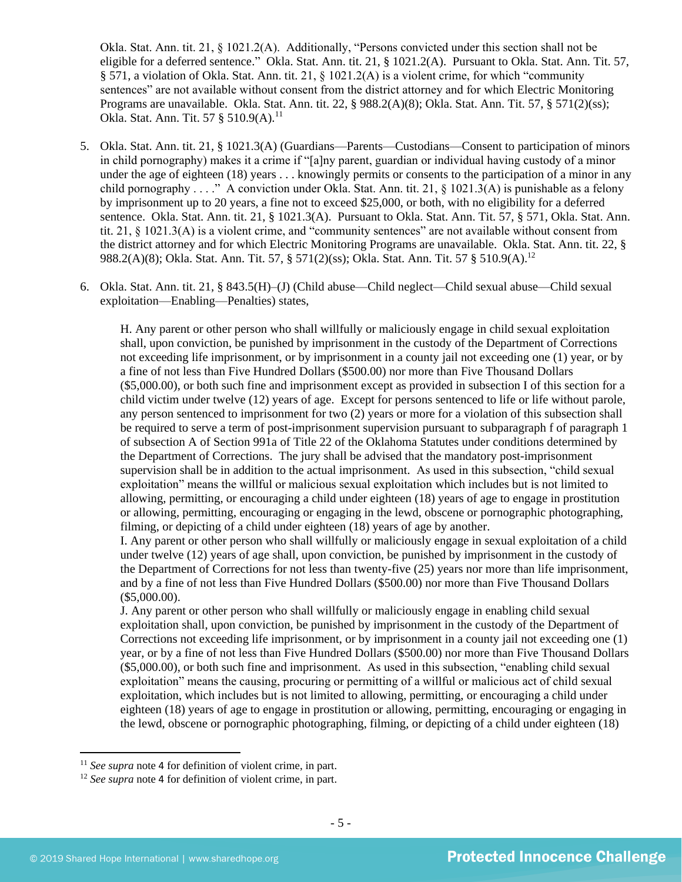Okla. Stat. Ann. tit. 21, § 1021.2(A). Additionally, "Persons convicted under this section shall not be eligible for a deferred sentence." Okla. Stat. Ann. tit. 21, § 1021.2(A). Pursuant to Okla. Stat. Ann. Tit. 57, § 571, a violation of Okla. Stat. Ann. tit. 21, § 1021.2(A) is a violent crime, for which "community sentences" are not available without consent from the district attorney and for which Electric Monitoring Programs are unavailable. Okla. Stat. Ann. tit. 22, § 988.2(A)(8); Okla. Stat. Ann. Tit. 57, § 571(2)(ss); Okla. Stat. Ann. Tit. 57 § 510.9(A).[11]

5. Okla. Stat. Ann. tit. 21, § 1021.3(A) (Guardians—Parents—Custodians—Consent to participation of minors in child pornography) makes it a crime if "[a]ny parent, guardian or individual having custody of a minor under the age of eighteen (18) years . . . knowingly permits or consents to the participation of a minor in any child pornography . . . ." A conviction under Okla. Stat. Ann. tit. 21, § 1021.3(A) is punishable as a felony by imprisonment up to 20 years, a fine not to exceed $25,000, or both, with no eligibility for a deferred sentence. Okla. Stat. Ann. tit. 21, § 1021.3(A). Pursuant to Okla. Stat. Ann. Tit. 57, § 571, Okla. Stat. Ann. tit. 21, § 1021.3(A) is a violent crime, and "community sentences" are not available without consent from the district attorney and for which Electric Monitoring Programs are unavailable. Okla. Stat. Ann. tit. 22, § 988.2(A)(8); Okla. Stat. Ann. Tit. 57, § 571(2)(ss); Okla. Stat. Ann. Tit. 57 § 510.9(A).[12]

6. Okla. Stat. Ann. tit. 21, § 843.5(H)–(J) (Child abuse—Child neglect—Child sexual abuse—Child sexual exploitation—Enabling—Penalties) states,

   H. Any parent or other person who shall willfully or maliciously engage in child sexual exploitation shall, upon conviction, be punished by imprisonment in the custody of the Department of Corrections not exceeding life imprisonment, or by imprisonment in a county jail not exceeding one (1) year, or by a fine of not less than Five Hundred Dollars ($500.00) nor more than Five Thousand Dollars ($5,000.00), or both such fine and imprisonment except as provided in subsection I of this section for a child victim under twelve (12) years of age. Except for persons sentenced to life or life without parole, any person sentenced to imprisonment for two (2) years or more for a violation of this subsection shall be required to serve a term of post-imprisonment supervision pursuant to subparagraph f of paragraph 1 of subsection A of Section 991a of Title 22 of the Oklahoma Statutes under conditions determined by the Department of Corrections. The jury shall be advised that the mandatory post-imprisonment supervision shall be in addition to the actual imprisonment. As used in this subsection, "child sexual exploitation" means the willful or malicious sexual exploitation which includes but is not limited to allowing, permitting, or encouraging a child under eighteen (18) years of age to engage in prostitution or allowing, permitting, encouraging or engaging in the lewd, obscene or pornographic photographing, filming, or depicting of a child under eighteen (18) years of age by another.
   I. Any parent or other person who shall willfully or maliciously engage in sexual exploitation of a child under twelve (12) years of age shall, upon conviction, be punished by imprisonment in the custody of the Department of Corrections for not less than twenty-five (25) years nor more than life imprisonment, and by a fine of not less than Five Hundred Dollars ($500.00) nor more than Five Thousand Dollars ($5,000.00).
   J. Any parent or other person who shall willfully or maliciously engage in enabling child sexual exploitation shall, upon conviction, be punished by imprisonment in the custody of the Department of Corrections not exceeding life imprisonment, or by imprisonment in a county jail not exceeding one (1) year, or by a fine of not less than Five Hundred Dollars ($500.00) nor more than Five Thousand Dollars ($5,000.00), or both such fine and imprisonment. As used in this subsection, "enabling child sexual exploitation" means the causing, procuring or permitting of a willful or malicious act of child sexual exploitation, which includes but is not limited to allowing, permitting, or encouraging a child under eighteen (18) years of age to engage in prostitution or allowing, permitting, encouraging or engaging in the lewd, obscene or pornographic photographing, filming, or depicting of a child under eighteen (18)

---

[11] *See supra* note 4 for definition of violent crime, in part.

[12] *See supra* note 4 for definition of violent crime, in part.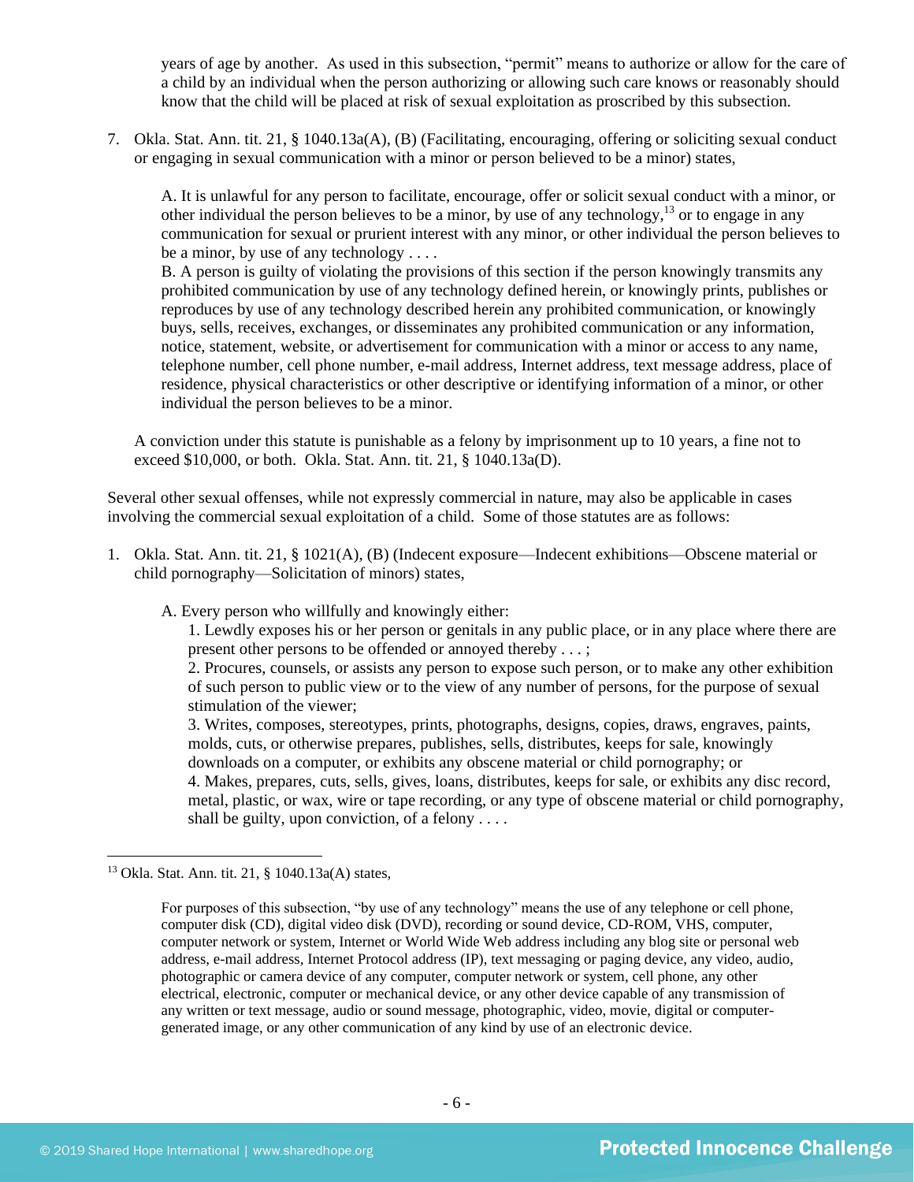years of age by another. As used in this subsection, "permit" means to authorize or allow for the care of a child by an individual when the person authorizing or allowing such care knows or reasonably should know that the child will be placed at risk of sexual exploitation as proscribed by this subsection.

7. Okla. Stat. Ann. tit. 21, § 1040.13a(A), (B) (Facilitating, encouraging, offering or soliciting sexual conduct or engaging in sexual communication with a minor or person believed to be a minor) states,

   > A. It is unlawful for any person to facilitate, encourage, offer or solicit sexual conduct with a minor, or other individual the person believes to be a minor, by use of any technology,[13] or to engage in any communication for sexual or prurient interest with any minor, or other individual the person believes to be a minor, by use of any technology . . . .
   > B. A person is guilty of violating the provisions of this section if the person knowingly transmits any prohibited communication by use of any technology defined herein, or knowingly prints, publishes or reproduces by use of any technology described herein any prohibited communication, or knowingly buys, sells, receives, exchanges, or disseminates any prohibited communication or any information, notice, statement, website, or advertisement for communication with a minor or access to any name, telephone number, cell phone number, e-mail address, Internet address, text message address, place of residence, physical characteristics or other descriptive or identifying information of a minor, or other individual the person believes to be a minor.

   A conviction under this statute is punishable as a felony by imprisonment up to 10 years, a fine not to exceed $10,000, or both. Okla. Stat. Ann. tit. 21, § 1040.13a(D).

Several other sexual offenses, while not expressly commercial in nature, may also be applicable in cases involving the commercial sexual exploitation of a child. Some of those statutes are as follows:

1. Okla. Stat. Ann. tit. 21, § 1021(A), (B) (Indecent exposure—Indecent exhibitions—Obscene material or child pornography—Solicitation of minors) states,

   > A. Every person who willfully and knowingly either:
   > 1. Lewdly exposes his or her person or genitals in any public place, or in any place where there are present other persons to be offended or annoyed thereby . . . ;
   > 2. Procures, counsels, or assists any person to expose such person, or to make any other exhibition of such person to public view or to the view of any number of persons, for the purpose of sexual stimulation of the viewer;
   > 3. Writes, composes, stereotypes, prints, photographs, designs, copies, draws, engraves, paints, molds, cuts, or otherwise prepares, publishes, sells, distributes, keeps for sale, knowingly downloads on a computer, or exhibits any obscene material or child pornography; or
   > 4. Makes, prepares, cuts, sells, gives, loans, distributes, keeps for sale, or exhibits any disc record, metal, plastic, or wax, wire or tape recording, or any type of obscene material or child pornography, shall be guilty, upon conviction, of a felony . . . .

---

[13] Okla. Stat. Ann. tit. 21, § 1040.13a(A) states,

> For purposes of this subsection, "by use of any technology" means the use of any telephone or cell phone, computer disk (CD), digital video disk (DVD), recording or sound device, CD-ROM, VHS, computer, computer network or system, Internet or World Wide Web address including any blog site or personal web address, e-mail address, Internet Protocol address (IP), text messaging or paging device, any video, audio, photographic or camera device of any computer, computer network or system, cell phone, any other electrical, electronic, computer or mechanical device, or any other device capable of any transmission of any written or text message, audio or sound message, photographic, video, movie, digital or computer-generated image, or any other communication of any kind by use of an electronic device.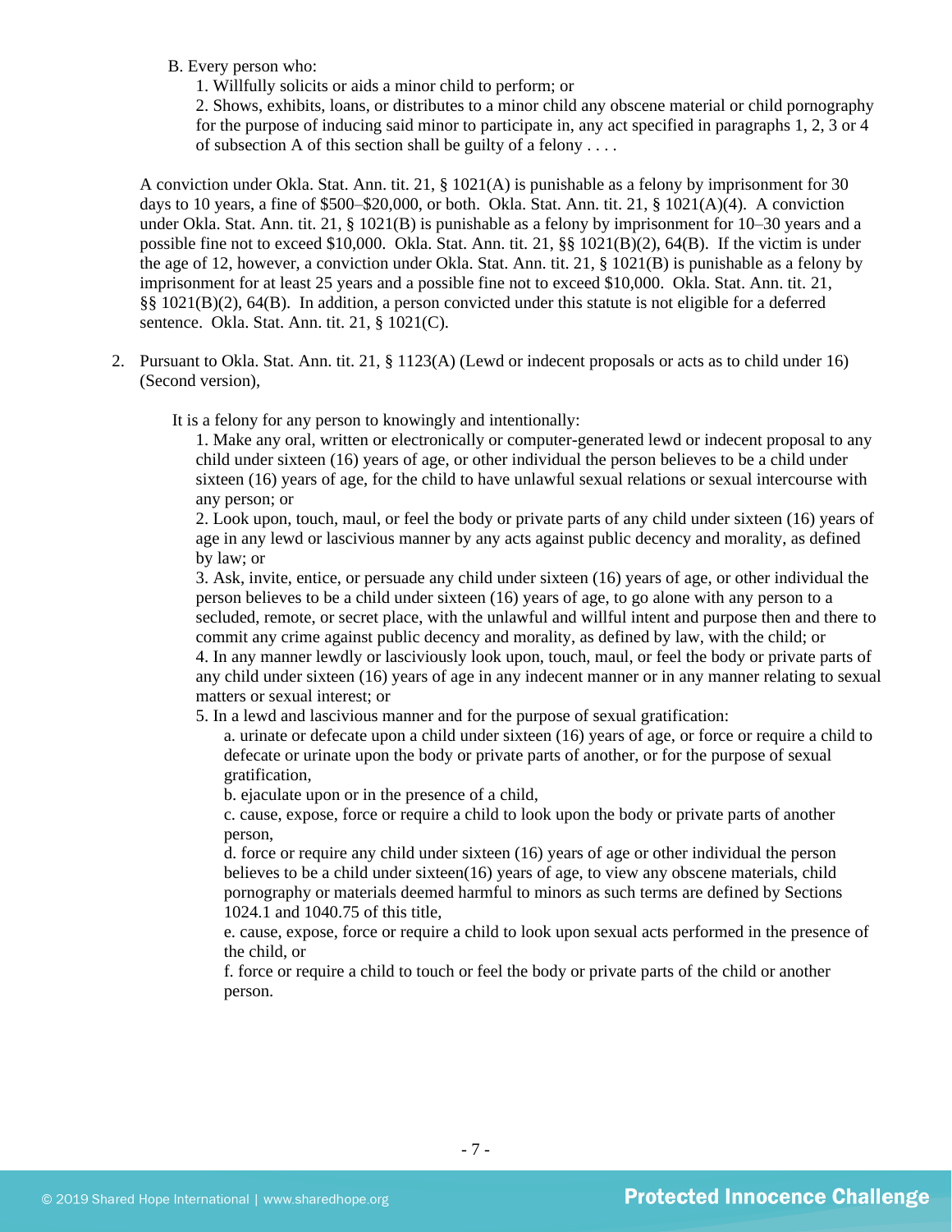B. Every person who:

1. Willfully solicits or aids a minor child to perform; or
2. Shows, exhibits, loans, or distributes to a minor child any obscene material or child pornography for the purpose of inducing said minor to participate in, any act specified in paragraphs 1, 2, 3 or 4 of subsection A of this section shall be guilty of a felony . . . .

A conviction under Okla. Stat. Ann. tit. 21, § 1021(A) is punishable as a felony by imprisonment for 30 days to 10 years, a fine of $500–$20,000, or both. Okla. Stat. Ann. tit. 21, § 1021(A)(4). A conviction under Okla. Stat. Ann. tit. 21, § 1021(B) is punishable as a felony by imprisonment for 10–30 years and a possible fine not to exceed $10,000. Okla. Stat. Ann. tit. 21, §§ 1021(B)(2), 64(B). If the victim is under the age of 12, however, a conviction under Okla. Stat. Ann. tit. 21, § 1021(B) is punishable as a felony by imprisonment for at least 25 years and a possible fine not to exceed $10,000. Okla. Stat. Ann. tit. 21, §§ 1021(B)(2), 64(B). In addition, a person convicted under this statute is not eligible for a deferred sentence. Okla. Stat. Ann. tit. 21, § 1021(C).

2. Pursuant to Okla. Stat. Ann. tit. 21, § 1123(A) (Lewd or indecent proposals or acts as to child under 16) (Second version),

   It is a felony for any person to knowingly and intentionally:

   1. Make any oral, written or electronically or computer-generated lewd or indecent proposal to any child under sixteen (16) years of age, or other individual the person believes to be a child under sixteen (16) years of age, for the child to have unlawful sexual relations or sexual intercourse with any person; or
   2. Look upon, touch, maul, or feel the body or private parts of any child under sixteen (16) years of age in any lewd or lascivious manner by any acts against public decency and morality, as defined by law; or
   3. Ask, invite, entice, or persuade any child under sixteen (16) years of age, or other individual the person believes to be a child under sixteen (16) years of age, to go alone with any person to a secluded, remote, or secret place, with the unlawful and willful intent and purpose then and there to commit any crime against public decency and morality, as defined by law, with the child; or
   4. In any manner lewdly or lasciviously look upon, touch, maul, or feel the body or private parts of any child under sixteen (16) years of age in any indecent manner or in any manner relating to sexual matters or sexual interest; or
   5. In a lewd and lascivious manner and for the purpose of sexual gratification:

      a. urinate or defecate upon a child under sixteen (16) years of age, or force or require a child to defecate or urinate upon the body or private parts of another, or for the purpose of sexual gratification,

      b. ejaculate upon or in the presence of a child,

      c. cause, expose, force or require a child to look upon the body or private parts of another person,

      d. force or require any child under sixteen (16) years of age or other individual the person believes to be a child under sixteen(16) years of age, to view any obscene materials, child pornography or materials deemed harmful to minors as such terms are defined by Sections 1024.1 and 1040.75 of this title,

      e. cause, expose, force or require a child to look upon sexual acts performed in the presence of the child, or

      f. force or require a child to touch or feel the body or private parts of the child or another person.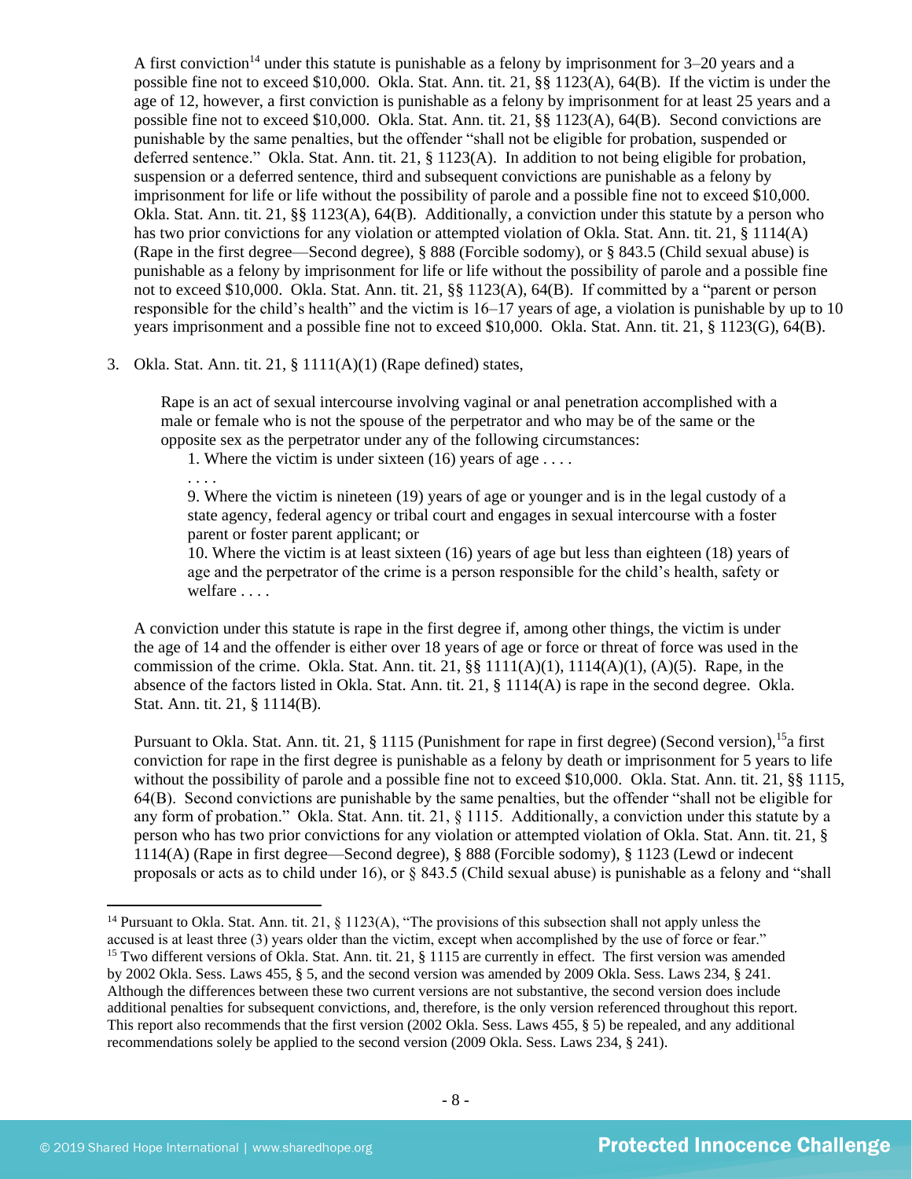A first conviction[14] under this statute is punishable as a felony by imprisonment for 3–20 years and a possible fine not to exceed $10,000. Okla. Stat. Ann. tit. 21, §§ 1123(A), 64(B). If the victim is under the age of 12, however, a first conviction is punishable as a felony by imprisonment for at least 25 years and a possible fine not to exceed $10,000. Okla. Stat. Ann. tit. 21, §§ 1123(A), 64(B). Second convictions are punishable by the same penalties, but the offender "shall not be eligible for probation, suspended or deferred sentence." Okla. Stat. Ann. tit. 21, § 1123(A). In addition to not being eligible for probation, suspension or a deferred sentence, third and subsequent convictions are punishable as a felony by imprisonment for life or life without the possibility of parole and a possible fine not to exceed $10,000. Okla. Stat. Ann. tit. 21, §§ 1123(A), 64(B). Additionally, a conviction under this statute by a person who has two prior convictions for any violation or attempted violation of Okla. Stat. Ann. tit. 21, § 1114(A) (Rape in the first degree—Second degree), § 888 (Forcible sodomy), or § 843.5 (Child sexual abuse) is punishable as a felony by imprisonment for life or life without the possibility of parole and a possible fine not to exceed $10,000. Okla. Stat. Ann. tit. 21, §§ 1123(A), 64(B). If committed by a "parent or person responsible for the child's health" and the victim is 16–17 years of age, a violation is punishable by up to 10 years imprisonment and a possible fine not to exceed $10,000. Okla. Stat. Ann. tit. 21, § 1123(G), 64(B).

3. Okla. Stat. Ann. tit. 21, § 1111(A)(1) (Rape defined) states,

> Rape is an act of sexual intercourse involving vaginal or anal penetration accomplished with a male or female who is not the spouse of the perpetrator and who may be of the same or the opposite sex as the perpetrator under any of the following circumstances:
>
> 1. Where the victim is under sixteen (16) years of age . . . .
>
> . . . .
>
> 9. Where the victim is nineteen (19) years of age or younger and is in the legal custody of a state agency, federal agency or tribal court and engages in sexual intercourse with a foster parent or foster parent applicant; or
>
> 10. Where the victim is at least sixteen (16) years of age but less than eighteen (18) years of age and the perpetrator of the crime is a person responsible for the child's health, safety or welfare . . . .

A conviction under this statute is rape in the first degree if, among other things, the victim is under the age of 14 and the offender is either over 18 years of age or force or threat of force was used in the commission of the crime. Okla. Stat. Ann. tit. 21, §§ 1111(A)(1), 1114(A)(1), (A)(5). Rape, in the absence of the factors listed in Okla. Stat. Ann. tit. 21, § 1114(A) is rape in the second degree. Okla. Stat. Ann. tit. 21, § 1114(B).

Pursuant to Okla. Stat. Ann. tit. 21, § 1115 (Punishment for rape in first degree) (Second version),[15] a first conviction for rape in the first degree is punishable as a felony by death or imprisonment for 5 years to life without the possibility of parole and a possible fine not to exceed $10,000. Okla. Stat. Ann. tit. 21, §§ 1115, 64(B). Second convictions are punishable by the same penalties, but the offender "shall not be eligible for any form of probation." Okla. Stat. Ann. tit. 21, § 1115. Additionally, a conviction under this statute by a person who has two prior convictions for any violation or attempted violation of Okla. Stat. Ann. tit. 21, § 1114(A) (Rape in first degree—Second degree), § 888 (Forcible sodomy), § 1123 (Lewd or indecent proposals or acts as to child under 16), or § 843.5 (Child sexual abuse) is punishable as a felony and "shall

---

[14] Pursuant to Okla. Stat. Ann. tit. 21, § 1123(A), "The provisions of this subsection shall not apply unless the accused is at least three (3) years older than the victim, except when accomplished by the use of force or fear."

[15] Two different versions of Okla. Stat. Ann. tit. 21, § 1115 are currently in effect. The first version was amended by 2002 Okla. Sess. Laws 455, § 5, and the second version was amended by 2009 Okla. Sess. Laws 234, § 241. Although the differences between these two current versions are not substantive, the second version does include additional penalties for subsequent convictions, and, therefore, is the only version referenced throughout this report. This report also recommends that the first version (2002 Okla. Sess. Laws 455, § 5) be repealed, and any additional recommendations solely be applied to the second version (2009 Okla. Sess. Laws 234, § 241).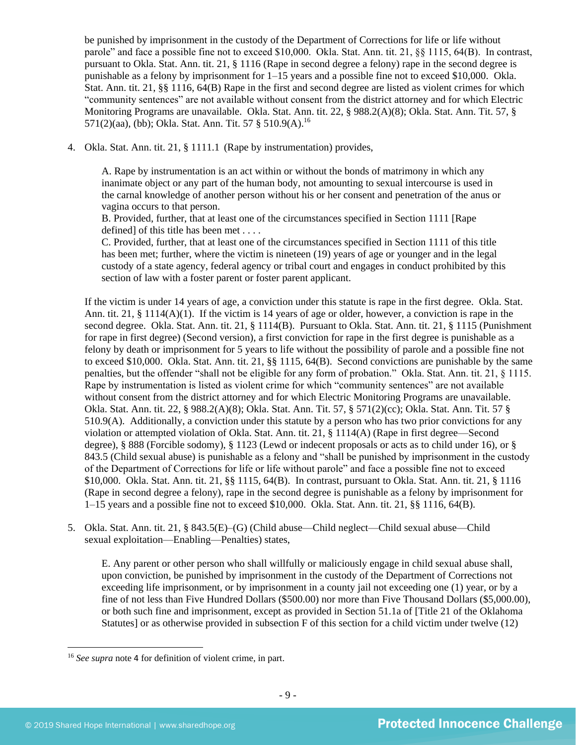be punished by imprisonment in the custody of the Department of Corrections for life or life without parole" and face a possible fine not to exceed $10,000. Okla. Stat. Ann. tit. 21, §§ 1115, 64(B). In contrast, pursuant to Okla. Stat. Ann. tit. 21, § 1116 (Rape in second degree a felony) rape in the second degree is punishable as a felony by imprisonment for 1–15 years and a possible fine not to exceed $10,000. Okla. Stat. Ann. tit. 21, §§ 1116, 64(B) Rape in the first and second degree are listed as violent crimes for which "community sentences" are not available without consent from the district attorney and for which Electric Monitoring Programs are unavailable. Okla. Stat. Ann. tit. 22, § 988.2(A)(8); Okla. Stat. Ann. Tit. 57, § 571(2)(aa), (bb); Okla. Stat. Ann. Tit. 57 § 510.9(A).[16]

4. Okla. Stat. Ann. tit. 21, § 1111.1 (Rape by instrumentation) provides,

   A. Rape by instrumentation is an act within or without the bonds of matrimony in which any inanimate object or any part of the human body, not amounting to sexual intercourse is used in the carnal knowledge of another person without his or her consent and penetration of the anus or vagina occurs to that person.
   B. Provided, further, that at least one of the circumstances specified in Section 1111 [Rape defined] of this title has been met . . . .
   C. Provided, further, that at least one of the circumstances specified in Section 1111 of this title has been met; further, where the victim is nineteen (19) years of age or younger and in the legal custody of a state agency, federal agency or tribal court and engages in conduct prohibited by this section of law with a foster parent or foster parent applicant.

   If the victim is under 14 years of age, a conviction under this statute is rape in the first degree. Okla. Stat. Ann. tit. 21, § 1114(A)(1). If the victim is 14 years of age or older, however, a conviction is rape in the second degree. Okla. Stat. Ann. tit. 21, § 1114(B). Pursuant to Okla. Stat. Ann. tit. 21, § 1115 (Punishment for rape in first degree) (Second version), a first conviction for rape in the first degree is punishable as a felony by death or imprisonment for 5 years to life without the possibility of parole and a possible fine not to exceed $10,000. Okla. Stat. Ann. tit. 21, §§ 1115, 64(B). Second convictions are punishable by the same penalties, but the offender "shall not be eligible for any form of probation." Okla. Stat. Ann. tit. 21, § 1115. Rape by instrumentation is listed as violent crime for which "community sentences" are not available without consent from the district attorney and for which Electric Monitoring Programs are unavailable. Okla. Stat. Ann. tit. 22, § 988.2(A)(8); Okla. Stat. Ann. Tit. 57, § 571(2)(cc); Okla. Stat. Ann. Tit. 57 § 510.9(A). Additionally, a conviction under this statute by a person who has two prior convictions for any violation or attempted violation of Okla. Stat. Ann. tit. 21, § 1114(A) (Rape in first degree—Second degree), § 888 (Forcible sodomy), § 1123 (Lewd or indecent proposals or acts as to child under 16), or § 843.5 (Child sexual abuse) is punishable as a felony and "shall be punished by imprisonment in the custody of the Department of Corrections for life or life without parole" and face a possible fine not to exceed $10,000. Okla. Stat. Ann. tit. 21, §§ 1115, 64(B). In contrast, pursuant to Okla. Stat. Ann. tit. 21, § 1116 (Rape in second degree a felony), rape in the second degree is punishable as a felony by imprisonment for 1–15 years and a possible fine not to exceed $10,000. Okla. Stat. Ann. tit. 21, §§ 1116, 64(B).

5. Okla. Stat. Ann. tit. 21, § 843.5(E)–(G) (Child abuse—Child neglect—Child sexual abuse—Child sexual exploitation—Enabling—Penalties) states,

   E. Any parent or other person who shall willfully or maliciously engage in child sexual abuse shall, upon conviction, be punished by imprisonment in the custody of the Department of Corrections not exceeding life imprisonment, or by imprisonment in a county jail not exceeding one (1) year, or by a fine of not less than Five Hundred Dollars ($500.00) nor more than Five Thousand Dollars ($5,000.00), or both such fine and imprisonment, except as provided in Section 51.1a of [Title 21 of the Oklahoma Statutes] or as otherwise provided in subsection F of this section for a child victim under twelve (12)

---

[16] *See supra* note 4 for definition of violent crime, in part.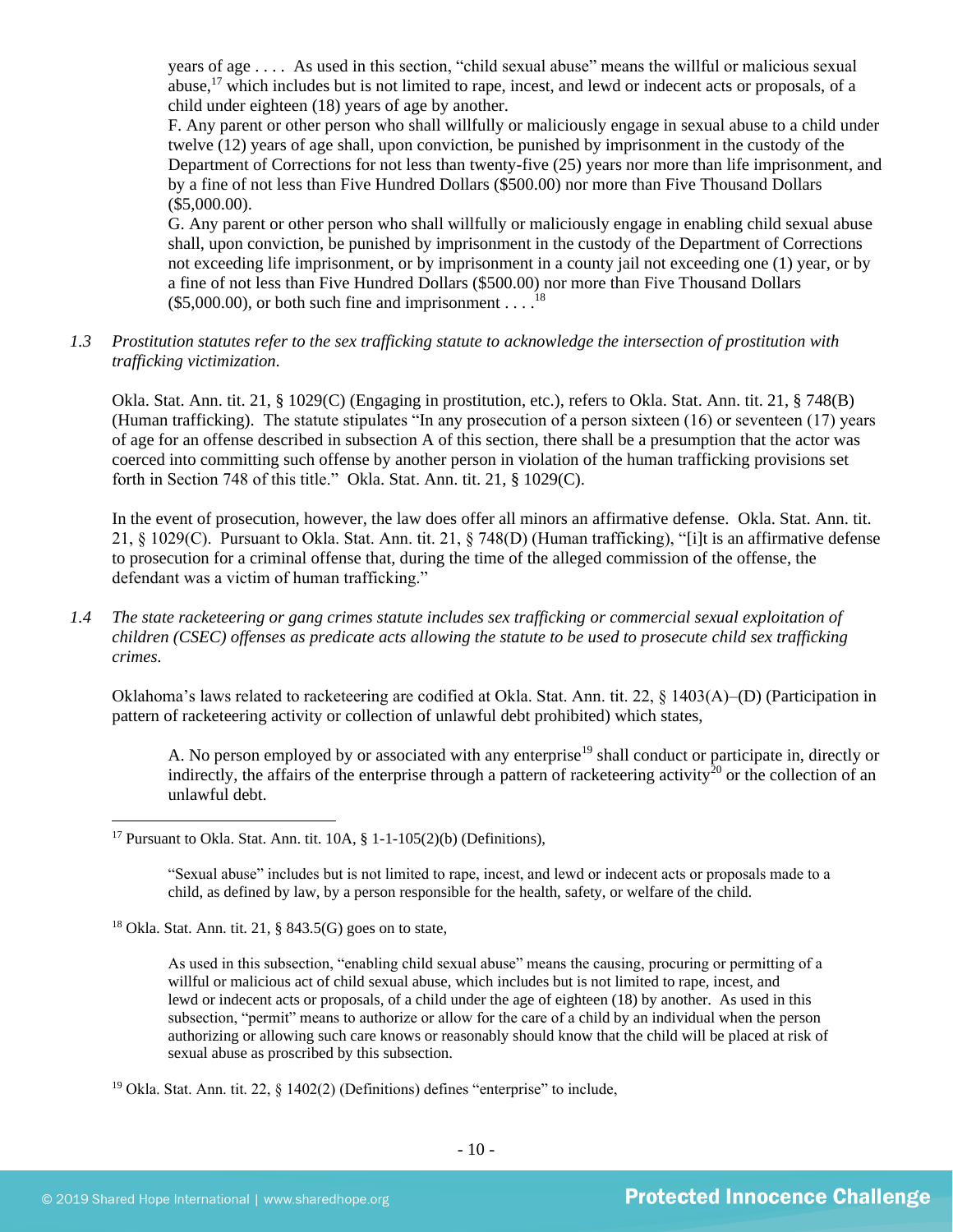years of age . . . . As used in this section, "child sexual abuse" means the willful or malicious sexual abuse,[17] which includes but is not limited to rape, incest, and lewd or indecent acts or proposals, of a child under eighteen (18) years of age by another.

> F. Any parent or other person who shall willfully or maliciously engage in sexual abuse to a child under twelve (12) years of age shall, upon conviction, be punished by imprisonment in the custody of the Department of Corrections for not less than twenty-five (25) years nor more than life imprisonment, and by a fine of not less than Five Hundred Dollars ($500.00) nor more than Five Thousand Dollars ($5,000.00).
>
> G. Any parent or other person who shall willfully or maliciously engage in enabling child sexual abuse shall, upon conviction, be punished by imprisonment in the custody of the Department of Corrections not exceeding life imprisonment, or by imprisonment in a county jail not exceeding one (1) year, or by a fine of not less than Five Hundred Dollars ($500.00) nor more than Five Thousand Dollars ($5,000.00), or both such fine and imprisonment . . . .[18]

*1.3 Prostitution statutes refer to the sex trafficking statute to acknowledge the intersection of prostitution with trafficking victimization.*

Okla. Stat. Ann. tit. 21, § 1029(C) (Engaging in prostitution, etc.), refers to Okla. Stat. Ann. tit. 21, § 748(B) (Human trafficking). The statute stipulates "In any prosecution of a person sixteen (16) or seventeen (17) years of age for an offense described in subsection A of this section, there shall be a presumption that the actor was coerced into committing such offense by another person in violation of the human trafficking provisions set forth in Section 748 of this title." Okla. Stat. Ann. tit. 21, § 1029(C).

In the event of prosecution, however, the law does offer all minors an affirmative defense. Okla. Stat. Ann. tit. 21, § 1029(C). Pursuant to Okla. Stat. Ann. tit. 21, § 748(D) (Human trafficking), "[i]t is an affirmative defense to prosecution for a criminal offense that, during the time of the alleged commission of the offense, the defendant was a victim of human trafficking."

*1.4 The state racketeering or gang crimes statute includes sex trafficking or commercial sexual exploitation of children (CSEC) offenses as predicate acts allowing the statute to be used to prosecute child sex trafficking crimes.*

Oklahoma's laws related to racketeering are codified at Okla. Stat. Ann. tit. 22, § 1403(A)–(D) (Participation in pattern of racketeering activity or collection of unlawful debt prohibited) which states,

> A. No person employed by or associated with any enterprise[19] shall conduct or participate in, directly or indirectly, the affairs of the enterprise through a pattern of racketeering activity[20] or the collection of an unlawful debt.

---

[17] Pursuant to Okla. Stat. Ann. tit. 10A, § 1-1-105(2)(b) (Definitions),

> "Sexual abuse" includes but is not limited to rape, incest, and lewd or indecent acts or proposals made to a child, as defined by law, by a person responsible for the health, safety, or welfare of the child.

[18] Okla. Stat. Ann. tit. 21, § 843.5(G) goes on to state,

> As used in this subsection, "enabling child sexual abuse" means the causing, procuring or permitting of a willful or malicious act of child sexual abuse, which includes but is not limited to rape, incest, and lewd or indecent acts or proposals, of a child under the age of eighteen (18) by another. As used in this subsection, "permit" means to authorize or allow for the care of a child by an individual when the person authorizing or allowing such care knows or reasonably should know that the child will be placed at risk of sexual abuse as proscribed by this subsection.

[19] Okla. Stat. Ann. tit. 22, § 1402(2) (Definitions) defines "enterprise" to include,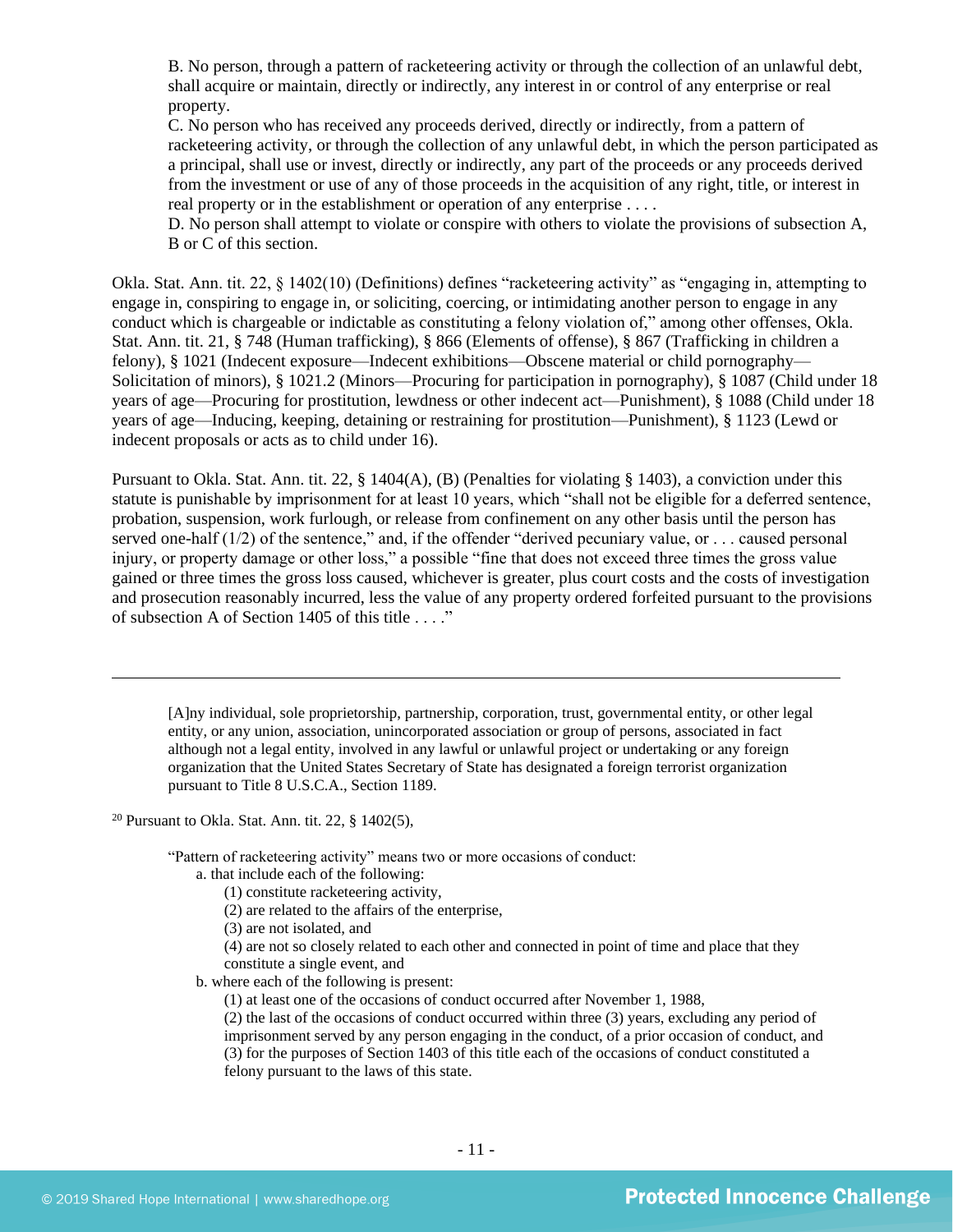> B. No person, through a pattern of racketeering activity or through the collection of an unlawful debt, shall acquire or maintain, directly or indirectly, any interest in or control of any enterprise or real property.
>
> C. No person who has received any proceeds derived, directly or indirectly, from a pattern of racketeering activity, or through the collection of any unlawful debt, in which the person participated as a principal, shall use or invest, directly or indirectly, any part of the proceeds or any proceeds derived from the investment or use of any of those proceeds in the acquisition of any right, title, or interest in real property or in the establishment or operation of any enterprise . . . .
>
> D. No person shall attempt to violate or conspire with others to violate the provisions of subsection A, B or C of this section.

Okla. Stat. Ann. tit. 22, § 1402(10) (Definitions) defines "racketeering activity" as "engaging in, attempting to engage in, conspiring to engage in, or soliciting, coercing, or intimidating another person to engage in any conduct which is chargeable or indictable as constituting a felony violation of," among other offenses, Okla. Stat. Ann. tit. 21, § 748 (Human trafficking), § 866 (Elements of offense), § 867 (Trafficking in children a felony), § 1021 (Indecent exposure—Indecent exhibitions—Obscene material or child pornography—Solicitation of minors), § 1021.2 (Minors—Procuring for participation in pornography), § 1087 (Child under 18 years of age—Procuring for prostitution, lewdness or other indecent act—Punishment), § 1088 (Child under 18 years of age—Inducing, keeping, detaining or restraining for prostitution—Punishment), § 1123 (Lewd or indecent proposals or acts as to child under 16).

Pursuant to Okla. Stat. Ann. tit. 22, § 1404(A), (B) (Penalties for violating § 1403), a conviction under this statute is punishable by imprisonment for at least 10 years, which "shall not be eligible for a deferred sentence, probation, suspension, work furlough, or release from confinement on any other basis until the person has served one-half (1/2) of the sentence," and, if the offender "derived pecuniary value, or . . . caused personal injury, or property damage or other loss," a possible "fine that does not exceed three times the gross value gained or three times the gross loss caused, whichever is greater, plus court costs and the costs of investigation and prosecution reasonably incurred, less the value of any property ordered forfeited pursuant to the provisions of subsection A of Section 1405 of this title . . . ."

---

> [A]ny individual, sole proprietorship, partnership, corporation, trust, governmental entity, or other legal entity, or any union, association, unincorporated association or group of persons, associated in fact although not a legal entity, involved in any lawful or unlawful project or undertaking or any foreign organization that the United States Secretary of State has designated a foreign terrorist organization pursuant to Title 8 U.S.C.A., Section 1189.

[20] Pursuant to Okla. Stat. Ann. tit. 22, § 1402(5),

> "Pattern of racketeering activity" means two or more occasions of conduct:
>
> a. that include each of the following:
>
> (1) constitute racketeering activity,
>
> (2) are related to the affairs of the enterprise,
>
> (3) are not isolated, and
>
> (4) are not so closely related to each other and connected in point of time and place that they constitute a single event, and
>
> b. where each of the following is present:
>
> (1) at least one of the occasions of conduct occurred after November 1, 1988,
>
> (2) the last of the occasions of conduct occurred within three (3) years, excluding any period of imprisonment served by any person engaging in the conduct, of a prior occasion of conduct, and
>
> (3) for the purposes of Section 1403 of this title each of the occasions of conduct constituted a felony pursuant to the laws of this state.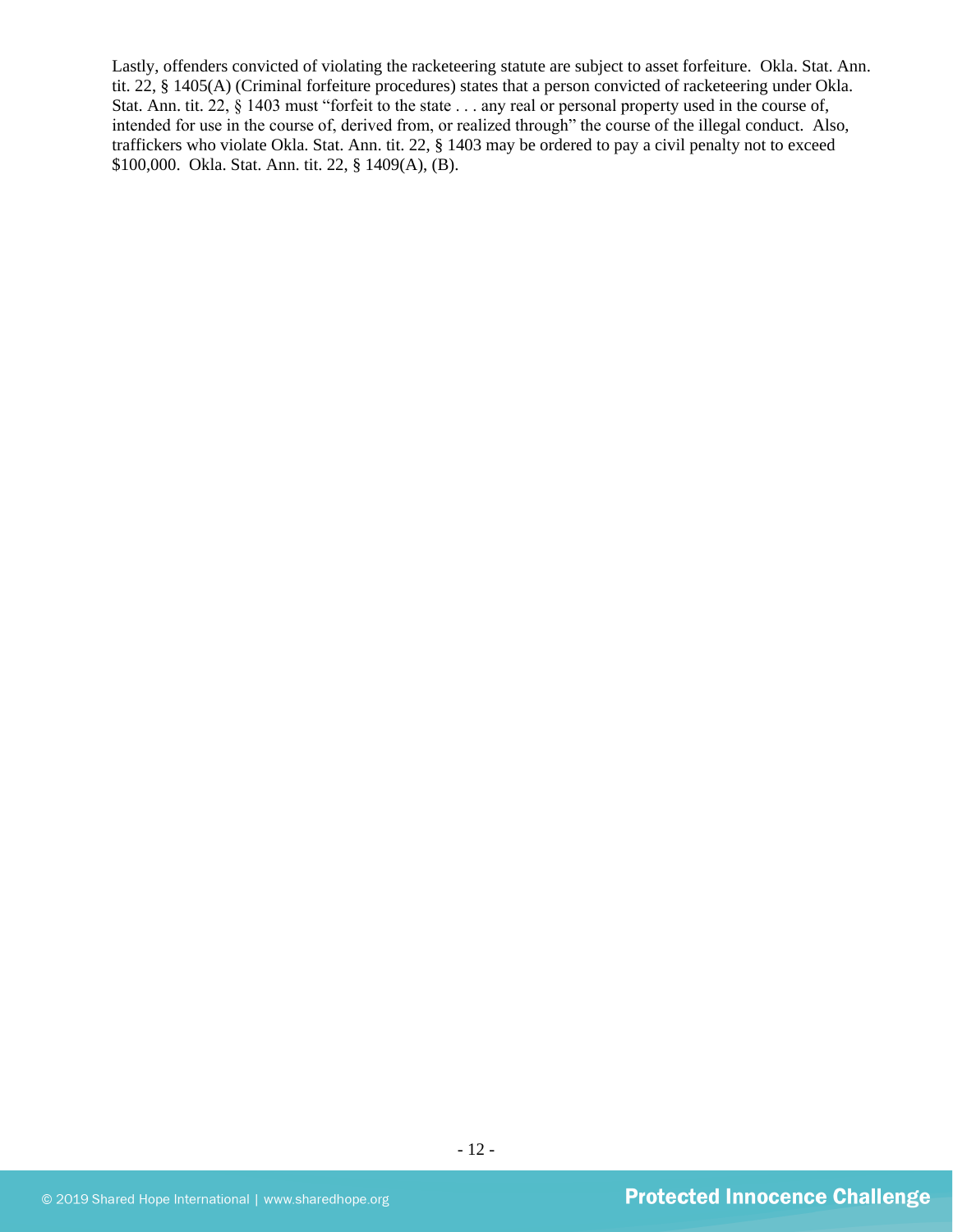Lastly, offenders convicted of violating the racketeering statute are subject to asset forfeiture. Okla. Stat. Ann. tit. 22, § 1405(A) (Criminal forfeiture procedures) states that a person convicted of racketeering under Okla. Stat. Ann. tit. 22, § 1403 must "forfeit to the state . . . any real or personal property used in the course of, intended for use in the course of, derived from, or realized through" the course of the illegal conduct. Also, traffickers who violate Okla. Stat. Ann. tit. 22, § 1403 may be ordered to pay a civil penalty not to exceed $100,000. Okla. Stat. Ann. tit. 22, § 1409(A), (B).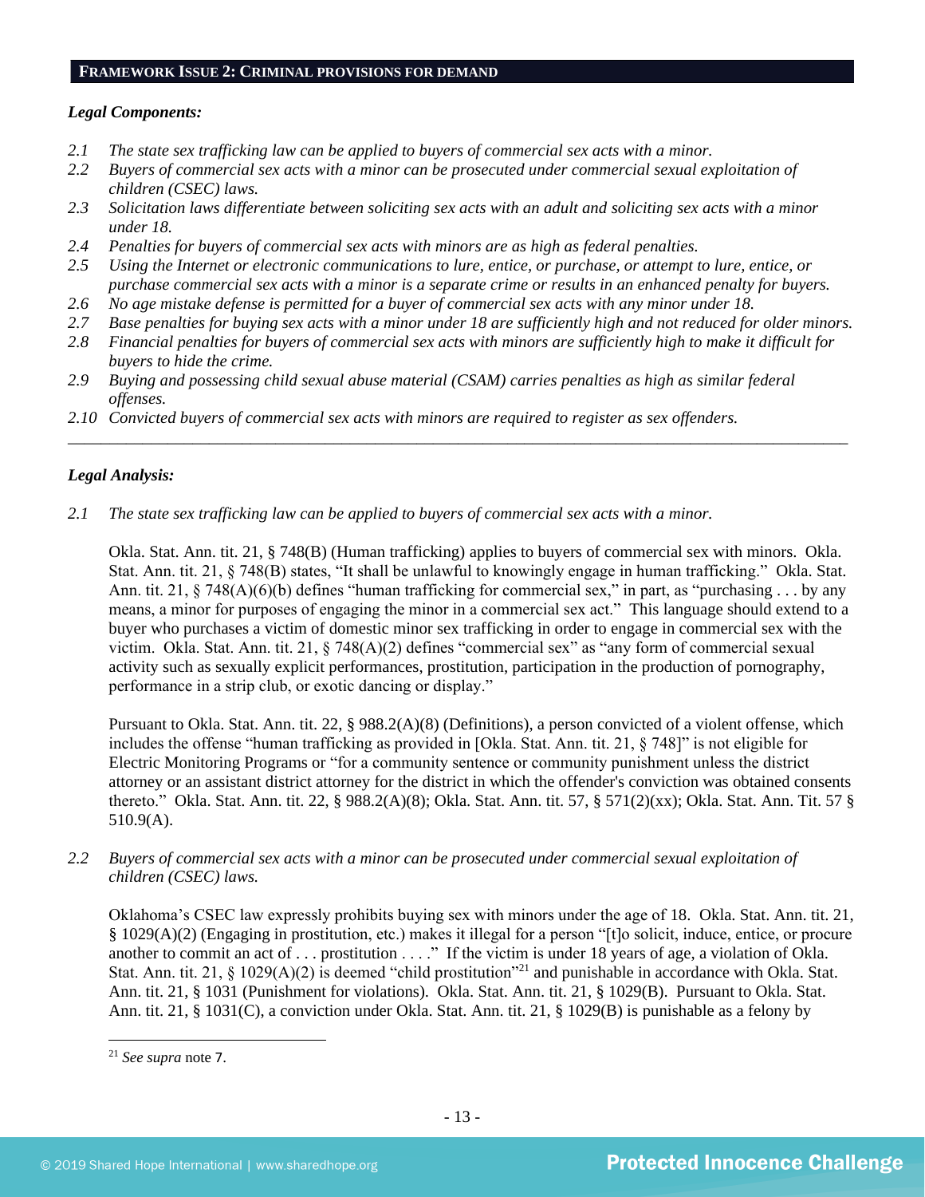## FRAMEWORK ISSUE 2: CRIMINAL PROVISIONS FOR DEMAND

***Legal Components:***

*2.1 The state sex trafficking law can be applied to buyers of commercial sex acts with a minor.*
*2.2 Buyers of commercial sex acts with a minor can be prosecuted under commercial sexual exploitation of children (CSEC) laws.*
*2.3 Solicitation laws differentiate between soliciting sex acts with an adult and soliciting sex acts with a minor under 18.*
*2.4 Penalties for buyers of commercial sex acts with minors are as high as federal penalties.*
*2.5 Using the Internet or electronic communications to lure, entice, or purchase, or attempt to lure, entice, or purchase commercial sex acts with a minor is a separate crime or results in an enhanced penalty for buyers.*
*2.6 No age mistake defense is permitted for a buyer of commercial sex acts with any minor under 18.*
*2.7 Base penalties for buying sex acts with a minor under 18 are sufficiently high and not reduced for older minors.*
*2.8 Financial penalties for buyers of commercial sex acts with minors are sufficiently high to make it difficult for buyers to hide the crime.*
*2.9 Buying and possessing child sexual abuse material (CSAM) carries penalties as high as similar federal offenses.*
*2.10 Convicted buyers of commercial sex acts with minors are required to register as sex offenders.*

---

***Legal Analysis:***

*2.1 The state sex trafficking law can be applied to buyers of commercial sex acts with a minor.*

Okla. Stat. Ann. tit. 21, § 748(B) (Human trafficking) applies to buyers of commercial sex with minors. Okla. Stat. Ann. tit. 21, § 748(B) states, "It shall be unlawful to knowingly engage in human trafficking." Okla. Stat. Ann. tit. 21, § 748(A)(6)(b) defines "human trafficking for commercial sex," in part, as "purchasing . . . by any means, a minor for purposes of engaging the minor in a commercial sex act." This language should extend to a buyer who purchases a victim of domestic minor sex trafficking in order to engage in commercial sex with the victim. Okla. Stat. Ann. tit. 21, § 748(A)(2) defines "commercial sex" as "any form of commercial sexual activity such as sexually explicit performances, prostitution, participation in the production of pornography, performance in a strip club, or exotic dancing or display."

Pursuant to Okla. Stat. Ann. tit. 22, § 988.2(A)(8) (Definitions), a person convicted of a violent offense, which includes the offense "human trafficking as provided in [Okla. Stat. Ann. tit. 21, § 748]" is not eligible for Electric Monitoring Programs or "for a community sentence or community punishment unless the district attorney or an assistant district attorney for the district in which the offender's conviction was obtained consents thereto." Okla. Stat. Ann. tit. 22, § 988.2(A)(8); Okla. Stat. Ann. tit. 57, § 571(2)(xx); Okla. Stat. Ann. Tit. 57 § 510.9(A).

*2.2 Buyers of commercial sex acts with a minor can be prosecuted under commercial sexual exploitation of children (CSEC) laws.*

Oklahoma's CSEC law expressly prohibits buying sex with minors under the age of 18. Okla. Stat. Ann. tit. 21, § 1029(A)(2) (Engaging in prostitution, etc.) makes it illegal for a person "[t]o solicit, induce, entice, or procure another to commit an act of . . . prostitution . . . ." If the victim is under 18 years of age, a violation of Okla. Stat. Ann. tit. 21, § 1029(A)(2) is deemed "child prostitution"[21] and punishable in accordance with Okla. Stat. Ann. tit. 21, § 1031 (Punishment for violations). Okla. Stat. Ann. tit. 21, § 1029(B). Pursuant to Okla. Stat. Ann. tit. 21, § 1031(C), a conviction under Okla. Stat. Ann. tit. 21, § 1029(B) is punishable as a felony by

[21] *See supra* note 7.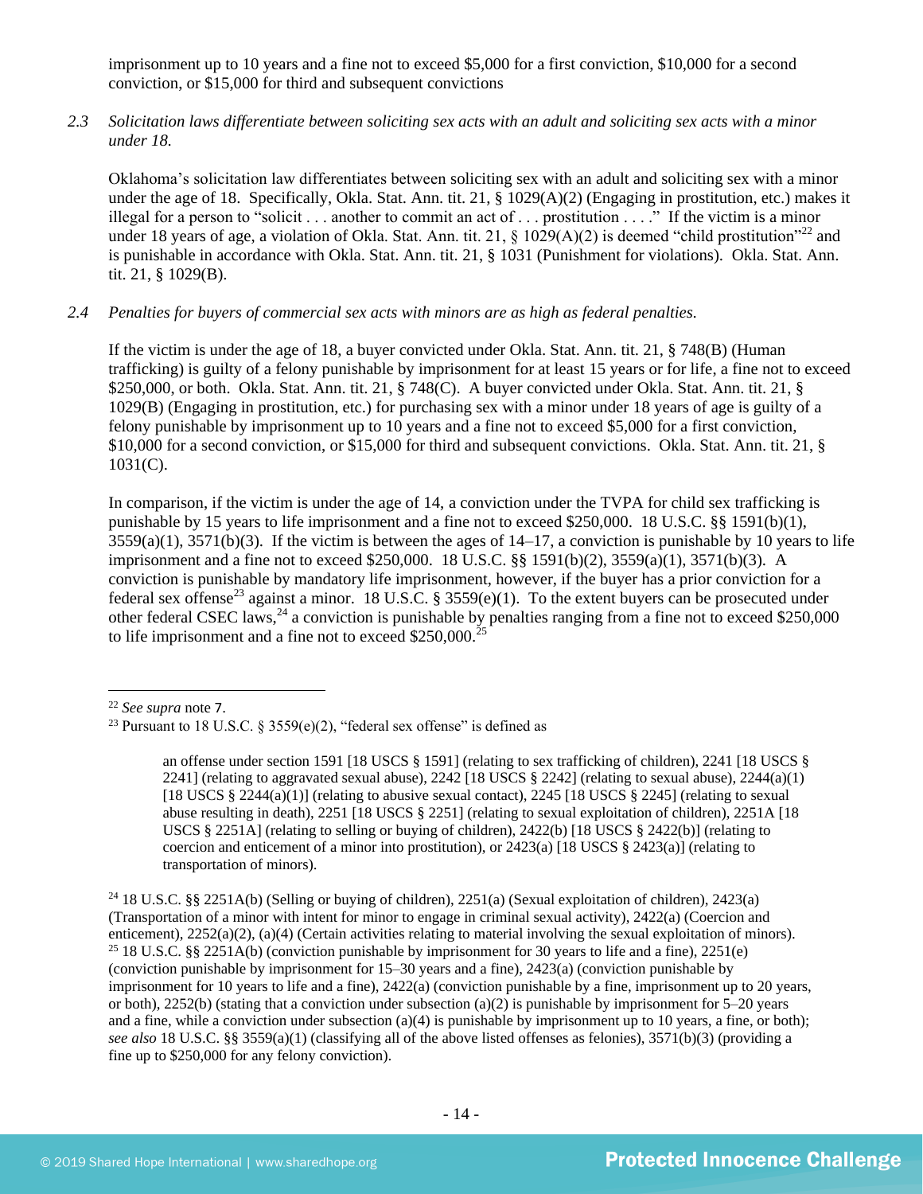imprisonment up to 10 years and a fine not to exceed $5,000 for a first conviction, $10,000 for a second conviction, or $15,000 for third and subsequent convictions

*2.3 Solicitation laws differentiate between soliciting sex acts with an adult and soliciting sex acts with a minor under 18.*

Oklahoma's solicitation law differentiates between soliciting sex with an adult and soliciting sex with a minor under the age of 18. Specifically, Okla. Stat. Ann. tit. 21, § 1029(A)(2) (Engaging in prostitution, etc.) makes it illegal for a person to "solicit . . . another to commit an act of . . . prostitution . . . ." If the victim is a minor under 18 years of age, a violation of Okla. Stat. Ann. tit. 21, § 1029(A)(2) is deemed "child prostitution"[22] and is punishable in accordance with Okla. Stat. Ann. tit. 21, § 1031 (Punishment for violations). Okla. Stat. Ann. tit. 21, § 1029(B).

*2.4 Penalties for buyers of commercial sex acts with minors are as high as federal penalties.*

If the victim is under the age of 18, a buyer convicted under Okla. Stat. Ann. tit. 21, § 748(B) (Human trafficking) is guilty of a felony punishable by imprisonment for at least 15 years or for life, a fine not to exceed $250,000, or both. Okla. Stat. Ann. tit. 21, § 748(C). A buyer convicted under Okla. Stat. Ann. tit. 21, § 1029(B) (Engaging in prostitution, etc.) for purchasing sex with a minor under 18 years of age is guilty of a felony punishable by imprisonment up to 10 years and a fine not to exceed $5,000 for a first conviction, $10,000 for a second conviction, or $15,000 for third and subsequent convictions. Okla. Stat. Ann. tit. 21, § 1031(C).

In comparison, if the victim is under the age of 14, a conviction under the TVPA for child sex trafficking is punishable by 15 years to life imprisonment and a fine not to exceed $250,000. 18 U.S.C. §§ 1591(b)(1), 3559(a)(1), 3571(b)(3). If the victim is between the ages of 14–17, a conviction is punishable by 10 years to life imprisonment and a fine not to exceed $250,000. 18 U.S.C. §§ 1591(b)(2), 3559(a)(1), 3571(b)(3). A conviction is punishable by mandatory life imprisonment, however, if the buyer has a prior conviction for a federal sex offense[23] against a minor. 18 U.S.C. § 3559(e)(1). To the extent buyers can be prosecuted under other federal CSEC laws,[24] a conviction is punishable by penalties ranging from a fine not to exceed $250,000 to life imprisonment and a fine not to exceed $250,000.[25]

---

[22] *See supra* note 7.

[23] Pursuant to 18 U.S.C. § 3559(e)(2), "federal sex offense" is defined as

> an offense under section 1591 [18 USCS § 1591] (relating to sex trafficking of children), 2241 [18 USCS § 2241] (relating to aggravated sexual abuse), 2242 [18 USCS § 2242] (relating to sexual abuse), 2244(a)(1) [18 USCS § 2244(a)(1)] (relating to abusive sexual contact), 2245 [18 USCS § 2245] (relating to sexual abuse resulting in death), 2251 [18 USCS § 2251] (relating to sexual exploitation of children), 2251A [18 USCS § 2251A] (relating to selling or buying of children), 2422(b) [18 USCS § 2422(b)] (relating to coercion and enticement of a minor into prostitution), or 2423(a) [18 USCS § 2423(a)] (relating to transportation of minors).

[24] 18 U.S.C. §§ 2251A(b) (Selling or buying of children), 2251(a) (Sexual exploitation of children), 2423(a) (Transportation of a minor with intent for minor to engage in criminal sexual activity), 2422(a) (Coercion and enticement), 2252(a)(2), (a)(4) (Certain activities relating to material involving the sexual exploitation of minors).

[25] 18 U.S.C. §§ 2251A(b) (conviction punishable by imprisonment for 30 years to life and a fine), 2251(e) (conviction punishable by imprisonment for 15–30 years and a fine), 2423(a) (conviction punishable by imprisonment for 10 years to life and a fine), 2422(a) (conviction punishable by a fine, imprisonment up to 20 years, or both), 2252(b) (stating that a conviction under subsection (a)(2) is punishable by imprisonment for 5–20 years and a fine, while a conviction under subsection (a)(4) is punishable by imprisonment up to 10 years, a fine, or both); *see also* 18 U.S.C. §§ 3559(a)(1) (classifying all of the above listed offenses as felonies), 3571(b)(3) (providing a fine up to $250,000 for any felony conviction).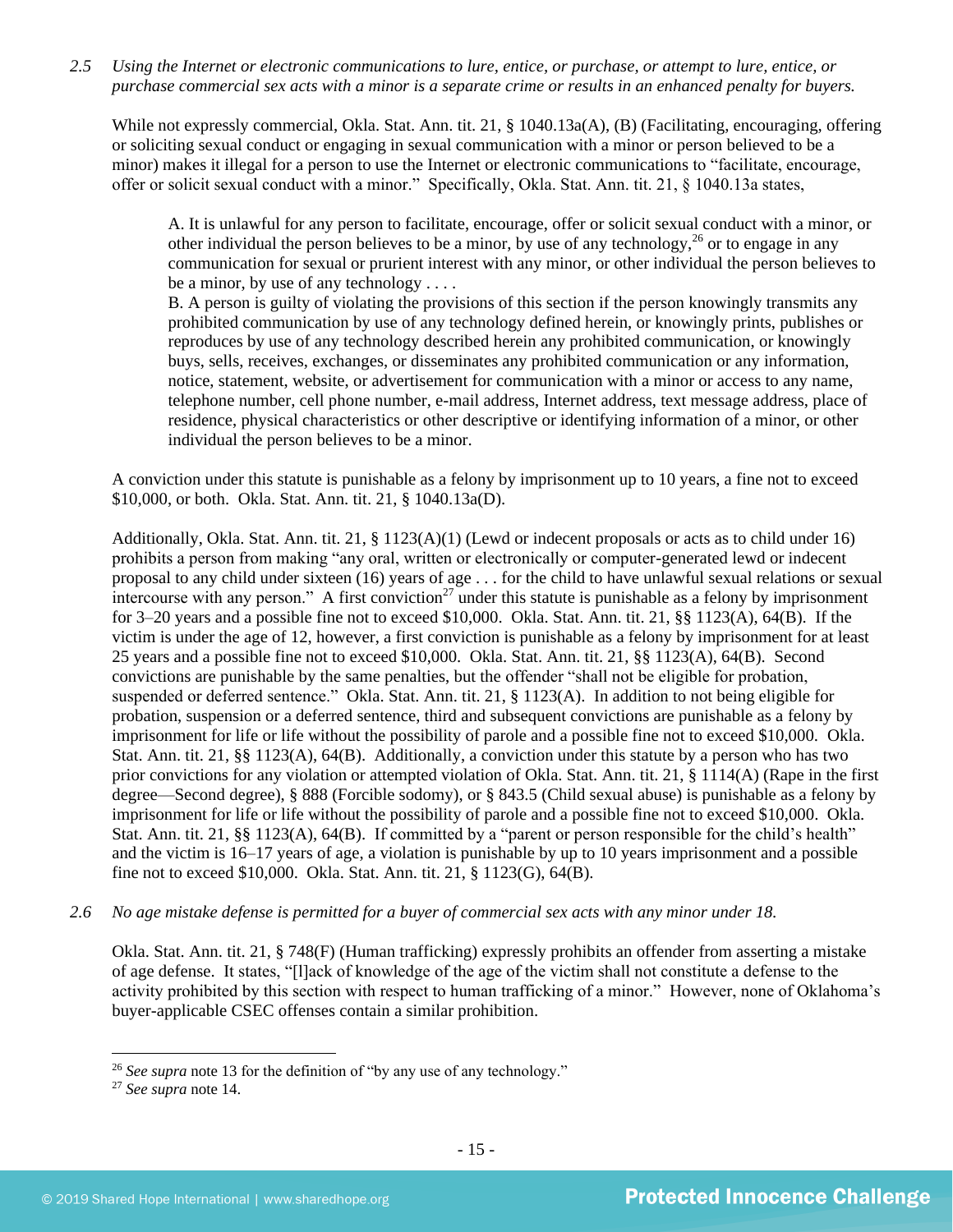*2.5 Using the Internet or electronic communications to lure, entice, or purchase, or attempt to lure, entice, or purchase commercial sex acts with a minor is a separate crime or results in an enhanced penalty for buyers.*

While not expressly commercial, Okla. Stat. Ann. tit. 21, § 1040.13a(A), (B) (Facilitating, encouraging, offering or soliciting sexual conduct or engaging in sexual communication with a minor or person believed to be a minor) makes it illegal for a person to use the Internet or electronic communications to "facilitate, encourage, offer or solicit sexual conduct with a minor." Specifically, Okla. Stat. Ann. tit. 21, § 1040.13a states,

> A. It is unlawful for any person to facilitate, encourage, offer or solicit sexual conduct with a minor, or other individual the person believes to be a minor, by use of any technology,[26] or to engage in any communication for sexual or prurient interest with any minor, or other individual the person believes to be a minor, by use of any technology . . . .
>
> B. A person is guilty of violating the provisions of this section if the person knowingly transmits any prohibited communication by use of any technology defined herein, or knowingly prints, publishes or reproduces by use of any technology described herein any prohibited communication, or knowingly buys, sells, receives, exchanges, or disseminates any prohibited communication or any information, notice, statement, website, or advertisement for communication with a minor or access to any name, telephone number, cell phone number, e-mail address, Internet address, text message address, place of residence, physical characteristics or other descriptive or identifying information of a minor, or other individual the person believes to be a minor.

A conviction under this statute is punishable as a felony by imprisonment up to 10 years, a fine not to exceed $10,000, or both. Okla. Stat. Ann. tit. 21, § 1040.13a(D).

Additionally, Okla. Stat. Ann. tit. 21, § 1123(A)(1) (Lewd or indecent proposals or acts as to child under 16) prohibits a person from making "any oral, written or electronically or computer-generated lewd or indecent proposal to any child under sixteen (16) years of age . . . for the child to have unlawful sexual relations or sexual intercourse with any person." A first conviction[27] under this statute is punishable as a felony by imprisonment for 3–20 years and a possible fine not to exceed $10,000. Okla. Stat. Ann. tit. 21, §§ 1123(A), 64(B). If the victim is under the age of 12, however, a first conviction is punishable as a felony by imprisonment for at least 25 years and a possible fine not to exceed $10,000. Okla. Stat. Ann. tit. 21, §§ 1123(A), 64(B). Second convictions are punishable by the same penalties, but the offender "shall not be eligible for probation, suspended or deferred sentence." Okla. Stat. Ann. tit. 21, § 1123(A). In addition to not being eligible for probation, suspension or a deferred sentence, third and subsequent convictions are punishable as a felony by imprisonment for life or life without the possibility of parole and a possible fine not to exceed $10,000. Okla. Stat. Ann. tit. 21, §§ 1123(A), 64(B). Additionally, a conviction under this statute by a person who has two prior convictions for any violation or attempted violation of Okla. Stat. Ann. tit. 21, § 1114(A) (Rape in the first degree—Second degree), § 888 (Forcible sodomy), or § 843.5 (Child sexual abuse) is punishable as a felony by imprisonment for life or life without the possibility of parole and a possible fine not to exceed $10,000. Okla. Stat. Ann. tit. 21, §§ 1123(A), 64(B). If committed by a "parent or person responsible for the child's health" and the victim is 16–17 years of age, a violation is punishable by up to 10 years imprisonment and a possible fine not to exceed $10,000. Okla. Stat. Ann. tit. 21, § 1123(G), 64(B).

*2.6 No age mistake defense is permitted for a buyer of commercial sex acts with any minor under 18.*

Okla. Stat. Ann. tit. 21, § 748(F) (Human trafficking) expressly prohibits an offender from asserting a mistake of age defense. It states, "[l]ack of knowledge of the age of the victim shall not constitute a defense to the activity prohibited by this section with respect to human trafficking of a minor." However, none of Oklahoma's buyer-applicable CSEC offenses contain a similar prohibition.

---

[26] *See supra* note 13 for the definition of "by any use of any technology."

[27] *See supra* note 14.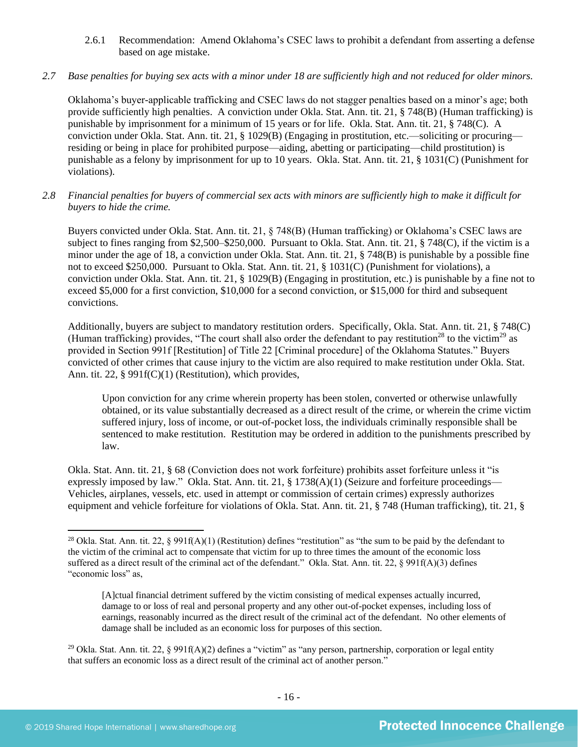2.6.1 Recommendation: Amend Oklahoma's CSEC laws to prohibit a defendant from asserting a defense based on age mistake.

*2.7 Base penalties for buying sex acts with a minor under 18 are sufficiently high and not reduced for older minors.*

Oklahoma's buyer-applicable trafficking and CSEC laws do not stagger penalties based on a minor's age; both provide sufficiently high penalties. A conviction under Okla. Stat. Ann. tit. 21, § 748(B) (Human trafficking) is punishable by imprisonment for a minimum of 15 years or for life. Okla. Stat. Ann. tit. 21, § 748(C). A conviction under Okla. Stat. Ann. tit. 21, § 1029(B) (Engaging in prostitution, etc.—soliciting or procuring—residing or being in place for prohibited purpose—aiding, abetting or participating—child prostitution) is punishable as a felony by imprisonment for up to 10 years. Okla. Stat. Ann. tit. 21, § 1031(C) (Punishment for violations).

*2.8 Financial penalties for buyers of commercial sex acts with minors are sufficiently high to make it difficult for buyers to hide the crime.*

Buyers convicted under Okla. Stat. Ann. tit. 21, § 748(B) (Human trafficking) or Oklahoma's CSEC laws are subject to fines ranging from $2,500–$250,000. Pursuant to Okla. Stat. Ann. tit. 21, § 748(C), if the victim is a minor under the age of 18, a conviction under Okla. Stat. Ann. tit. 21, § 748(B) is punishable by a possible fine not to exceed $250,000. Pursuant to Okla. Stat. Ann. tit. 21, § 1031(C) (Punishment for violations), a conviction under Okla. Stat. Ann. tit. 21, § 1029(B) (Engaging in prostitution, etc.) is punishable by a fine not to exceed $5,000 for a first conviction, $10,000 for a second conviction, or $15,000 for third and subsequent convictions.

Additionally, buyers are subject to mandatory restitution orders. Specifically, Okla. Stat. Ann. tit. 21, § 748(C) (Human trafficking) provides, "The court shall also order the defendant to pay restitution[28] to the victim[29] as provided in Section 991f [Restitution] of Title 22 [Criminal procedure] of the Oklahoma Statutes." Buyers convicted of other crimes that cause injury to the victim are also required to make restitution under Okla. Stat. Ann. tit. 22, § 991f(C)(1) (Restitution), which provides,

> Upon conviction for any crime wherein property has been stolen, converted or otherwise unlawfully obtained, or its value substantially decreased as a direct result of the crime, or wherein the crime victim suffered injury, loss of income, or out-of-pocket loss, the individuals criminally responsible shall be sentenced to make restitution. Restitution may be ordered in addition to the punishments prescribed by law.

Okla. Stat. Ann. tit. 21, § 68 (Conviction does not work forfeiture) prohibits asset forfeiture unless it "is expressly imposed by law." Okla. Stat. Ann. tit. 21, § 1738(A)(1) (Seizure and forfeiture proceedings—Vehicles, airplanes, vessels, etc. used in attempt or commission of certain crimes) expressly authorizes equipment and vehicle forfeiture for violations of Okla. Stat. Ann. tit. 21, § 748 (Human trafficking), tit. 21, §

---

[28] Okla. Stat. Ann. tit. 22, § 991f(A)(1) (Restitution) defines "restitution" as "the sum to be paid by the defendant to the victim of the criminal act to compensate that victim for up to three times the amount of the economic loss suffered as a direct result of the criminal act of the defendant." Okla. Stat. Ann. tit. 22, § 991f(A)(3) defines "economic loss" as,

> [A]ctual financial detriment suffered by the victim consisting of medical expenses actually incurred, damage to or loss of real and personal property and any other out-of-pocket expenses, including loss of earnings, reasonably incurred as the direct result of the criminal act of the defendant. No other elements of damage shall be included as an economic loss for purposes of this section.

[29] Okla. Stat. Ann. tit. 22, § 991f(A)(2) defines a "victim" as "any person, partnership, corporation or legal entity that suffers an economic loss as a direct result of the criminal act of another person."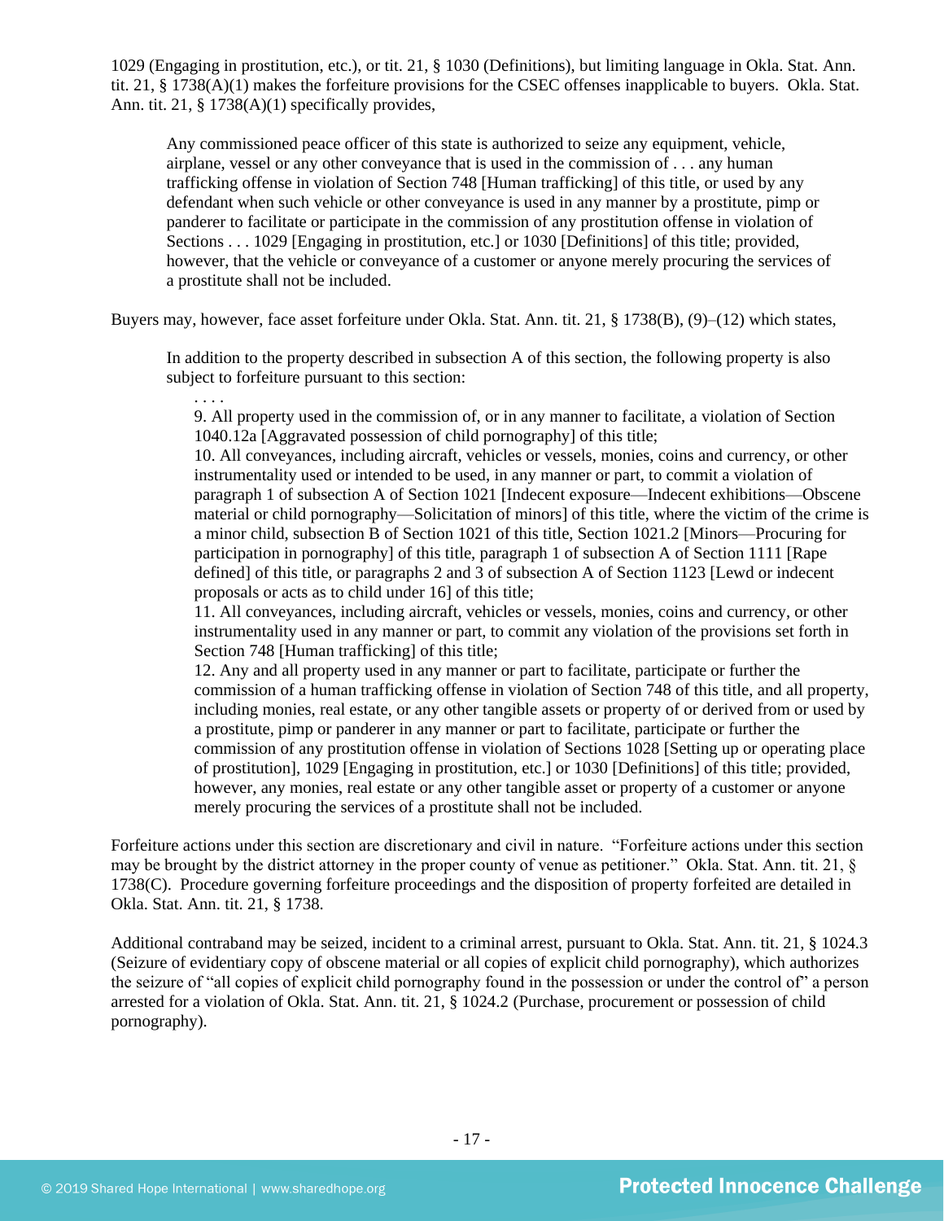1029 (Engaging in prostitution, etc.), or tit. 21, § 1030 (Definitions), but limiting language in Okla. Stat. Ann. tit. 21, § 1738(A)(1) makes the forfeiture provisions for the CSEC offenses inapplicable to buyers. Okla. Stat. Ann. tit. 21, § 1738(A)(1) specifically provides,

> Any commissioned peace officer of this state is authorized to seize any equipment, vehicle, airplane, vessel or any other conveyance that is used in the commission of . . . any human trafficking offense in violation of Section 748 [Human trafficking] of this title, or used by any defendant when such vehicle or other conveyance is used in any manner by a prostitute, pimp or panderer to facilitate or participate in the commission of any prostitution offense in violation of Sections . . . 1029 [Engaging in prostitution, etc.] or 1030 [Definitions] of this title; provided, however, that the vehicle or conveyance of a customer or anyone merely procuring the services of a prostitute shall not be included.

Buyers may, however, face asset forfeiture under Okla. Stat. Ann. tit. 21, § 1738(B), (9)–(12) which states,

> In addition to the property described in subsection A of this section, the following property is also subject to forfeiture pursuant to this section:
>
> . . . .
>
> 9. All property used in the commission of, or in any manner to facilitate, a violation of Section 1040.12a [Aggravated possession of child pornography] of this title;
> 10. All conveyances, including aircraft, vehicles or vessels, monies, coins and currency, or other instrumentality used or intended to be used, in any manner or part, to commit a violation of paragraph 1 of subsection A of Section 1021 [Indecent exposure—Indecent exhibitions—Obscene material or child pornography—Solicitation of minors] of this title, where the victim of the crime is a minor child, subsection B of Section 1021 of this title, Section 1021.2 [Minors—Procuring for participation in pornography] of this title, paragraph 1 of subsection A of Section 1111 [Rape defined] of this title, or paragraphs 2 and 3 of subsection A of Section 1123 [Lewd or indecent proposals or acts as to child under 16] of this title;
> 11. All conveyances, including aircraft, vehicles or vessels, monies, coins and currency, or other instrumentality used in any manner or part, to commit any violation of the provisions set forth in Section 748 [Human trafficking] of this title;
> 12. Any and all property used in any manner or part to facilitate, participate or further the commission of a human trafficking offense in violation of Section 748 of this title, and all property, including monies, real estate, or any other tangible assets or property of or derived from or used by a prostitute, pimp or panderer in any manner or part to facilitate, participate or further the commission of any prostitution offense in violation of Sections 1028 [Setting up or operating place of prostitution], 1029 [Engaging in prostitution, etc.] or 1030 [Definitions] of this title; provided, however, any monies, real estate or any other tangible asset or property of a customer or anyone merely procuring the services of a prostitute shall not be included.

Forfeiture actions under this section are discretionary and civil in nature. "Forfeiture actions under this section may be brought by the district attorney in the proper county of venue as petitioner." Okla. Stat. Ann. tit. 21, § 1738(C). Procedure governing forfeiture proceedings and the disposition of property forfeited are detailed in Okla. Stat. Ann. tit. 21, § 1738.

Additional contraband may be seized, incident to a criminal arrest, pursuant to Okla. Stat. Ann. tit. 21, § 1024.3 (Seizure of evidentiary copy of obscene material or all copies of explicit child pornography), which authorizes the seizure of "all copies of explicit child pornography found in the possession or under the control of" a person arrested for a violation of Okla. Stat. Ann. tit. 21, § 1024.2 (Purchase, procurement or possession of child pornography).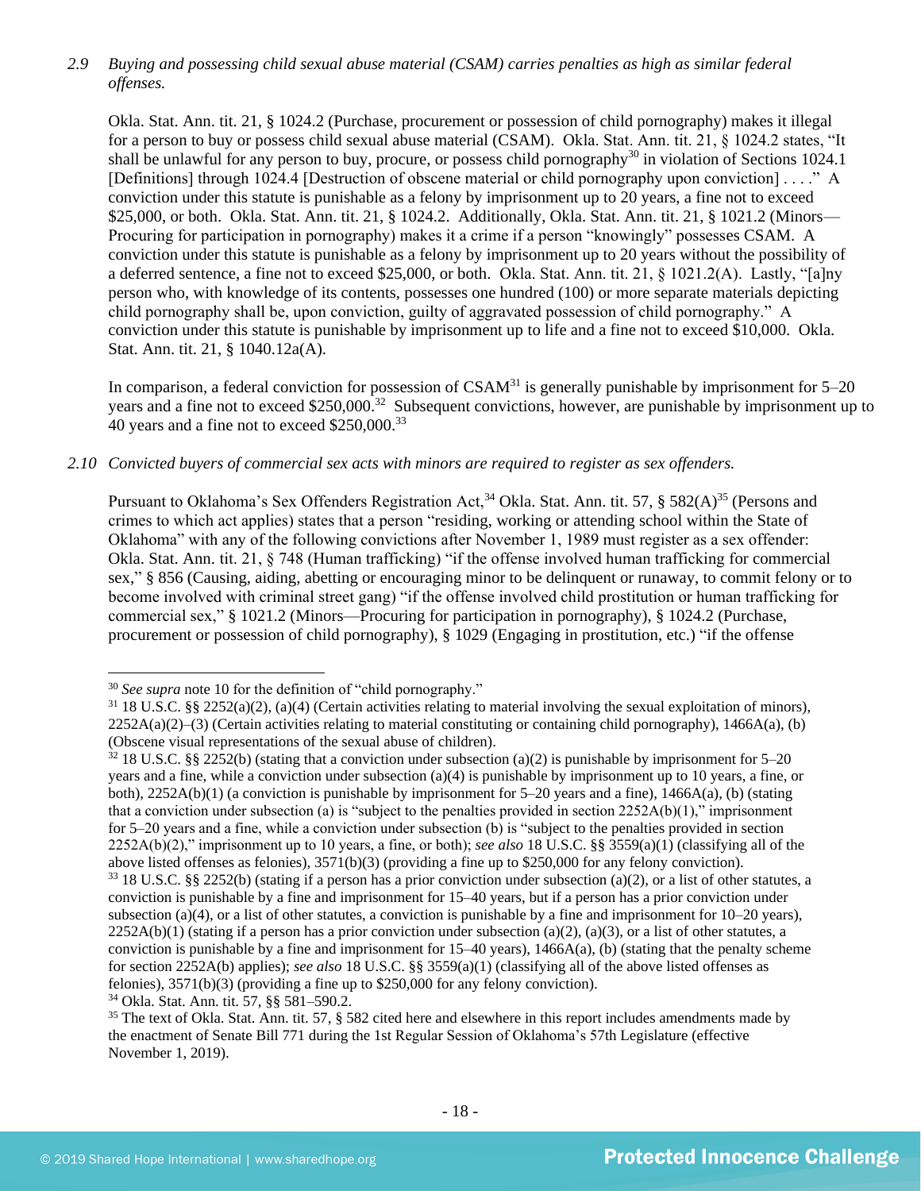*2.9 Buying and possessing child sexual abuse material (CSAM) carries penalties as high as similar federal offenses.*

Okla. Stat. Ann. tit. 21, § 1024.2 (Purchase, procurement or possession of child pornography) makes it illegal for a person to buy or possess child sexual abuse material (CSAM). Okla. Stat. Ann. tit. 21, § 1024.2 states, "It shall be unlawful for any person to buy, procure, or possess child pornography[30] in violation of Sections 1024.1 [Definitions] through 1024.4 [Destruction of obscene material or child pornography upon conviction] . . . ." A conviction under this statute is punishable as a felony by imprisonment up to 20 years, a fine not to exceed $25,000, or both. Okla. Stat. Ann. tit. 21, § 1024.2. Additionally, Okla. Stat. Ann. tit. 21, § 1021.2 (Minors—Procuring for participation in pornography) makes it a crime if a person "knowingly" possesses CSAM. A conviction under this statute is punishable as a felony by imprisonment up to 20 years without the possibility of a deferred sentence, a fine not to exceed $25,000, or both. Okla. Stat. Ann. tit. 21, § 1021.2(A). Lastly, "[a]ny person who, with knowledge of its contents, possesses one hundred (100) or more separate materials depicting child pornography shall be, upon conviction, guilty of aggravated possession of child pornography." A conviction under this statute is punishable by imprisonment up to life and a fine not to exceed $10,000. Okla. Stat. Ann. tit. 21, § 1040.12a(A).

In comparison, a federal conviction for possession of CSAM[31] is generally punishable by imprisonment for 5–20 years and a fine not to exceed $250,000.[32] Subsequent convictions, however, are punishable by imprisonment up to 40 years and a fine not to exceed $250,000.[33]

*2.10 Convicted buyers of commercial sex acts with minors are required to register as sex offenders.*

Pursuant to Oklahoma's Sex Offenders Registration Act,[34] Okla. Stat. Ann. tit. 57, § 582(A)[35] (Persons and crimes to which act applies) states that a person "residing, working or attending school within the State of Oklahoma" with any of the following convictions after November 1, 1989 must register as a sex offender: Okla. Stat. Ann. tit. 21, § 748 (Human trafficking) "if the offense involved human trafficking for commercial sex," § 856 (Causing, aiding, abetting or encouraging minor to be delinquent or runaway, to commit felony or to become involved with criminal street gang) "if the offense involved child prostitution or human trafficking for commercial sex," § 1021.2 (Minors—Procuring for participation in pornography), § 1024.2 (Purchase, procurement or possession of child pornography), § 1029 (Engaging in prostitution, etc.) "if the offense

---

[30] *See supra* note 10 for the definition of "child pornography."

[31] 18 U.S.C. §§ 2252(a)(2), (a)(4) (Certain activities relating to material involving the sexual exploitation of minors), 2252A(a)(2)–(3) (Certain activities relating to material constituting or containing child pornography), 1466A(a), (b) (Obscene visual representations of the sexual abuse of children).

[32] 18 U.S.C. §§ 2252(b) (stating that a conviction under subsection (a)(2) is punishable by imprisonment for 5–20 years and a fine, while a conviction under subsection (a)(4) is punishable by imprisonment up to 10 years, a fine, or both), 2252A(b)(1) (a conviction is punishable by imprisonment for 5–20 years and a fine), 1466A(a), (b) (stating that a conviction under subsection (a) is "subject to the penalties provided in section 2252A(b)(1)," imprisonment for 5–20 years and a fine, while a conviction under subsection (b) is "subject to the penalties provided in section 2252A(b)(2)," imprisonment up to 10 years, a fine, or both); *see also* 18 U.S.C. §§ 3559(a)(1) (classifying all of the above listed offenses as felonies), 3571(b)(3) (providing a fine up to $250,000 for any felony conviction).

[33] 18 U.S.C. §§ 2252(b) (stating if a person has a prior conviction under subsection (a)(2), or a list of other statutes, a conviction is punishable by a fine and imprisonment for 15–40 years, but if a person has a prior conviction under subsection (a)(4), or a list of other statutes, a conviction is punishable by a fine and imprisonment for 10–20 years), 2252A(b)(1) (stating if a person has a prior conviction under subsection (a)(2), (a)(3), or a list of other statutes, a conviction is punishable by a fine and imprisonment for 15–40 years), 1466A(a), (b) (stating that the penalty scheme for section 2252A(b) applies); *see also* 18 U.S.C. §§ 3559(a)(1) (classifying all of the above listed offenses as felonies), 3571(b)(3) (providing a fine up to $250,000 for any felony conviction).

[34] Okla. Stat. Ann. tit. 57, §§ 581–590.2.

[35] The text of Okla. Stat. Ann. tit. 57, § 582 cited here and elsewhere in this report includes amendments made by the enactment of Senate Bill 771 during the 1st Regular Session of Oklahoma's 57th Legislature (effective November 1, 2019).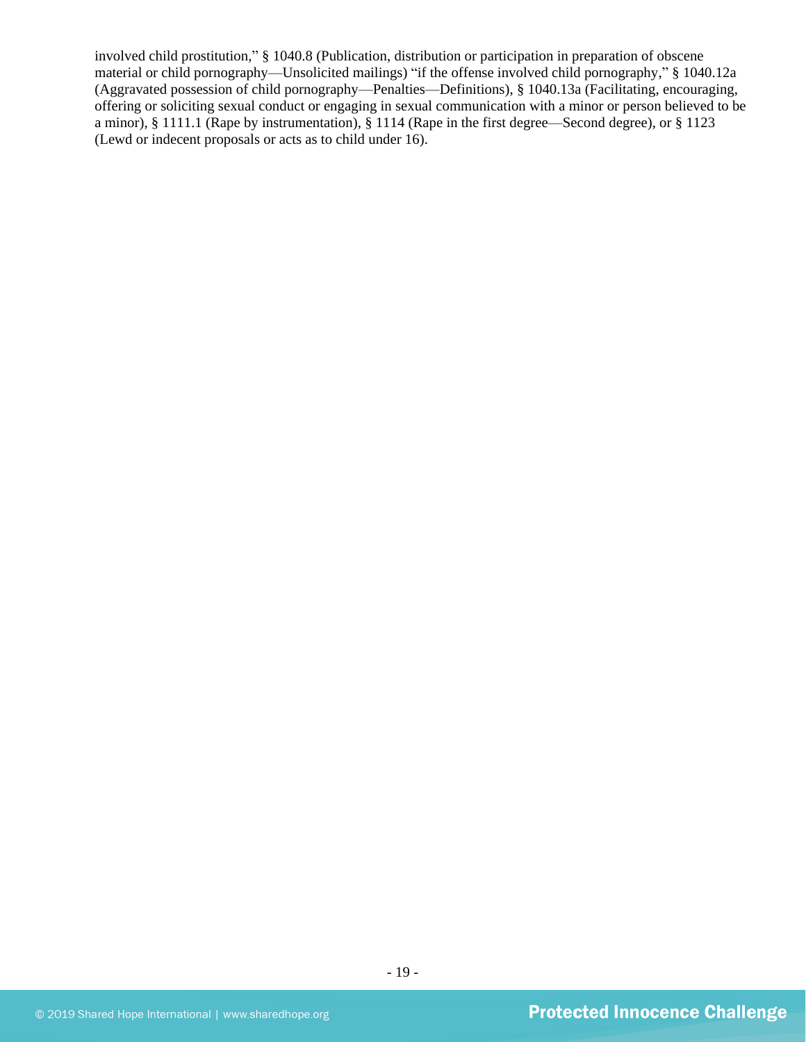involved child prostitution," § 1040.8 (Publication, distribution or participation in preparation of obscene material or child pornography—Unsolicited mailings) "if the offense involved child pornography," § 1040.12a (Aggravated possession of child pornography—Penalties—Definitions), § 1040.13a (Facilitating, encouraging, offering or soliciting sexual conduct or engaging in sexual communication with a minor or person believed to be a minor), § 1111.1 (Rape by instrumentation), § 1114 (Rape in the first degree—Second degree), or § 1123 (Lewd or indecent proposals or acts as to child under 16).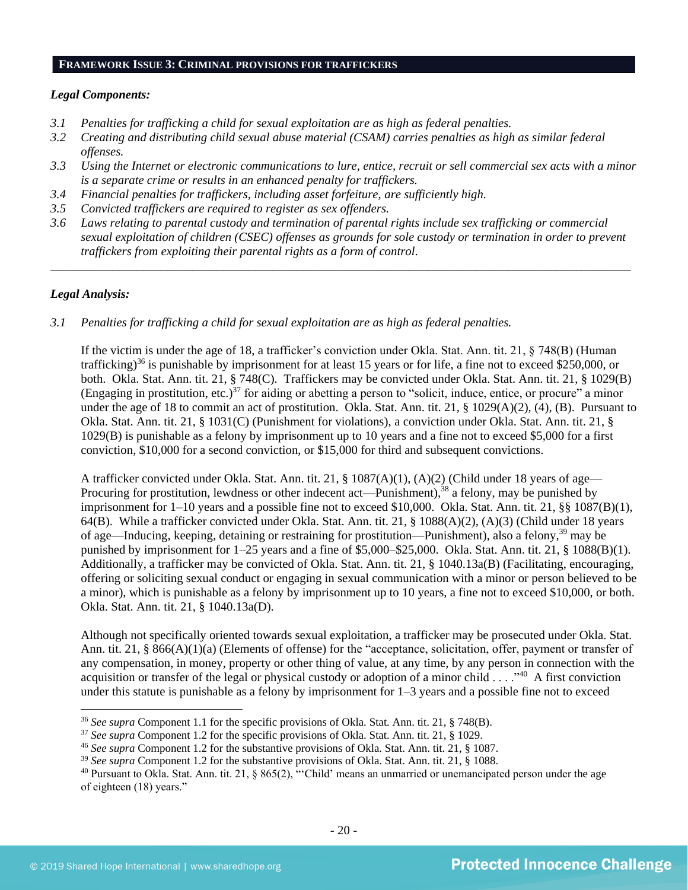## FRAMEWORK ISSUE 3: CRIMINAL PROVISIONS FOR TRAFFICKERS

***Legal Components:***

*3.1 Penalties for trafficking a child for sexual exploitation are as high as federal penalties.*

*3.2 Creating and distributing child sexual abuse material (CSAM) carries penalties as high as similar federal offenses.*

*3.3 Using the Internet or electronic communications to lure, entice, recruit or sell commercial sex acts with a minor is a separate crime or results in an enhanced penalty for traffickers.*

*3.4 Financial penalties for traffickers, including asset forfeiture, are sufficiently high.*

*3.5 Convicted traffickers are required to register as sex offenders.*

*3.6 Laws relating to parental custody and termination of parental rights include sex trafficking or commercial sexual exploitation of children (CSEC) offenses as grounds for sole custody or termination in order to prevent traffickers from exploiting their parental rights as a form of control.*

---

***Legal Analysis:***

*3.1 Penalties for trafficking a child for sexual exploitation are as high as federal penalties.*

If the victim is under the age of 18, a trafficker's conviction under Okla. Stat. Ann. tit. 21, § 748(B) (Human trafficking)[36] is punishable by imprisonment for at least 15 years or for life, a fine not to exceed $250,000, or both. Okla. Stat. Ann. tit. 21, § 748(C). Traffickers may be convicted under Okla. Stat. Ann. tit. 21, § 1029(B) (Engaging in prostitution, etc.)[37] for aiding or abetting a person to "solicit, induce, entice, or procure" a minor under the age of 18 to commit an act of prostitution. Okla. Stat. Ann. tit. 21, § 1029(A)(2), (4), (B). Pursuant to Okla. Stat. Ann. tit. 21, § 1031(C) (Punishment for violations), a conviction under Okla. Stat. Ann. tit. 21, § 1029(B) is punishable as a felony by imprisonment up to 10 years and a fine not to exceed $5,000 for a first conviction, $10,000 for a second conviction, or $15,000 for third and subsequent convictions.

A trafficker convicted under Okla. Stat. Ann. tit. 21, § 1087(A)(1), (A)(2) (Child under 18 years of age—Procuring for prostitution, lewdness or other indecent act—Punishment),[38] a felony, may be punished by imprisonment for 1–10 years and a possible fine not to exceed $10,000. Okla. Stat. Ann. tit. 21, §§ 1087(B)(1), 64(B). While a trafficker convicted under Okla. Stat. Ann. tit. 21, § 1088(A)(2), (A)(3) (Child under 18 years of age—Inducing, keeping, detaining or restraining for prostitution—Punishment), also a felony,[39] may be punished by imprisonment for 1–25 years and a fine of $5,000–$25,000. Okla. Stat. Ann. tit. 21, § 1088(B)(1). Additionally, a trafficker may be convicted of Okla. Stat. Ann. tit. 21, § 1040.13a(B) (Facilitating, encouraging, offering or soliciting sexual conduct or engaging in sexual communication with a minor or person believed to be a minor), which is punishable as a felony by imprisonment up to 10 years, a fine not to exceed $10,000, or both. Okla. Stat. Ann. tit. 21, § 1040.13a(D).

Although not specifically oriented towards sexual exploitation, a trafficker may be prosecuted under Okla. Stat. Ann. tit. 21, § 866(A)(1)(a) (Elements of offense) for the "acceptance, solicitation, offer, payment or transfer of any compensation, in money, property or other thing of value, at any time, by any person in connection with the acquisition or transfer of the legal or physical custody or adoption of a minor child . . . ."[40] A first conviction under this statute is punishable as a felony by imprisonment for 1–3 years and a possible fine not to exceed

---

[36] *See supra* Component 1.1 for the specific provisions of Okla. Stat. Ann. tit. 21, § 748(B).

[37] *See supra* Component 1.2 for the specific provisions of Okla. Stat. Ann. tit. 21, § 1029.

[46] *See supra* Component 1.2 for the substantive provisions of Okla. Stat. Ann. tit. 21, § 1087.

[39] *See supra* Component 1.2 for the substantive provisions of Okla. Stat. Ann. tit. 21, § 1088.

[40] Pursuant to Okla. Stat. Ann. tit. 21, § 865(2), "'Child' means an unmarried or unemancipated person under the age of eighteen (18) years."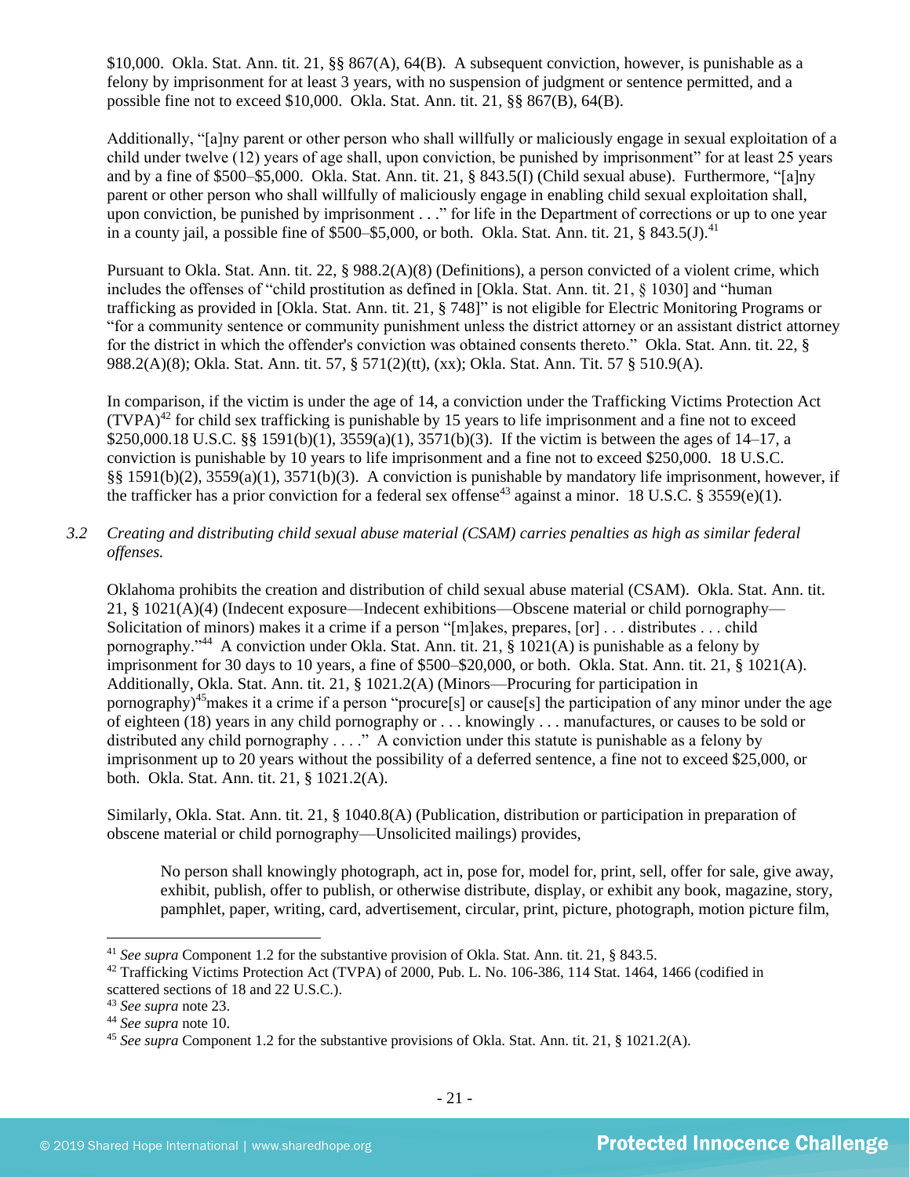$10,000. Okla. Stat. Ann. tit. 21, §§ 867(A), 64(B). A subsequent conviction, however, is punishable as a felony by imprisonment for at least 3 years, with no suspension of judgment or sentence permitted, and a possible fine not to exceed $10,000. Okla. Stat. Ann. tit. 21, §§ 867(B), 64(B).

Additionally, "[a]ny parent or other person who shall willfully or maliciously engage in sexual exploitation of a child under twelve (12) years of age shall, upon conviction, be punished by imprisonment" for at least 25 years and by a fine of $500–$5,000. Okla. Stat. Ann. tit. 21, § 843.5(I) (Child sexual abuse). Furthermore, "[a]ny parent or other person who shall willfully of maliciously engage in enabling child sexual exploitation shall, upon conviction, be punished by imprisonment . . ." for life in the Department of corrections or up to one year in a county jail, a possible fine of $500–$5,000, or both. Okla. Stat. Ann. tit. 21, § 843.5(J).[41]

Pursuant to Okla. Stat. Ann. tit. 22, § 988.2(A)(8) (Definitions), a person convicted of a violent crime, which includes the offenses of "child prostitution as defined in [Okla. Stat. Ann. tit. 21, § 1030] and "human trafficking as provided in [Okla. Stat. Ann. tit. 21, § 748]" is not eligible for Electric Monitoring Programs or "for a community sentence or community punishment unless the district attorney or an assistant district attorney for the district in which the offender's conviction was obtained consents thereto." Okla. Stat. Ann. tit. 22, § 988.2(A)(8); Okla. Stat. Ann. tit. 57, § 571(2)(tt), (xx); Okla. Stat. Ann. Tit. 57 § 510.9(A).

In comparison, if the victim is under the age of 14, a conviction under the Trafficking Victims Protection Act (TVPA)[42] for child sex trafficking is punishable by 15 years to life imprisonment and a fine not to exceed $250,000.18 U.S.C. §§ 1591(b)(1), 3559(a)(1), 3571(b)(3). If the victim is between the ages of 14–17, a conviction is punishable by 10 years to life imprisonment and a fine not to exceed $250,000. 18 U.S.C. §§ 1591(b)(2), 3559(a)(1), 3571(b)(3). A conviction is punishable by mandatory life imprisonment, however, if the trafficker has a prior conviction for a federal sex offense[43] against a minor. 18 U.S.C. § 3559(e)(1).

*3.2 Creating and distributing child sexual abuse material (CSAM) carries penalties as high as similar federal offenses.*

Oklahoma prohibits the creation and distribution of child sexual abuse material (CSAM). Okla. Stat. Ann. tit. 21, § 1021(A)(4) (Indecent exposure—Indecent exhibitions—Obscene material or child pornography—Solicitation of minors) makes it a crime if a person "[m]akes, prepares, [or] . . . distributes . . . child pornography."[44] A conviction under Okla. Stat. Ann. tit. 21, § 1021(A) is punishable as a felony by imprisonment for 30 days to 10 years, a fine of $500–$20,000, or both. Okla. Stat. Ann. tit. 21, § 1021(A). Additionally, Okla. Stat. Ann. tit. 21, § 1021.2(A) (Minors—Procuring for participation in pornography)[45]makes it a crime if a person "procure[s] or cause[s] the participation of any minor under the age of eighteen (18) years in any child pornography or . . . knowingly . . . manufactures, or causes to be sold or distributed any child pornography . . . ." A conviction under this statute is punishable as a felony by imprisonment up to 20 years without the possibility of a deferred sentence, a fine not to exceed $25,000, or both. Okla. Stat. Ann. tit. 21, § 1021.2(A).

Similarly, Okla. Stat. Ann. tit. 21, § 1040.8(A) (Publication, distribution or participation in preparation of obscene material or child pornography—Unsolicited mailings) provides,

> No person shall knowingly photograph, act in, pose for, model for, print, sell, offer for sale, give away, exhibit, publish, offer to publish, or otherwise distribute, display, or exhibit any book, magazine, story, pamphlet, paper, writing, card, advertisement, circular, print, picture, photograph, motion picture film,

---

[41] *See supra* Component 1.2 for the substantive provision of Okla. Stat. Ann. tit. 21, § 843.5.

[42] Trafficking Victims Protection Act (TVPA) of 2000, Pub. L. No. 106-386, 114 Stat. 1464, 1466 (codified in scattered sections of 18 and 22 U.S.C.).

[43] *See supra* note 23.

[44] *See supra* note 10.

[45] *See supra* Component 1.2 for the substantive provisions of Okla. Stat. Ann. tit. 21, § 1021.2(A).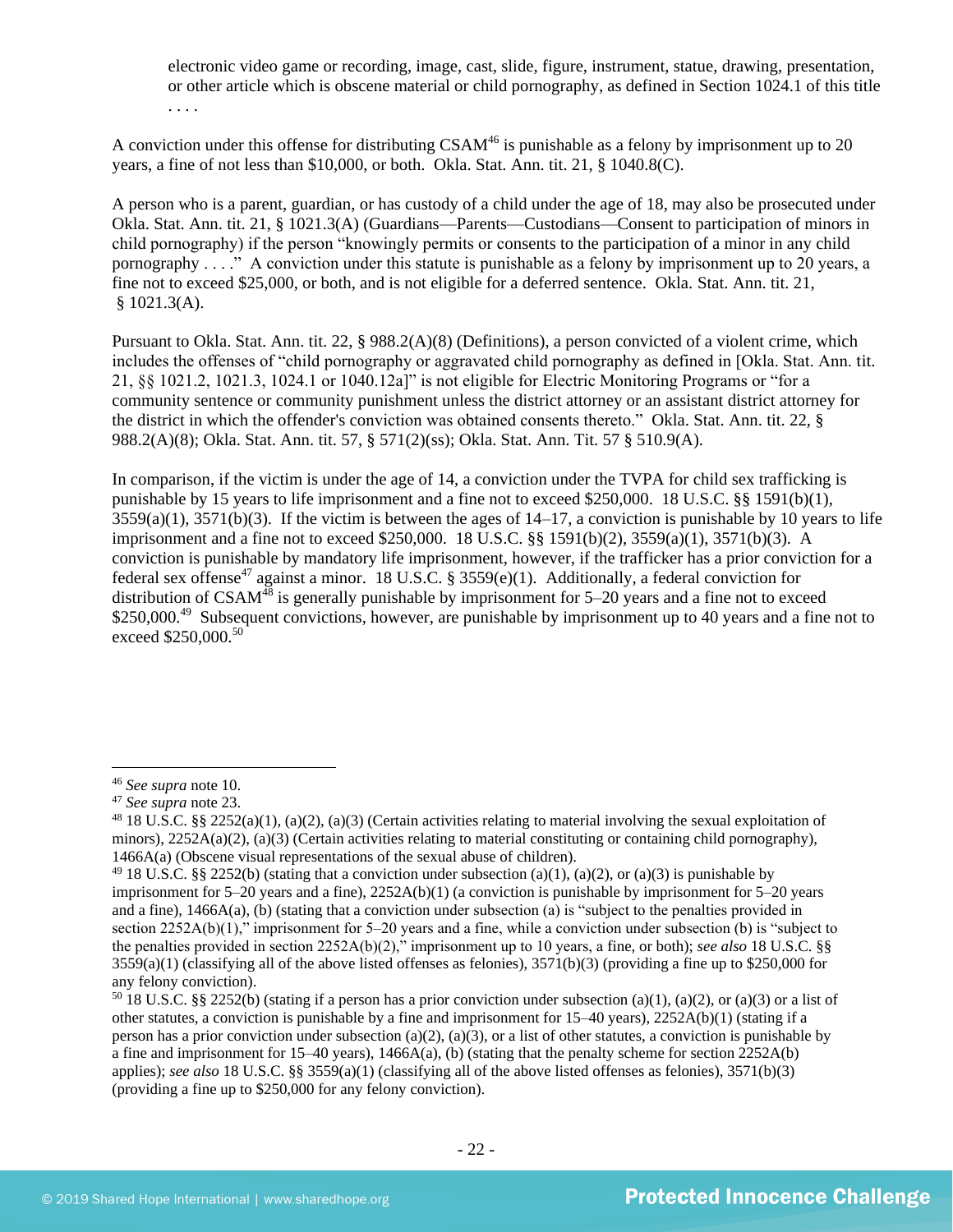> electronic video game or recording, image, cast, slide, figure, instrument, statue, drawing, presentation, or other article which is obscene material or child pornography, as defined in Section 1024.1 of this title . . . .

A conviction under this offense for distributing CSAM[46] is punishable as a felony by imprisonment up to 20 years, a fine of not less than $10,000, or both. Okla. Stat. Ann. tit. 21, § 1040.8(C).

A person who is a parent, guardian, or has custody of a child under the age of 18, may also be prosecuted under Okla. Stat. Ann. tit. 21, § 1021.3(A) (Guardians—Parents—Custodians—Consent to participation of minors in child pornography) if the person "knowingly permits or consents to the participation of a minor in any child pornography . . . ." A conviction under this statute is punishable as a felony by imprisonment up to 20 years, a fine not to exceed $25,000, or both, and is not eligible for a deferred sentence. Okla. Stat. Ann. tit. 21, § 1021.3(A).

Pursuant to Okla. Stat. Ann. tit. 22, § 988.2(A)(8) (Definitions), a person convicted of a violent crime, which includes the offenses of "child pornography or aggravated child pornography as defined in [Okla. Stat. Ann. tit. 21, §§ 1021.2, 1021.3, 1024.1 or 1040.12a]" is not eligible for Electric Monitoring Programs or "for a community sentence or community punishment unless the district attorney or an assistant district attorney for the district in which the offender's conviction was obtained consents thereto." Okla. Stat. Ann. tit. 22, § 988.2(A)(8); Okla. Stat. Ann. tit. 57, § 571(2)(ss); Okla. Stat. Ann. Tit. 57 § 510.9(A).

In comparison, if the victim is under the age of 14, a conviction under the TVPA for child sex trafficking is punishable by 15 years to life imprisonment and a fine not to exceed $250,000. 18 U.S.C. §§ 1591(b)(1), 3559(a)(1), 3571(b)(3). If the victim is between the ages of 14–17, a conviction is punishable by 10 years to life imprisonment and a fine not to exceed $250,000. 18 U.S.C. §§ 1591(b)(2), 3559(a)(1), 3571(b)(3). A conviction is punishable by mandatory life imprisonment, however, if the trafficker has a prior conviction for a federal sex offense[47] against a minor. 18 U.S.C. § 3559(e)(1). Additionally, a federal conviction for distribution of CSAM[48] is generally punishable by imprisonment for 5–20 years and a fine not to exceed $250,000.[49] Subsequent convictions, however, are punishable by imprisonment up to 40 years and a fine not to exceed $250,000.[50]

---

[46] *See supra* note 10.

[47] *See supra* note 23.

[48] 18 U.S.C. §§ 2252(a)(1), (a)(2), (a)(3) (Certain activities relating to material involving the sexual exploitation of minors), 2252A(a)(2), (a)(3) (Certain activities relating to material constituting or containing child pornography), 1466A(a) (Obscene visual representations of the sexual abuse of children).

[49] 18 U.S.C. §§ 2252(b) (stating that a conviction under subsection (a)(1), (a)(2), or (a)(3) is punishable by imprisonment for 5–20 years and a fine), 2252A(b)(1) (a conviction is punishable by imprisonment for 5–20 years and a fine), 1466A(a), (b) (stating that a conviction under subsection (a) is "subject to the penalties provided in section 2252A(b)(1)," imprisonment for 5–20 years and a fine, while a conviction under subsection (b) is "subject to the penalties provided in section 2252A(b)(2)," imprisonment up to 10 years, a fine, or both); *see also* 18 U.S.C. §§ 3559(a)(1) (classifying all of the above listed offenses as felonies), 3571(b)(3) (providing a fine up to $250,000 for any felony conviction).

[50] 18 U.S.C. §§ 2252(b) (stating if a person has a prior conviction under subsection (a)(1), (a)(2), or (a)(3) or a list of other statutes, a conviction is punishable by a fine and imprisonment for 15–40 years), 2252A(b)(1) (stating if a person has a prior conviction under subsection (a)(2), (a)(3), or a list of other statutes, a conviction is punishable by a fine and imprisonment for 15–40 years), 1466A(a), (b) (stating that the penalty scheme for section 2252A(b) applies); *see also* 18 U.S.C. §§ 3559(a)(1) (classifying all of the above listed offenses as felonies), 3571(b)(3) (providing a fine up to $250,000 for any felony conviction).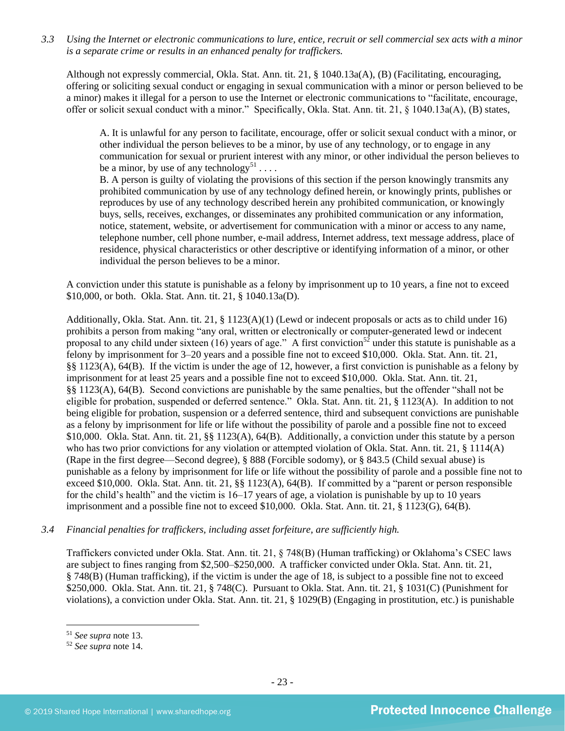*3.3 Using the Internet or electronic communications to lure, entice, recruit or sell commercial sex acts with a minor is a separate crime or results in an enhanced penalty for traffickers.*

Although not expressly commercial, Okla. Stat. Ann. tit. 21, § 1040.13a(A), (B) (Facilitating, encouraging, offering or soliciting sexual conduct or engaging in sexual communication with a minor or person believed to be a minor) makes it illegal for a person to use the Internet or electronic communications to "facilitate, encourage, offer or solicit sexual conduct with a minor." Specifically, Okla. Stat. Ann. tit. 21, § 1040.13a(A), (B) states,

> A. It is unlawful for any person to facilitate, encourage, offer or solicit sexual conduct with a minor, or other individual the person believes to be a minor, by use of any technology, or to engage in any communication for sexual or prurient interest with any minor, or other individual the person believes to be a minor, by use of any technology[51] . . . .
>
> B. A person is guilty of violating the provisions of this section if the person knowingly transmits any prohibited communication by use of any technology defined herein, or knowingly prints, publishes or reproduces by use of any technology described herein any prohibited communication, or knowingly buys, sells, receives, exchanges, or disseminates any prohibited communication or any information, notice, statement, website, or advertisement for communication with a minor or access to any name, telephone number, cell phone number, e-mail address, Internet address, text message address, place of residence, physical characteristics or other descriptive or identifying information of a minor, or other individual the person believes to be a minor.

A conviction under this statute is punishable as a felony by imprisonment up to 10 years, a fine not to exceed $10,000, or both. Okla. Stat. Ann. tit. 21, § 1040.13a(D).

Additionally, Okla. Stat. Ann. tit. 21, § 1123(A)(1) (Lewd or indecent proposals or acts as to child under 16) prohibits a person from making "any oral, written or electronically or computer-generated lewd or indecent proposal to any child under sixteen (16) years of age." A first conviction[52] under this statute is punishable as a felony by imprisonment for 3–20 years and a possible fine not to exceed $10,000. Okla. Stat. Ann. tit. 21, §§ 1123(A), 64(B). If the victim is under the age of 12, however, a first conviction is punishable as a felony by imprisonment for at least 25 years and a possible fine not to exceed $10,000. Okla. Stat. Ann. tit. 21, §§ 1123(A), 64(B). Second convictions are punishable by the same penalties, but the offender "shall not be eligible for probation, suspended or deferred sentence." Okla. Stat. Ann. tit. 21, § 1123(A). In addition to not being eligible for probation, suspension or a deferred sentence, third and subsequent convictions are punishable as a felony by imprisonment for life or life without the possibility of parole and a possible fine not to exceed $10,000. Okla. Stat. Ann. tit. 21, §§ 1123(A), 64(B). Additionally, a conviction under this statute by a person who has two prior convictions for any violation or attempted violation of Okla. Stat. Ann. tit. 21, § 1114(A) (Rape in the first degree—Second degree), § 888 (Forcible sodomy), or § 843.5 (Child sexual abuse) is punishable as a felony by imprisonment for life or life without the possibility of parole and a possible fine not to exceed $10,000. Okla. Stat. Ann. tit. 21, §§ 1123(A), 64(B). If committed by a "parent or person responsible for the child's health" and the victim is 16–17 years of age, a violation is punishable by up to 10 years imprisonment and a possible fine not to exceed $10,000. Okla. Stat. Ann. tit. 21, § 1123(G), 64(B).

*3.4 Financial penalties for traffickers, including asset forfeiture, are sufficiently high.*

Traffickers convicted under Okla. Stat. Ann. tit. 21, § 748(B) (Human trafficking) or Oklahoma's CSEC laws are subject to fines ranging from $2,500–$250,000. A trafficker convicted under Okla. Stat. Ann. tit. 21, § 748(B) (Human trafficking), if the victim is under the age of 18, is subject to a possible fine not to exceed $250,000. Okla. Stat. Ann. tit. 21, § 748(C). Pursuant to Okla. Stat. Ann. tit. 21, § 1031(C) (Punishment for violations), a conviction under Okla. Stat. Ann. tit. 21, § 1029(B) (Engaging in prostitution, etc.) is punishable

[51] *See supra* note 13.

[52] *See supra* note 14.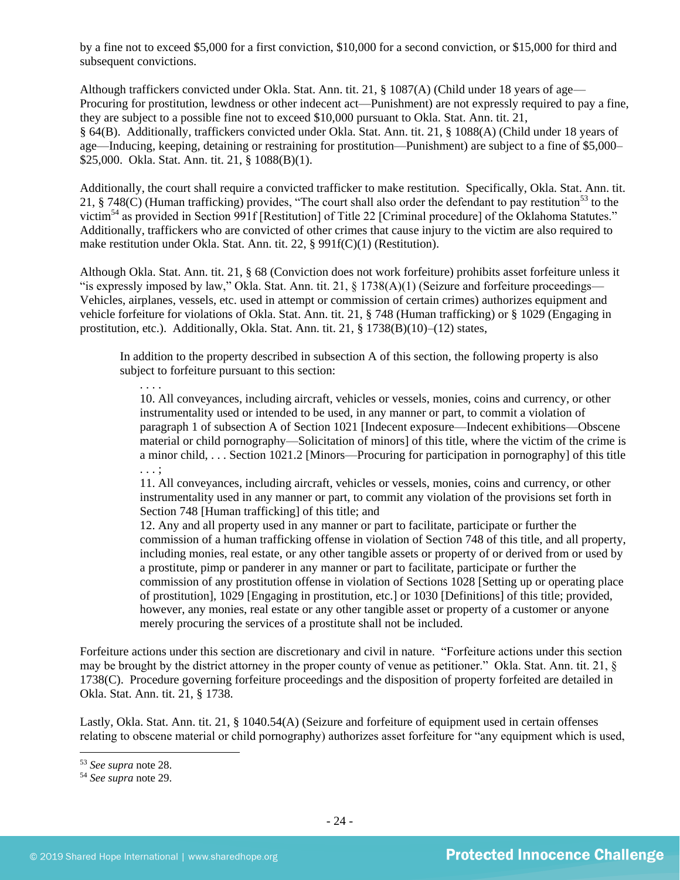by a fine not to exceed $5,000 for a first conviction, $10,000 for a second conviction, or $15,000 for third and subsequent convictions.

Although traffickers convicted under Okla. Stat. Ann. tit. 21, § 1087(A) (Child under 18 years of age—Procuring for prostitution, lewdness or other indecent act—Punishment) are not expressly required to pay a fine, they are subject to a possible fine not to exceed $10,000 pursuant to Okla. Stat. Ann. tit. 21, § 64(B). Additionally, traffickers convicted under Okla. Stat. Ann. tit. 21, § 1088(A) (Child under 18 years of age—Inducing, keeping, detaining or restraining for prostitution—Punishment) are subject to a fine of $5,000–$25,000. Okla. Stat. Ann. tit. 21, § 1088(B)(1).

Additionally, the court shall require a convicted trafficker to make restitution. Specifically, Okla. Stat. Ann. tit. 21, § 748(C) (Human trafficking) provides, "The court shall also order the defendant to pay restitution[53] to the victim[54] as provided in Section 991f [Restitution] of Title 22 [Criminal procedure] of the Oklahoma Statutes." Additionally, traffickers who are convicted of other crimes that cause injury to the victim are also required to make restitution under Okla. Stat. Ann. tit. 22, § 991f(C)(1) (Restitution).

Although Okla. Stat. Ann. tit. 21, § 68 (Conviction does not work forfeiture) prohibits asset forfeiture unless it "is expressly imposed by law," Okla. Stat. Ann. tit. 21, § 1738(A)(1) (Seizure and forfeiture proceedings—Vehicles, airplanes, vessels, etc. used in attempt or commission of certain crimes) authorizes equipment and vehicle forfeiture for violations of Okla. Stat. Ann. tit. 21, § 748 (Human trafficking) or § 1029 (Engaging in prostitution, etc.). Additionally, Okla. Stat. Ann. tit. 21, § 1738(B)(10)–(12) states,

> In addition to the property described in subsection A of this section, the following property is also subject to forfeiture pursuant to this section:
>
> . . . .
>
> 10. All conveyances, including aircraft, vehicles or vessels, monies, coins and currency, or other instrumentality used or intended to be used, in any manner or part, to commit a violation of paragraph 1 of subsection A of Section 1021 [Indecent exposure—Indecent exhibitions—Obscene material or child pornography—Solicitation of minors] of this title, where the victim of the crime is a minor child, . . . Section 1021.2 [Minors—Procuring for participation in pornography] of this title . . . ;
>
> 11. All conveyances, including aircraft, vehicles or vessels, monies, coins and currency, or other instrumentality used in any manner or part, to commit any violation of the provisions set forth in Section 748 [Human trafficking] of this title; and
>
> 12. Any and all property used in any manner or part to facilitate, participate or further the commission of a human trafficking offense in violation of Section 748 of this title, and all property, including monies, real estate, or any other tangible assets or property of or derived from or used by a prostitute, pimp or panderer in any manner or part to facilitate, participate or further the commission of any prostitution offense in violation of Sections 1028 [Setting up or operating place of prostitution], 1029 [Engaging in prostitution, etc.] or 1030 [Definitions] of this title; provided, however, any monies, real estate or any other tangible asset or property of a customer or anyone merely procuring the services of a prostitute shall not be included.

Forfeiture actions under this section are discretionary and civil in nature. "Forfeiture actions under this section may be brought by the district attorney in the proper county of venue as petitioner." Okla. Stat. Ann. tit. 21, § 1738(C). Procedure governing forfeiture proceedings and the disposition of property forfeited are detailed in Okla. Stat. Ann. tit. 21, § 1738.

Lastly, Okla. Stat. Ann. tit. 21, § 1040.54(A) (Seizure and forfeiture of equipment used in certain offenses relating to obscene material or child pornography) authorizes asset forfeiture for "any equipment which is used,

---

[53] *See supra* note 28.

[54] *See supra* note 29.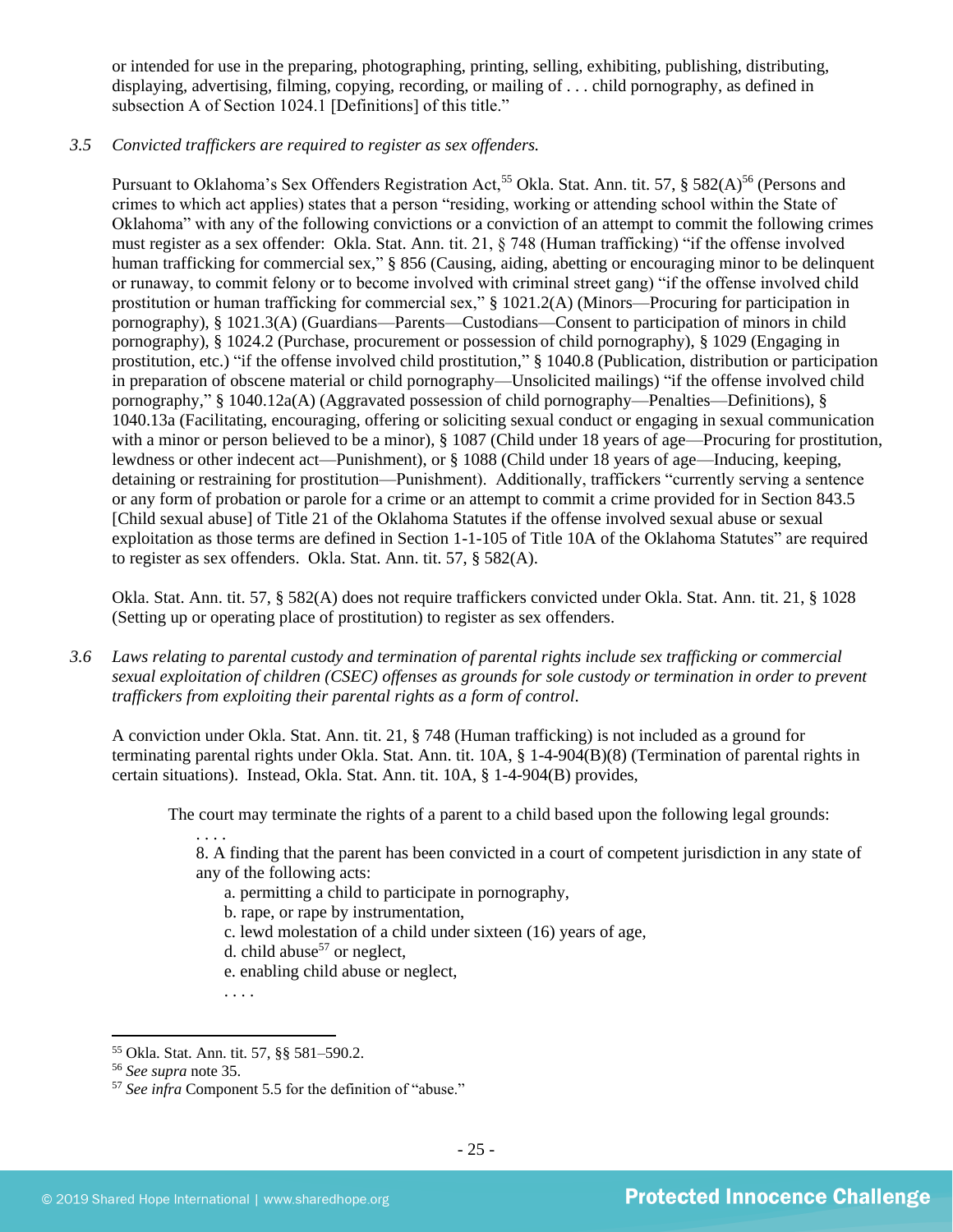or intended for use in the preparing, photographing, printing, selling, exhibiting, publishing, distributing, displaying, advertising, filming, copying, recording, or mailing of . . . child pornography, as defined in subsection A of Section 1024.1 [Definitions] of this title."

*3.5 Convicted traffickers are required to register as sex offenders.*

Pursuant to Oklahoma's Sex Offenders Registration Act,[55] Okla. Stat. Ann. tit. 57, § 582(A)[56] (Persons and crimes to which act applies) states that a person "residing, working or attending school within the State of Oklahoma" with any of the following convictions or a conviction of an attempt to commit the following crimes must register as a sex offender: Okla. Stat. Ann. tit. 21, § 748 (Human trafficking) "if the offense involved human trafficking for commercial sex," § 856 (Causing, aiding, abetting or encouraging minor to be delinquent or runaway, to commit felony or to become involved with criminal street gang) "if the offense involved child prostitution or human trafficking for commercial sex," § 1021.2(A) (Minors—Procuring for participation in pornography), § 1021.3(A) (Guardians—Parents—Custodians—Consent to participation of minors in child pornography), § 1024.2 (Purchase, procurement or possession of child pornography), § 1029 (Engaging in prostitution, etc.) "if the offense involved child prostitution," § 1040.8 (Publication, distribution or participation in preparation of obscene material or child pornography—Unsolicited mailings) "if the offense involved child pornography," § 1040.12a(A) (Aggravated possession of child pornography—Penalties—Definitions), § 1040.13a (Facilitating, encouraging, offering or soliciting sexual conduct or engaging in sexual communication with a minor or person believed to be a minor), § 1087 (Child under 18 years of age—Procuring for prostitution, lewdness or other indecent act—Punishment), or § 1088 (Child under 18 years of age—Inducing, keeping, detaining or restraining for prostitution—Punishment). Additionally, traffickers "currently serving a sentence or any form of probation or parole for a crime or an attempt to commit a crime provided for in Section 843.5 [Child sexual abuse] of Title 21 of the Oklahoma Statutes if the offense involved sexual abuse or sexual exploitation as those terms are defined in Section 1-1-105 of Title 10A of the Oklahoma Statutes" are required to register as sex offenders. Okla. Stat. Ann. tit. 57, § 582(A).

Okla. Stat. Ann. tit. 57, § 582(A) does not require traffickers convicted under Okla. Stat. Ann. tit. 21, § 1028 (Setting up or operating place of prostitution) to register as sex offenders.

*3.6 Laws relating to parental custody and termination of parental rights include sex trafficking or commercial sexual exploitation of children (CSEC) offenses as grounds for sole custody or termination in order to prevent traffickers from exploiting their parental rights as a form of control.*

A conviction under Okla. Stat. Ann. tit. 21, § 748 (Human trafficking) is not included as a ground for terminating parental rights under Okla. Stat. Ann. tit. 10A, § 1-4-904(B)(8) (Termination of parental rights in certain situations). Instead, Okla. Stat. Ann. tit. 10A, § 1-4-904(B) provides,

> The court may terminate the rights of a parent to a child based upon the following legal grounds:
>
> . . . .
>
> 8. A finding that the parent has been convicted in a court of competent jurisdiction in any state of any of the following acts:
>
> a. permitting a child to participate in pornography,
>
> b. rape, or rape by instrumentation,
>
> c. lewd molestation of a child under sixteen (16) years of age,
>
> d. child abuse[57] or neglect,
>
> e. enabling child abuse or neglect,
>
> . . . .

[55] Okla. Stat. Ann. tit. 57, §§ 581–590.2.

[56] *See supra* note 35.

[57] *See infra* Component 5.5 for the definition of "abuse."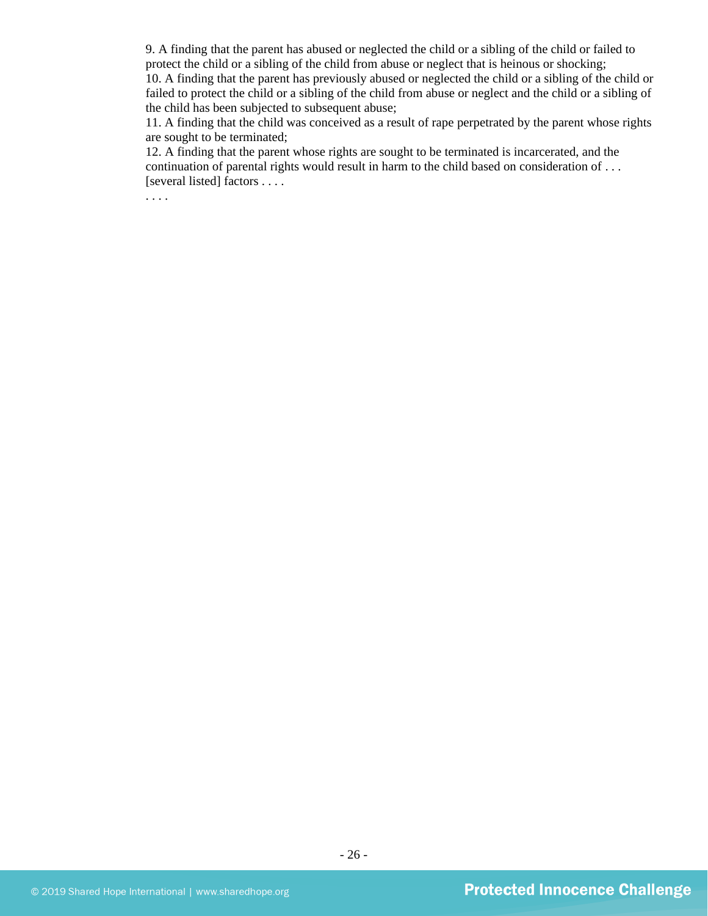9. A finding that the parent has abused or neglected the child or a sibling of the child or failed to protect the child or a sibling of the child from abuse or neglect that is heinous or shocking;
10. A finding that the parent has previously abused or neglected the child or a sibling of the child or failed to protect the child or a sibling of the child from abuse or neglect and the child or a sibling of the child has been subjected to subsequent abuse;
11. A finding that the child was conceived as a result of rape perpetrated by the parent whose rights are sought to be terminated;
12. A finding that the parent whose rights are sought to be terminated is incarcerated, and the continuation of parental rights would result in harm to the child based on consideration of . . . [several listed] factors . . . .

. . . .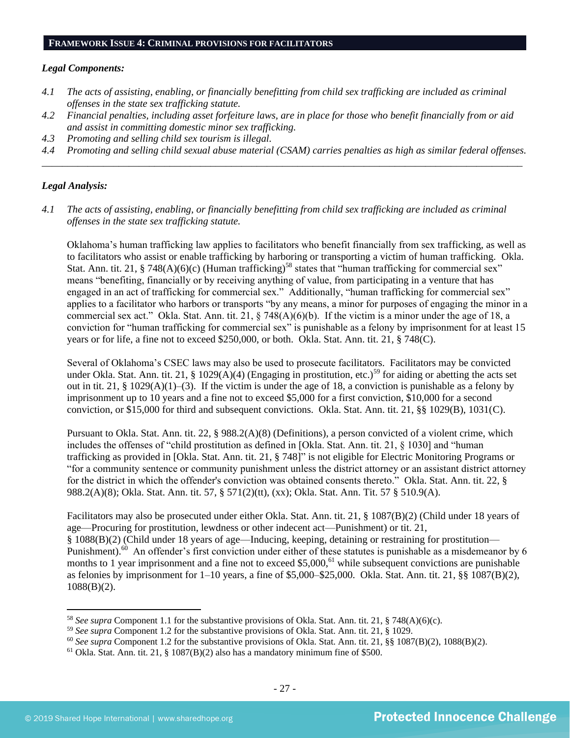## FRAMEWORK ISSUE 4: CRIMINAL PROVISIONS FOR FACILITATORS

### *Legal Components:*

*4.1 The acts of assisting, enabling, or financially benefitting from child sex trafficking are included as criminal offenses in the state sex trafficking statute.*

*4.2 Financial penalties, including asset forfeiture laws, are in place for those who benefit financially from or aid and assist in committing domestic minor sex trafficking.*

*4.3 Promoting and selling child sex tourism is illegal.*

*4.4 Promoting and selling child sexual abuse material (CSAM) carries penalties as high as similar federal offenses.*

---

### *Legal Analysis:*

*4.1 The acts of assisting, enabling, or financially benefitting from child sex trafficking are included as criminal offenses in the state sex trafficking statute.*

Oklahoma's human trafficking law applies to facilitators who benefit financially from sex trafficking, as well as to facilitators who assist or enable trafficking by harboring or transporting a victim of human trafficking. Okla. Stat. Ann. tit. 21, § 748(A)(6)(c) (Human trafficking)[58] states that "human trafficking for commercial sex" means "benefiting, financially or by receiving anything of value, from participating in a venture that has engaged in an act of trafficking for commercial sex." Additionally, "human trafficking for commercial sex" applies to a facilitator who harbors or transports "by any means, a minor for purposes of engaging the minor in a commercial sex act." Okla. Stat. Ann. tit. 21, § 748(A)(6)(b). If the victim is a minor under the age of 18, a conviction for "human trafficking for commercial sex" is punishable as a felony by imprisonment for at least 15 years or for life, a fine not to exceed $250,000, or both. Okla. Stat. Ann. tit. 21, § 748(C).

Several of Oklahoma's CSEC laws may also be used to prosecute facilitators. Facilitators may be convicted under Okla. Stat. Ann. tit. 21, § 1029(A)(4) (Engaging in prostitution, etc.)[59] for aiding or abetting the acts set out in tit. 21, § 1029(A)(1)–(3). If the victim is under the age of 18, a conviction is punishable as a felony by imprisonment up to 10 years and a fine not to exceed $5,000 for a first conviction, $10,000 for a second conviction, or $15,000 for third and subsequent convictions. Okla. Stat. Ann. tit. 21, §§ 1029(B), 1031(C).

Pursuant to Okla. Stat. Ann. tit. 22, § 988.2(A)(8) (Definitions), a person convicted of a violent crime, which includes the offenses of "child prostitution as defined in [Okla. Stat. Ann. tit. 21, § 1030] and "human trafficking as provided in [Okla. Stat. Ann. tit. 21, § 748]" is not eligible for Electric Monitoring Programs or "for a community sentence or community punishment unless the district attorney or an assistant district attorney for the district in which the offender's conviction was obtained consents thereto." Okla. Stat. Ann. tit. 22, § 988.2(A)(8); Okla. Stat. Ann. tit. 57, § 571(2)(tt), (xx); Okla. Stat. Ann. Tit. 57 § 510.9(A).

Facilitators may also be prosecuted under either Okla. Stat. Ann. tit. 21, § 1087(B)(2) (Child under 18 years of age—Procuring for prostitution, lewdness or other indecent act—Punishment) or tit. 21, § 1088(B)(2) (Child under 18 years of age—Inducing, keeping, detaining or restraining for prostitution—Punishment).[60] An offender's first conviction under either of these statutes is punishable as a misdemeanor by 6 months to 1 year imprisonment and a fine not to exceed $5,000,[61] while subsequent convictions are punishable as felonies by imprisonment for 1–10 years, a fine of $5,000–$25,000. Okla. Stat. Ann. tit. 21, §§ 1087(B)(2), 1088(B)(2).

---

[58] *See supra* Component 1.1 for the substantive provisions of Okla. Stat. Ann. tit. 21, § 748(A)(6)(c).

[59] *See supra* Component 1.2 for the substantive provisions of Okla. Stat. Ann. tit. 21, § 1029.

[60] *See supra* Component 1.2 for the substantive provisions of Okla. Stat. Ann. tit. 21, §§ 1087(B)(2), 1088(B)(2).

[61] Okla. Stat. Ann. tit. 21, § 1087(B)(2) also has a mandatory minimum fine of $500.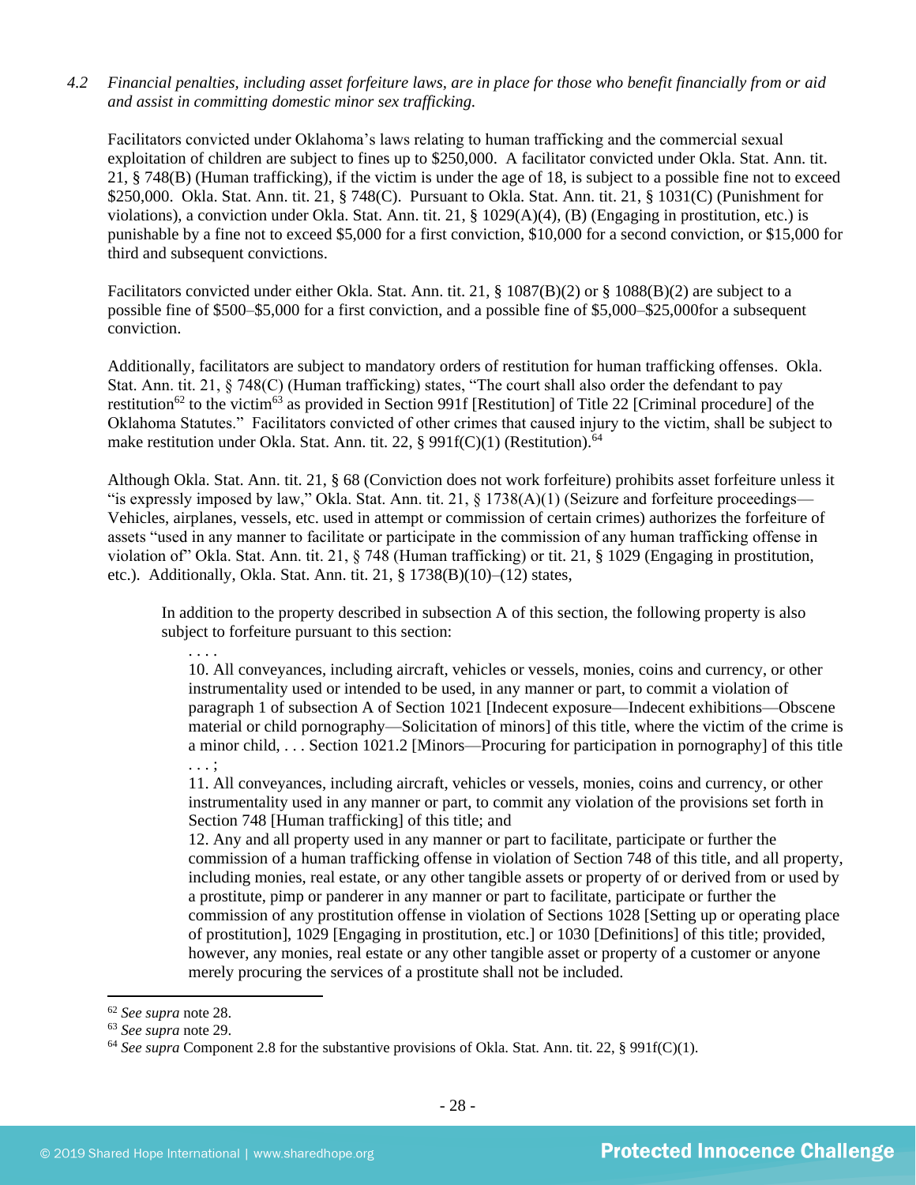*4.2 Financial penalties, including asset forfeiture laws, are in place for those who benefit financially from or aid and assist in committing domestic minor sex trafficking.*

Facilitators convicted under Oklahoma's laws relating to human trafficking and the commercial sexual exploitation of children are subject to fines up to $250,000. A facilitator convicted under Okla. Stat. Ann. tit. 21, § 748(B) (Human trafficking), if the victim is under the age of 18, is subject to a possible fine not to exceed $250,000. Okla. Stat. Ann. tit. 21, § 748(C). Pursuant to Okla. Stat. Ann. tit. 21, § 1031(C) (Punishment for violations), a conviction under Okla. Stat. Ann. tit. 21, § 1029(A)(4), (B) (Engaging in prostitution, etc.) is punishable by a fine not to exceed $5,000 for a first conviction, $10,000 for a second conviction, or $15,000 for third and subsequent convictions.

Facilitators convicted under either Okla. Stat. Ann. tit. 21, § 1087(B)(2) or § 1088(B)(2) are subject to a possible fine of $500–$5,000 for a first conviction, and a possible fine of $5,000–$25,000for a subsequent conviction.

Additionally, facilitators are subject to mandatory orders of restitution for human trafficking offenses. Okla. Stat. Ann. tit. 21, § 748(C) (Human trafficking) states, "The court shall also order the defendant to pay restitution[62] to the victim[63] as provided in Section 991f [Restitution] of Title 22 [Criminal procedure] of the Oklahoma Statutes." Facilitators convicted of other crimes that caused injury to the victim, shall be subject to make restitution under Okla. Stat. Ann. tit. 22, § 991f(C)(1) (Restitution).[64]

Although Okla. Stat. Ann. tit. 21, § 68 (Conviction does not work forfeiture) prohibits asset forfeiture unless it "is expressly imposed by law," Okla. Stat. Ann. tit. 21, § 1738(A)(1) (Seizure and forfeiture proceedings—Vehicles, airplanes, vessels, etc. used in attempt or commission of certain crimes) authorizes the forfeiture of assets "used in any manner to facilitate or participate in the commission of any human trafficking offense in violation of" Okla. Stat. Ann. tit. 21, § 748 (Human trafficking) or tit. 21, § 1029 (Engaging in prostitution, etc.). Additionally, Okla. Stat. Ann. tit. 21, § 1738(B)(10)–(12) states,

> In addition to the property described in subsection A of this section, the following property is also subject to forfeiture pursuant to this section:
>
> . . . .
>
> 10. All conveyances, including aircraft, vehicles or vessels, monies, coins and currency, or other instrumentality used or intended to be used, in any manner or part, to commit a violation of paragraph 1 of subsection A of Section 1021 [Indecent exposure—Indecent exhibitions—Obscene material or child pornography—Solicitation of minors] of this title, where the victim of the crime is a minor child, . . . Section 1021.2 [Minors—Procuring for participation in pornography] of this title . . . ;
>
> 11. All conveyances, including aircraft, vehicles or vessels, monies, coins and currency, or other instrumentality used in any manner or part, to commit any violation of the provisions set forth in Section 748 [Human trafficking] of this title; and
>
> 12. Any and all property used in any manner or part to facilitate, participate or further the commission of a human trafficking offense in violation of Section 748 of this title, and all property, including monies, real estate, or any other tangible assets or property of or derived from or used by a prostitute, pimp or panderer in any manner or part to facilitate, participate or further the commission of any prostitution offense in violation of Sections 1028 [Setting up or operating place of prostitution], 1029 [Engaging in prostitution, etc.] or 1030 [Definitions] of this title; provided, however, any monies, real estate or any other tangible asset or property of a customer or anyone merely procuring the services of a prostitute shall not be included.

[62] *See supra* note 28.

[63] *See supra* note 29.

[64] *See supra* Component 2.8 for the substantive provisions of Okla. Stat. Ann. tit. 22, § 991f(C)(1).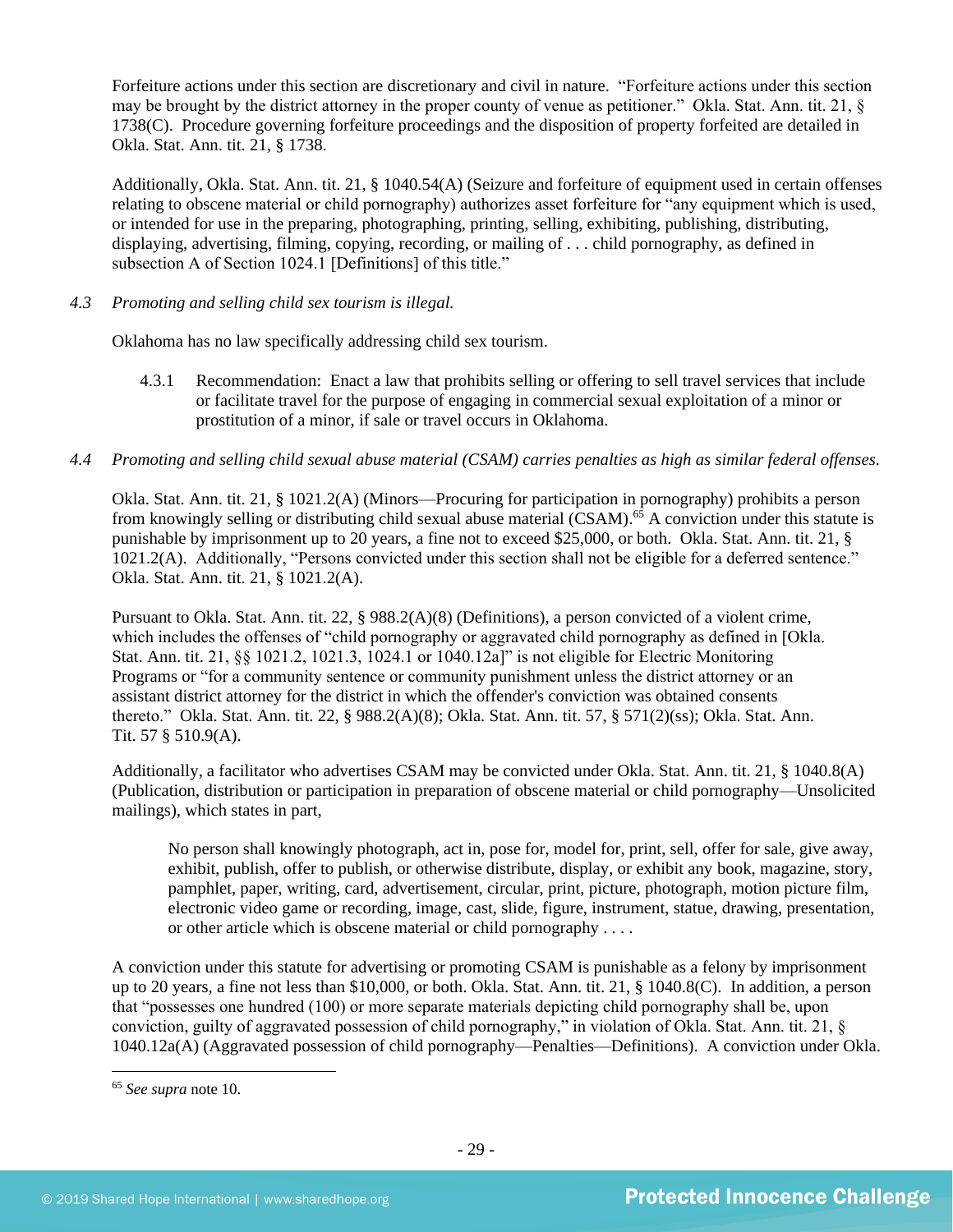Forfeiture actions under this section are discretionary and civil in nature. "Forfeiture actions under this section may be brought by the district attorney in the proper county of venue as petitioner." Okla. Stat. Ann. tit. 21, § 1738(C). Procedure governing forfeiture proceedings and the disposition of property forfeited are detailed in Okla. Stat. Ann. tit. 21, § 1738.

Additionally, Okla. Stat. Ann. tit. 21, § 1040.54(A) (Seizure and forfeiture of equipment used in certain offenses relating to obscene material or child pornography) authorizes asset forfeiture for "any equipment which is used, or intended for use in the preparing, photographing, printing, selling, exhibiting, publishing, distributing, displaying, advertising, filming, copying, recording, or mailing of . . . child pornography, as defined in subsection A of Section 1024.1 [Definitions] of this title."

*4.3 Promoting and selling child sex tourism is illegal.*

Oklahoma has no law specifically addressing child sex tourism.

4.3.1 Recommendation: Enact a law that prohibits selling or offering to sell travel services that include or facilitate travel for the purpose of engaging in commercial sexual exploitation of a minor or prostitution of a minor, if sale or travel occurs in Oklahoma.

*4.4 Promoting and selling child sexual abuse material (CSAM) carries penalties as high as similar federal offenses.*

Okla. Stat. Ann. tit. 21, § 1021.2(A) (Minors—Procuring for participation in pornography) prohibits a person from knowingly selling or distributing child sexual abuse material (CSAM).[65] A conviction under this statute is punishable by imprisonment up to 20 years, a fine not to exceed $25,000, or both. Okla. Stat. Ann. tit. 21, § 1021.2(A). Additionally, "Persons convicted under this section shall not be eligible for a deferred sentence." Okla. Stat. Ann. tit. 21, § 1021.2(A).

Pursuant to Okla. Stat. Ann. tit. 22, § 988.2(A)(8) (Definitions), a person convicted of a violent crime, which includes the offenses of "child pornography or aggravated child pornography as defined in [Okla. Stat. Ann. tit. 21, §§ 1021.2, 1021.3, 1024.1 or 1040.12a]" is not eligible for Electric Monitoring Programs or "for a community sentence or community punishment unless the district attorney or an assistant district attorney for the district in which the offender's conviction was obtained consents thereto." Okla. Stat. Ann. tit. 22, § 988.2(A)(8); Okla. Stat. Ann. tit. 57, § 571(2)(ss); Okla. Stat. Ann. Tit. 57 § 510.9(A).

Additionally, a facilitator who advertises CSAM may be convicted under Okla. Stat. Ann. tit. 21, § 1040.8(A) (Publication, distribution or participation in preparation of obscene material or child pornography—Unsolicited mailings), which states in part,

> No person shall knowingly photograph, act in, pose for, model for, print, sell, offer for sale, give away, exhibit, publish, offer to publish, or otherwise distribute, display, or exhibit any book, magazine, story, pamphlet, paper, writing, card, advertisement, circular, print, picture, photograph, motion picture film, electronic video game or recording, image, cast, slide, figure, instrument, statue, drawing, presentation, or other article which is obscene material or child pornography . . . .

A conviction under this statute for advertising or promoting CSAM is punishable as a felony by imprisonment up to 20 years, a fine not less than $10,000, or both. Okla. Stat. Ann. tit. 21, § 1040.8(C). In addition, a person that "possesses one hundred (100) or more separate materials depicting child pornography shall be, upon conviction, guilty of aggravated possession of child pornography," in violation of Okla. Stat. Ann. tit. 21, § 1040.12a(A) (Aggravated possession of child pornography—Penalties—Definitions). A conviction under Okla.

[65] *See supra* note 10.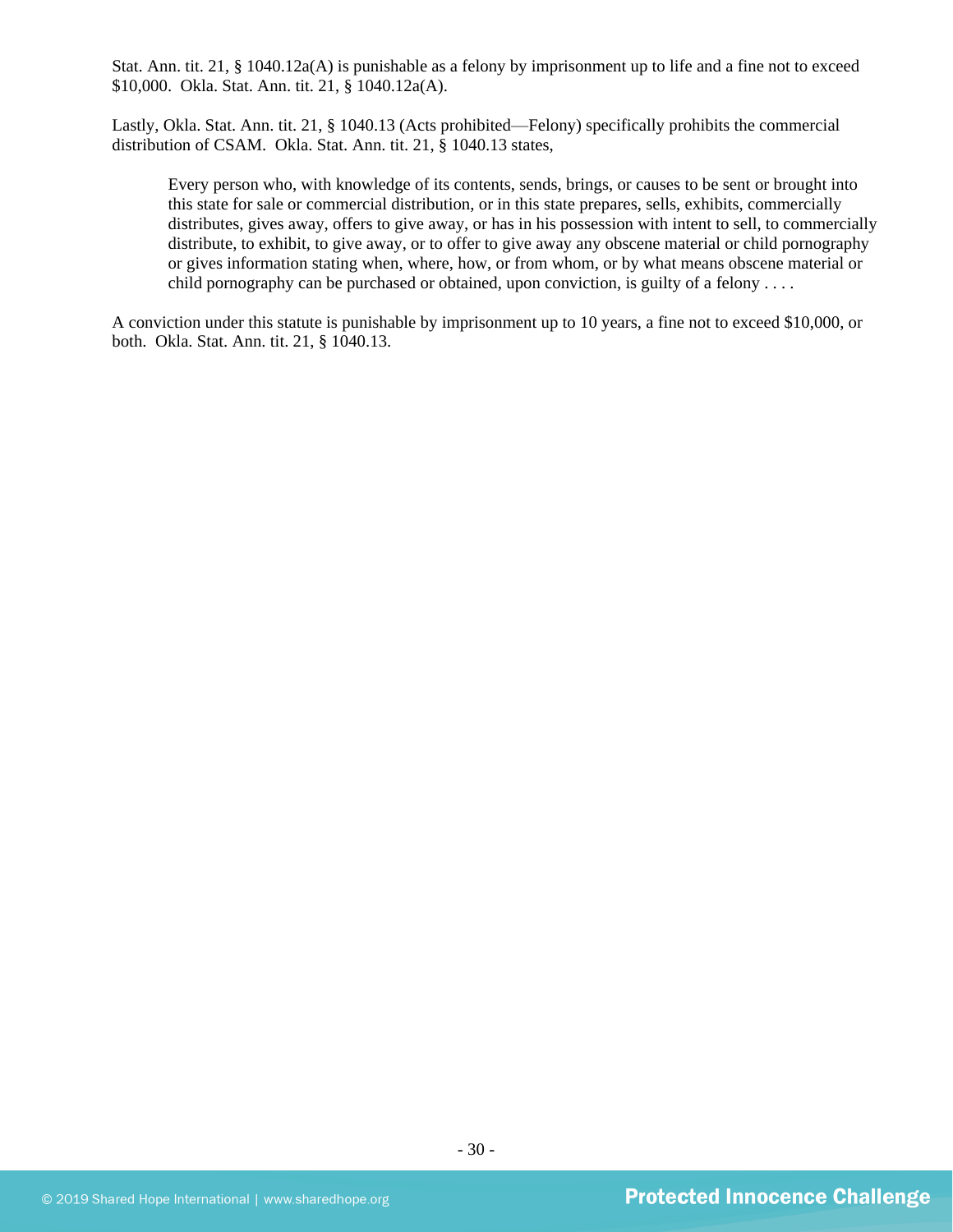Stat. Ann. tit. 21, § 1040.12a(A) is punishable as a felony by imprisonment up to life and a fine not to exceed $10,000. Okla. Stat. Ann. tit. 21, § 1040.12a(A).

Lastly, Okla. Stat. Ann. tit. 21, § 1040.13 (Acts prohibited—Felony) specifically prohibits the commercial distribution of CSAM. Okla. Stat. Ann. tit. 21, § 1040.13 states,

> Every person who, with knowledge of its contents, sends, brings, or causes to be sent or brought into this state for sale or commercial distribution, or in this state prepares, sells, exhibits, commercially distributes, gives away, offers to give away, or has in his possession with intent to sell, to commercially distribute, to exhibit, to give away, or to offer to give away any obscene material or child pornography or gives information stating when, where, how, or from whom, or by what means obscene material or child pornography can be purchased or obtained, upon conviction, is guilty of a felony . . . .

A conviction under this statute is punishable by imprisonment up to 10 years, a fine not to exceed $10,000, or both. Okla. Stat. Ann. tit. 21, § 1040.13.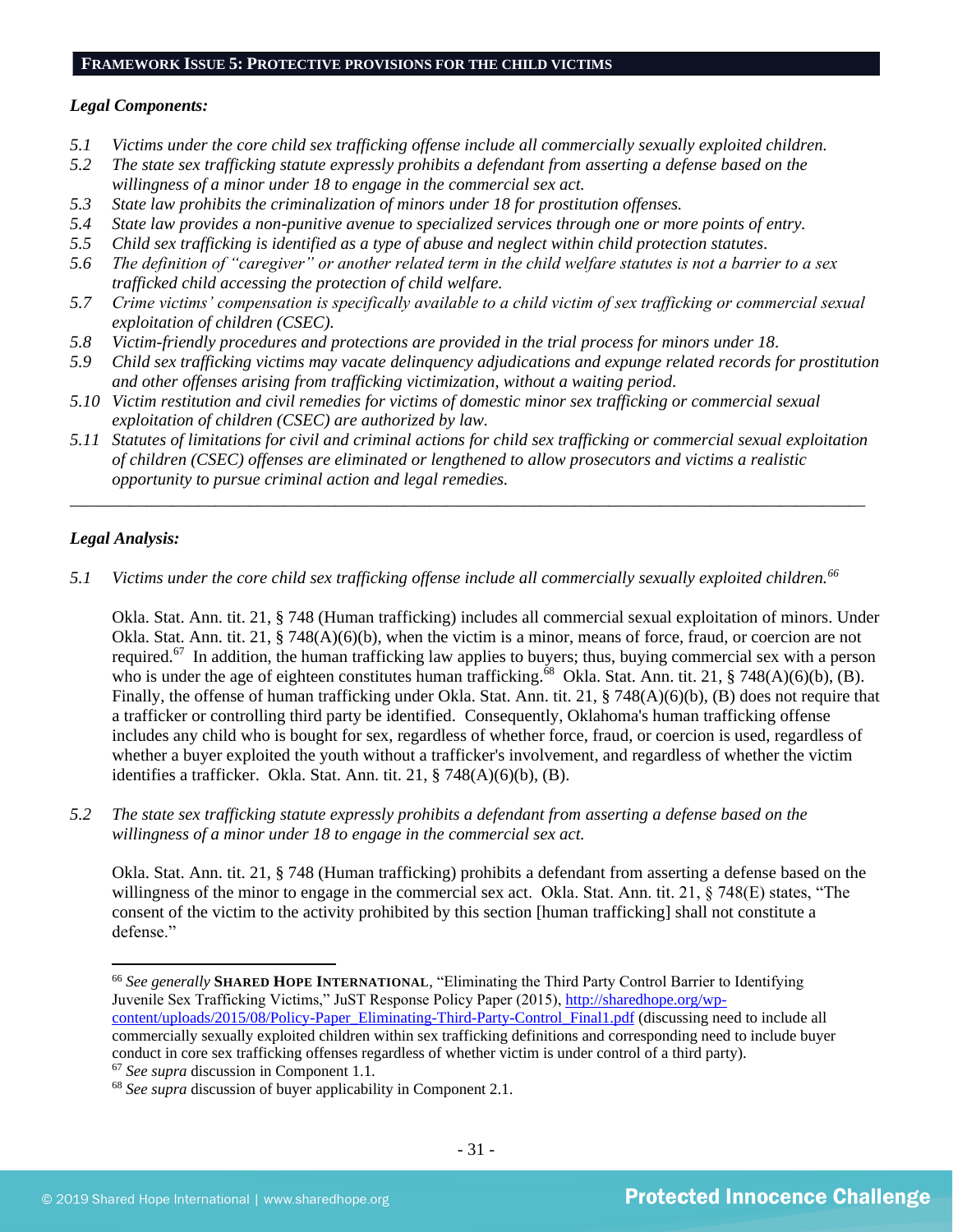**FRAMEWORK ISSUE 5: PROTECTIVE PROVISIONS FOR THE CHILD VICTIMS**

***Legal Components:***

*5.1 Victims under the core child sex trafficking offense include all commercially sexually exploited children.*
*5.2 The state sex trafficking statute expressly prohibits a defendant from asserting a defense based on the willingness of a minor under 18 to engage in the commercial sex act.*
*5.3 State law prohibits the criminalization of minors under 18 for prostitution offenses.*
*5.4 State law provides a non-punitive avenue to specialized services through one or more points of entry.*
*5.5 Child sex trafficking is identified as a type of abuse and neglect within child protection statutes.*
*5.6 The definition of "caregiver" or another related term in the child welfare statutes is not a barrier to a sex trafficked child accessing the protection of child welfare.*
*5.7 Crime victims' compensation is specifically available to a child victim of sex trafficking or commercial sexual exploitation of children (CSEC).*
*5.8 Victim-friendly procedures and protections are provided in the trial process for minors under 18.*
*5.9 Child sex trafficking victims may vacate delinquency adjudications and expunge related records for prostitution and other offenses arising from trafficking victimization, without a waiting period.*
*5.10 Victim restitution and civil remedies for victims of domestic minor sex trafficking or commercial sexual exploitation of children (CSEC) are authorized by law.*
*5.11 Statutes of limitations for civil and criminal actions for child sex trafficking or commercial sexual exploitation of children (CSEC) offenses are eliminated or lengthened to allow prosecutors and victims a realistic opportunity to pursue criminal action and legal remedies.*

---

***Legal Analysis:***

*5.1 Victims under the core child sex trafficking offense include all commercially sexually exploited children.*[66]

Okla. Stat. Ann. tit. 21, § 748 (Human trafficking) includes all commercial sexual exploitation of minors. Under Okla. Stat. Ann. tit. 21, § 748(A)(6)(b), when the victim is a minor, means of force, fraud, or coercion are not required.[67] In addition, the human trafficking law applies to buyers; thus, buying commercial sex with a person who is under the age of eighteen constitutes human trafficking.[68] Okla. Stat. Ann. tit. 21, § 748(A)(6)(b), (B). Finally, the offense of human trafficking under Okla. Stat. Ann. tit. 21, § 748(A)(6)(b), (B) does not require that a trafficker or controlling third party be identified. Consequently, Oklahoma's human trafficking offense includes any child who is bought for sex, regardless of whether force, fraud, or coercion is used, regardless of whether a buyer exploited the youth without a trafficker's involvement, and regardless of whether the victim identifies a trafficker. Okla. Stat. Ann. tit. 21, § 748(A)(6)(b), (B).

*5.2 The state sex trafficking statute expressly prohibits a defendant from asserting a defense based on the willingness of a minor under 18 to engage in the commercial sex act.*

Okla. Stat. Ann. tit. 21, § 748 (Human trafficking) prohibits a defendant from asserting a defense based on the willingness of the minor to engage in the commercial sex act. Okla. Stat. Ann. tit. 21, § 748(E) states, "The consent of the victim to the activity prohibited by this section [human trafficking] shall not constitute a defense."

---

[66] *See generally* **SHARED HOPE INTERNATIONAL**, "Eliminating the Third Party Control Barrier to Identifying Juvenile Sex Trafficking Victims," JuST Response Policy Paper (2015), http://sharedhope.org/wp-content/uploads/2015/08/Policy-Paper_Eliminating-Third-Party-Control_Final1.pdf (discussing need to include all commercially sexually exploited children within sex trafficking definitions and corresponding need to include buyer conduct in core sex trafficking offenses regardless of whether victim is under control of a third party).
[67] *See supra* discussion in Component 1.1.
[68] *See supra* discussion of buyer applicability in Component 2.1.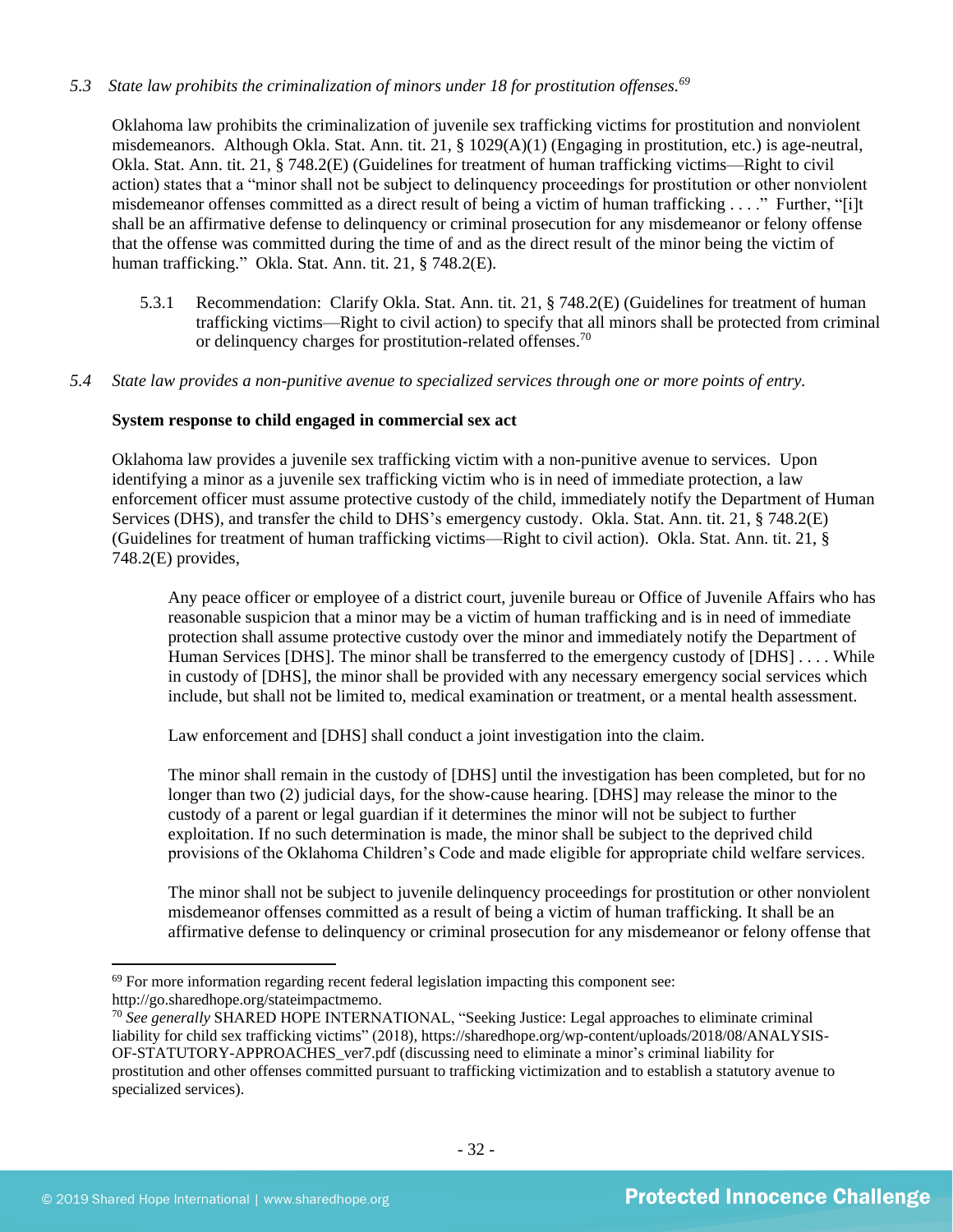*5.3 State law prohibits the criminalization of minors under 18 for prostitution offenses.*[69]

Oklahoma law prohibits the criminalization of juvenile sex trafficking victims for prostitution and nonviolent misdemeanors. Although Okla. Stat. Ann. tit. 21, § 1029(A)(1) (Engaging in prostitution, etc.) is age-neutral, Okla. Stat. Ann. tit. 21, § 748.2(E) (Guidelines for treatment of human trafficking victims—Right to civil action) states that a "minor shall not be subject to delinquency proceedings for prostitution or other nonviolent misdemeanor offenses committed as a direct result of being a victim of human trafficking . . . ." Further, "[i]t shall be an affirmative defense to delinquency or criminal prosecution for any misdemeanor or felony offense that the offense was committed during the time of and as the direct result of the minor being the victim of human trafficking." Okla. Stat. Ann. tit. 21, § 748.2(E).

5.3.1 Recommendation: Clarify Okla. Stat. Ann. tit. 21, § 748.2(E) (Guidelines for treatment of human trafficking victims—Right to civil action) to specify that all minors shall be protected from criminal or delinquency charges for prostitution-related offenses.[70]

*5.4 State law provides a non-punitive avenue to specialized services through one or more points of entry.*

**System response to child engaged in commercial sex act**

Oklahoma law provides a juvenile sex trafficking victim with a non-punitive avenue to services. Upon identifying a minor as a juvenile sex trafficking victim who is in need of immediate protection, a law enforcement officer must assume protective custody of the child, immediately notify the Department of Human Services (DHS), and transfer the child to DHS's emergency custody. Okla. Stat. Ann. tit. 21, § 748.2(E) (Guidelines for treatment of human trafficking victims—Right to civil action). Okla. Stat. Ann. tit. 21, § 748.2(E) provides,

> Any peace officer or employee of a district court, juvenile bureau or Office of Juvenile Affairs who has reasonable suspicion that a minor may be a victim of human trafficking and is in need of immediate protection shall assume protective custody over the minor and immediately notify the Department of Human Services [DHS]. The minor shall be transferred to the emergency custody of [DHS] . . . . While in custody of [DHS], the minor shall be provided with any necessary emergency social services which include, but shall not be limited to, medical examination or treatment, or a mental health assessment.
>
> Law enforcement and [DHS] shall conduct a joint investigation into the claim.
>
> The minor shall remain in the custody of [DHS] until the investigation has been completed, but for no longer than two (2) judicial days, for the show-cause hearing. [DHS] may release the minor to the custody of a parent or legal guardian if it determines the minor will not be subject to further exploitation. If no such determination is made, the minor shall be subject to the deprived child provisions of the Oklahoma Children's Code and made eligible for appropriate child welfare services.
>
> The minor shall not be subject to juvenile delinquency proceedings for prostitution or other nonviolent misdemeanor offenses committed as a result of being a victim of human trafficking. It shall be an affirmative defense to delinquency or criminal prosecution for any misdemeanor or felony offense that

---

[69] For more information regarding recent federal legislation impacting this component see: http://go.sharedhope.org/stateimpactmemo.

[70] *See generally* SHARED HOPE INTERNATIONAL, "Seeking Justice: Legal approaches to eliminate criminal liability for child sex trafficking victims" (2018), https://sharedhope.org/wp-content/uploads/2018/08/ANALYSIS-OF-STATUTORY-APPROACHES_ver7.pdf (discussing need to eliminate a minor's criminal liability for prostitution and other offenses committed pursuant to trafficking victimization and to establish a statutory avenue to specialized services).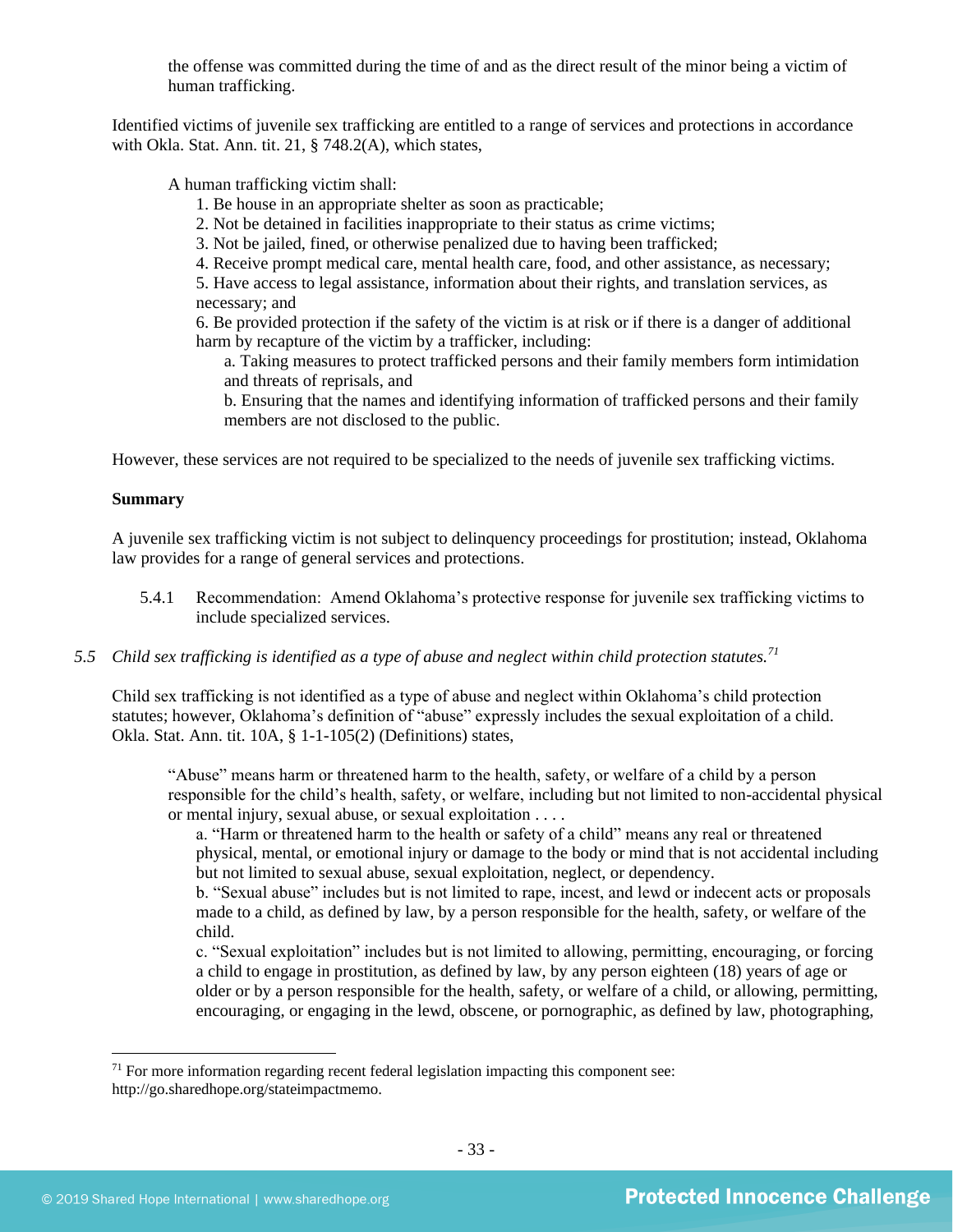the offense was committed during the time of and as the direct result of the minor being a victim of human trafficking.

Identified victims of juvenile sex trafficking are entitled to a range of services and protections in accordance with Okla. Stat. Ann. tit. 21, § 748.2(A), which states,

> A human trafficking victim shall:
> 1. Be house in an appropriate shelter as soon as practicable;
> 2. Not be detained in facilities inappropriate to their status as crime victims;
> 3. Not be jailed, fined, or otherwise penalized due to having been trafficked;
> 4. Receive prompt medical care, mental health care, food, and other assistance, as necessary;
> 5. Have access to legal assistance, information about their rights, and translation services, as necessary; and
> 6. Be provided protection if the safety of the victim is at risk or if there is a danger of additional harm by recapture of the victim by a trafficker, including:
>    a. Taking measures to protect trafficked persons and their family members form intimidation and threats of reprisals, and
>    b. Ensuring that the names and identifying information of trafficked persons and their family members are not disclosed to the public.

However, these services are not required to be specialized to the needs of juvenile sex trafficking victims.

**Summary**

A juvenile sex trafficking victim is not subject to delinquency proceedings for prostitution; instead, Oklahoma law provides for a range of general services and protections.

5.4.1 Recommendation: Amend Oklahoma's protective response for juvenile sex trafficking victims to include specialized services.

*5.5 Child sex trafficking is identified as a type of abuse and neglect within child protection statutes.*[71]

Child sex trafficking is not identified as a type of abuse and neglect within Oklahoma's child protection statutes; however, Oklahoma's definition of "abuse" expressly includes the sexual exploitation of a child. Okla. Stat. Ann. tit. 10A, § 1-1-105(2) (Definitions) states,

> "Abuse" means harm or threatened harm to the health, safety, or welfare of a child by a person responsible for the child's health, safety, or welfare, including but not limited to non-accidental physical or mental injury, sexual abuse, or sexual exploitation . . . .
>
> a. "Harm or threatened harm to the health or safety of a child" means any real or threatened physical, mental, or emotional injury or damage to the body or mind that is not accidental including but not limited to sexual abuse, sexual exploitation, neglect, or dependency.
>
> b. "Sexual abuse" includes but is not limited to rape, incest, and lewd or indecent acts or proposals made to a child, as defined by law, by a person responsible for the health, safety, or welfare of the child.
>
> c. "Sexual exploitation" includes but is not limited to allowing, permitting, encouraging, or forcing a child to engage in prostitution, as defined by law, by any person eighteen (18) years of age or older or by a person responsible for the health, safety, or welfare of a child, or allowing, permitting, encouraging, or engaging in the lewd, obscene, or pornographic, as defined by law, photographing,

---

[71] For more information regarding recent federal legislation impacting this component see: http://go.sharedhope.org/stateimpactmemo.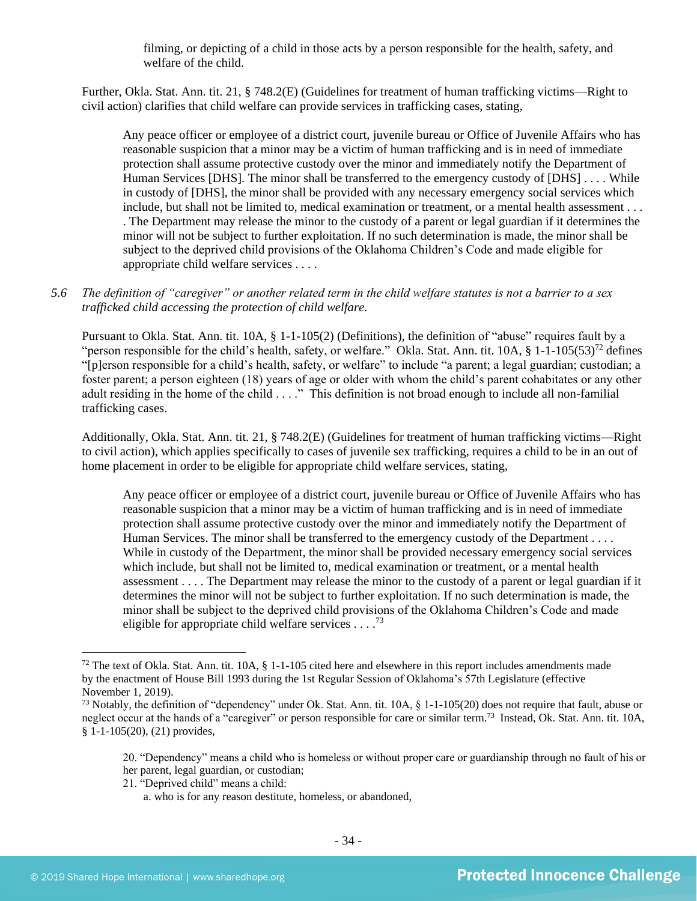> filming, or depicting of a child in those acts by a person responsible for the health, safety, and welfare of the child.

Further, Okla. Stat. Ann. tit. 21, § 748.2(E) (Guidelines for treatment of human trafficking victims—Right to civil action) clarifies that child welfare can provide services in trafficking cases, stating,

> Any peace officer or employee of a district court, juvenile bureau or Office of Juvenile Affairs who has reasonable suspicion that a minor may be a victim of human trafficking and is in need of immediate protection shall assume protective custody over the minor and immediately notify the Department of Human Services [DHS]. The minor shall be transferred to the emergency custody of [DHS] . . . . While in custody of [DHS], the minor shall be provided with any necessary emergency social services which include, but shall not be limited to, medical examination or treatment, or a mental health assessment . . . . The Department may release the minor to the custody of a parent or legal guardian if it determines the minor will not be subject to further exploitation. If no such determination is made, the minor shall be subject to the deprived child provisions of the Oklahoma Children's Code and made eligible for appropriate child welfare services . . . .

*5.6 The definition of "caregiver" or another related term in the child welfare statutes is not a barrier to a sex trafficked child accessing the protection of child welfare.*

Pursuant to Okla. Stat. Ann. tit. 10A, § 1-1-105(2) (Definitions), the definition of "abuse" requires fault by a "person responsible for the child's health, safety, or welfare." Okla. Stat. Ann. tit. 10A, § 1-1-105(53)[72] defines "[p]erson responsible for a child's health, safety, or welfare" to include "a parent; a legal guardian; custodian; a foster parent; a person eighteen (18) years of age or older with whom the child's parent cohabitates or any other adult residing in the home of the child . . . ." This definition is not broad enough to include all non-familial trafficking cases.

Additionally, Okla. Stat. Ann. tit. 21, § 748.2(E) (Guidelines for treatment of human trafficking victims—Right to civil action), which applies specifically to cases of juvenile sex trafficking, requires a child to be in an out of home placement in order to be eligible for appropriate child welfare services, stating,

> Any peace officer or employee of a district court, juvenile bureau or Office of Juvenile Affairs who has reasonable suspicion that a minor may be a victim of human trafficking and is in need of immediate protection shall assume protective custody over the minor and immediately notify the Department of Human Services. The minor shall be transferred to the emergency custody of the Department . . . . While in custody of the Department, the minor shall be provided necessary emergency social services which include, but shall not be limited to, medical examination or treatment, or a mental health assessment . . . . The Department may release the minor to the custody of a parent or legal guardian if it determines the minor will not be subject to further exploitation. If no such determination is made, the minor shall be subject to the deprived child provisions of the Oklahoma Children's Code and made eligible for appropriate child welfare services . . . .[73]

---

[72] The text of Okla. Stat. Ann. tit. 10A, § 1-1-105 cited here and elsewhere in this report includes amendments made by the enactment of House Bill 1993 during the 1st Regular Session of Oklahoma's 57th Legislature (effective November 1, 2019).

[73] Notably, the definition of "dependency" under Ok. Stat. Ann. tit. 10A, § 1-1-105(20) does not require that fault, abuse or neglect occur at the hands of a "caregiver" or person responsible for care or similar term.[73] Instead, Ok. Stat. Ann. tit. 10A, § 1-1-105(20), (21) provides,

> 20. "Dependency" means a child who is homeless or without proper care or guardianship through no fault of his or her parent, legal guardian, or custodian;
>
> 21. "Deprived child" means a child:
>
> a. who is for any reason destitute, homeless, or abandoned,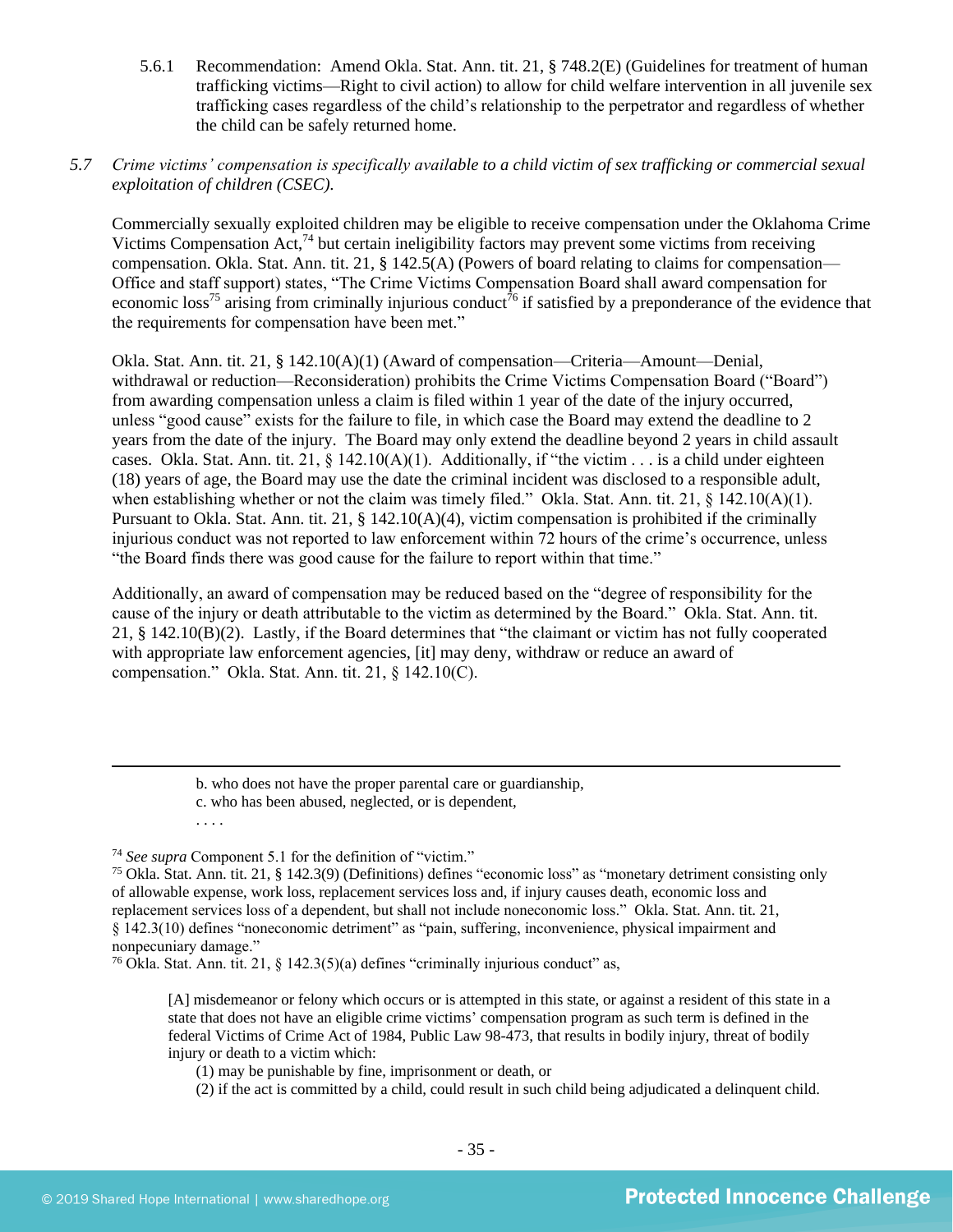5.6.1 Recommendation: Amend Okla. Stat. Ann. tit. 21, § 748.2(E) (Guidelines for treatment of human trafficking victims—Right to civil action) to allow for child welfare intervention in all juvenile sex trafficking cases regardless of the child's relationship to the perpetrator and regardless of whether the child can be safely returned home.

*5.7 Crime victims' compensation is specifically available to a child victim of sex trafficking or commercial sexual exploitation of children (CSEC).*

Commercially sexually exploited children may be eligible to receive compensation under the Oklahoma Crime Victims Compensation Act,[74] but certain ineligibility factors may prevent some victims from receiving compensation. Okla. Stat. Ann. tit. 21, § 142.5(A) (Powers of board relating to claims for compensation—Office and staff support) states, "The Crime Victims Compensation Board shall award compensation for economic loss[75] arising from criminally injurious conduct[76] if satisfied by a preponderance of the evidence that the requirements for compensation have been met."

Okla. Stat. Ann. tit. 21, § 142.10(A)(1) (Award of compensation—Criteria—Amount—Denial, withdrawal or reduction—Reconsideration) prohibits the Crime Victims Compensation Board ("Board") from awarding compensation unless a claim is filed within 1 year of the date of the injury occurred, unless "good cause" exists for the failure to file, in which case the Board may extend the deadline to 2 years from the date of the injury. The Board may only extend the deadline beyond 2 years in child assault cases. Okla. Stat. Ann. tit. 21, § 142.10(A)(1). Additionally, if "the victim . . . is a child under eighteen (18) years of age, the Board may use the date the criminal incident was disclosed to a responsible adult, when establishing whether or not the claim was timely filed." Okla. Stat. Ann. tit. 21, § 142.10(A)(1). Pursuant to Okla. Stat. Ann. tit. 21, § 142.10(A)(4), victim compensation is prohibited if the criminally injurious conduct was not reported to law enforcement within 72 hours of the crime's occurrence, unless "the Board finds there was good cause for the failure to report within that time."

Additionally, an award of compensation may be reduced based on the "degree of responsibility for the cause of the injury or death attributable to the victim as determined by the Board." Okla. Stat. Ann. tit. 21, § 142.10(B)(2). Lastly, if the Board determines that "the claimant or victim has not fully cooperated with appropriate law enforcement agencies, [it] may deny, withdraw or reduce an award of compensation." Okla. Stat. Ann. tit. 21, § 142.10(C).

---

b. who does not have the proper parental care or guardianship,
c. who has been abused, neglected, or is dependent,
. . . .

[74] *See supra* Component 5.1 for the definition of "victim."

[75] Okla. Stat. Ann. tit. 21, § 142.3(9) (Definitions) defines "economic loss" as "monetary detriment consisting only of allowable expense, work loss, replacement services loss and, if injury causes death, economic loss and replacement services loss of a dependent, but shall not include noneconomic loss." Okla. Stat. Ann. tit. 21, § 142.3(10) defines "noneconomic detriment" as "pain, suffering, inconvenience, physical impairment and nonpecuniary damage."

[76] Okla. Stat. Ann. tit. 21, § 142.3(5)(a) defines "criminally injurious conduct" as,

> [A] misdemeanor or felony which occurs or is attempted in this state, or against a resident of this state in a state that does not have an eligible crime victims' compensation program as such term is defined in the federal Victims of Crime Act of 1984, Public Law 98-473, that results in bodily injury, threat of bodily injury or death to a victim which:
> (1) may be punishable by fine, imprisonment or death, or
> (2) if the act is committed by a child, could result in such child being adjudicated a delinquent child.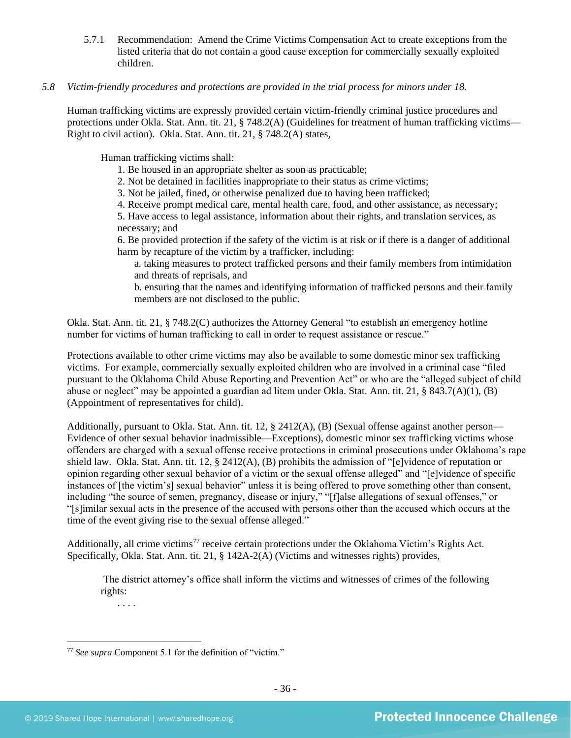5.7.1 Recommendation: Amend the Crime Victims Compensation Act to create exceptions from the listed criteria that do not contain a good cause exception for commercially sexually exploited children.

*5.8 Victim-friendly procedures and protections are provided in the trial process for minors under 18.*

Human trafficking victims are expressly provided certain victim-friendly criminal justice procedures and protections under Okla. Stat. Ann. tit. 21, § 748.2(A) (Guidelines for treatment of human trafficking victims—Right to civil action). Okla. Stat. Ann. tit. 21, § 748.2(A) states,

> Human trafficking victims shall:
> 1. Be housed in an appropriate shelter as soon as practicable;
> 2. Not be detained in facilities inappropriate to their status as crime victims;
> 3. Not be jailed, fined, or otherwise penalized due to having been trafficked;
> 4. Receive prompt medical care, mental health care, food, and other assistance, as necessary;
> 5. Have access to legal assistance, information about their rights, and translation services, as necessary; and
> 6. Be provided protection if the safety of the victim is at risk or if there is a danger of additional harm by recapture of the victim by a trafficker, including:
>    a. taking measures to protect trafficked persons and their family members from intimidation and threats of reprisals, and
>    b. ensuring that the names and identifying information of trafficked persons and their family members are not disclosed to the public.

Okla. Stat. Ann. tit. 21, § 748.2(C) authorizes the Attorney General "to establish an emergency hotline number for victims of human trafficking to call in order to request assistance or rescue."

Protections available to other crime victims may also be available to some domestic minor sex trafficking victims. For example, commercially sexually exploited children who are involved in a criminal case "filed pursuant to the Oklahoma Child Abuse Reporting and Prevention Act" or who are the "alleged subject of child abuse or neglect" may be appointed a guardian ad litem under Okla. Stat. Ann. tit. 21, § 843.7(A)(1), (B) (Appointment of representatives for child).

Additionally, pursuant to Okla. Stat. Ann. tit. 12, § 2412(A), (B) (Sexual offense against another person—Evidence of other sexual behavior inadmissible—Exceptions), domestic minor sex trafficking victims whose offenders are charged with a sexual offense receive protections in criminal prosecutions under Oklahoma's rape shield law. Okla. Stat. Ann. tit. 12, § 2412(A), (B) prohibits the admission of "[e]vidence of reputation or opinion regarding other sexual behavior of a victim or the sexual offense alleged" and "[e]vidence of specific instances of [the victim's] sexual behavior" unless it is being offered to prove something other than consent, including "the source of semen, pregnancy, disease or injury," "[f]alse allegations of sexual offenses," or "[s]imilar sexual acts in the presence of the accused with persons other than the accused which occurs at the time of the event giving rise to the sexual offense alleged."

Additionally, all crime victims[77] receive certain protections under the Oklahoma Victim's Rights Act. Specifically, Okla. Stat. Ann. tit. 21, § 142A-2(A) (Victims and witnesses rights) provides,

> The district attorney's office shall inform the victims and witnesses of crimes of the following rights:
> . . . .

[77] *See supra* Component 5.1 for the definition of "victim."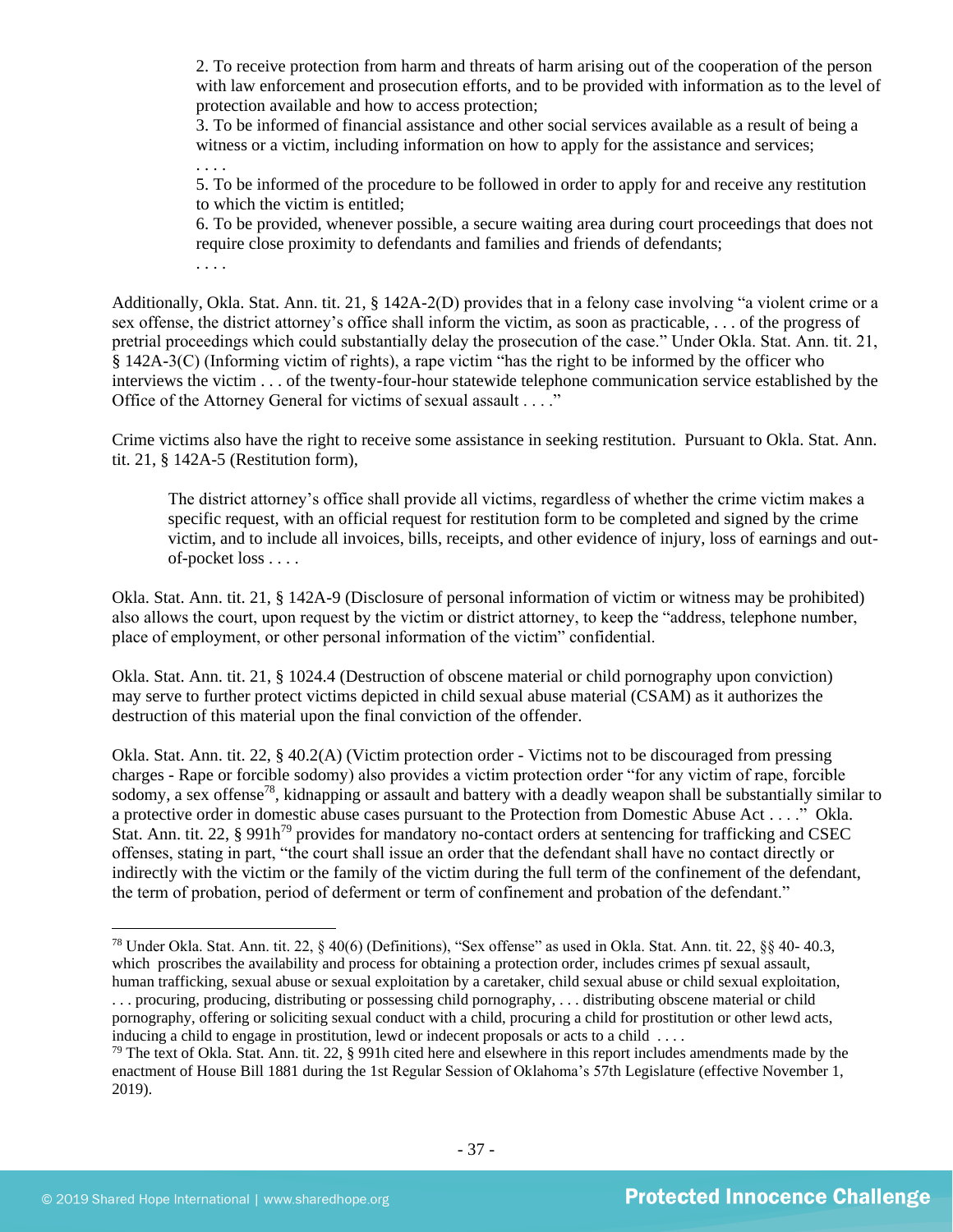> 2. To receive protection from harm and threats of harm arising out of the cooperation of the person with law enforcement and prosecution efforts, and to be provided with information as to the level of protection available and how to access protection;
> 3. To be informed of financial assistance and other social services available as a result of being a witness or a victim, including information on how to apply for the assistance and services;
> . . . .
> 5. To be informed of the procedure to be followed in order to apply for and receive any restitution to which the victim is entitled;
> 6. To be provided, whenever possible, a secure waiting area during court proceedings that does not require close proximity to defendants and families and friends of defendants;
> . . . .

Additionally, Okla. Stat. Ann. tit. 21, § 142A-2(D) provides that in a felony case involving "a violent crime or a sex offense, the district attorney's office shall inform the victim, as soon as practicable, . . . of the progress of pretrial proceedings which could substantially delay the prosecution of the case." Under Okla. Stat. Ann. tit. 21, § 142A-3(C) (Informing victim of rights), a rape victim "has the right to be informed by the officer who interviews the victim . . . of the twenty-four-hour statewide telephone communication service established by the Office of the Attorney General for victims of sexual assault . . . ."

Crime victims also have the right to receive some assistance in seeking restitution. Pursuant to Okla. Stat. Ann. tit. 21, § 142A-5 (Restitution form),

> The district attorney's office shall provide all victims, regardless of whether the crime victim makes a specific request, with an official request for restitution form to be completed and signed by the crime victim, and to include all invoices, bills, receipts, and other evidence of injury, loss of earnings and out-of-pocket loss . . . .

Okla. Stat. Ann. tit. 21, § 142A-9 (Disclosure of personal information of victim or witness may be prohibited) also allows the court, upon request by the victim or district attorney, to keep the "address, telephone number, place of employment, or other personal information of the victim" confidential.

Okla. Stat. Ann. tit. 21, § 1024.4 (Destruction of obscene material or child pornography upon conviction) may serve to further protect victims depicted in child sexual abuse material (CSAM) as it authorizes the destruction of this material upon the final conviction of the offender.

Okla. Stat. Ann. tit. 22, § 40.2(A) (Victim protection order - Victims not to be discouraged from pressing charges - Rape or forcible sodomy) also provides a victim protection order "for any victim of rape, forcible sodomy, a sex offense[78], kidnapping or assault and battery with a deadly weapon shall be substantially similar to a protective order in domestic abuse cases pursuant to the Protection from Domestic Abuse Act . . . ." Okla. Stat. Ann. tit. 22, § 991h[79] provides for mandatory no-contact orders at sentencing for trafficking and CSEC offenses, stating in part, "the court shall issue an order that the defendant shall have no contact directly or indirectly with the victim or the family of the victim during the full term of the confinement of the defendant, the term of probation, period of deferment or term of confinement and probation of the defendant."

---

[78] Under Okla. Stat. Ann. tit. 22, § 40(6) (Definitions), "Sex offense" as used in Okla. Stat. Ann. tit. 22, §§ 40- 40.3, which proscribes the availability and process for obtaining a protection order, includes crimes pf sexual assault, human trafficking, sexual abuse or sexual exploitation by a caretaker, child sexual abuse or child sexual exploitation, . . . procuring, producing, distributing or possessing child pornography, . . . distributing obscene material or child pornography, offering or soliciting sexual conduct with a child, procuring a child for prostitution or other lewd acts, inducing a child to engage in prostitution, lewd or indecent proposals or acts to a child . . . .

[79] The text of Okla. Stat. Ann. tit. 22, § 991h cited here and elsewhere in this report includes amendments made by the enactment of House Bill 1881 during the 1st Regular Session of Oklahoma's 57th Legislature (effective November 1, 2019).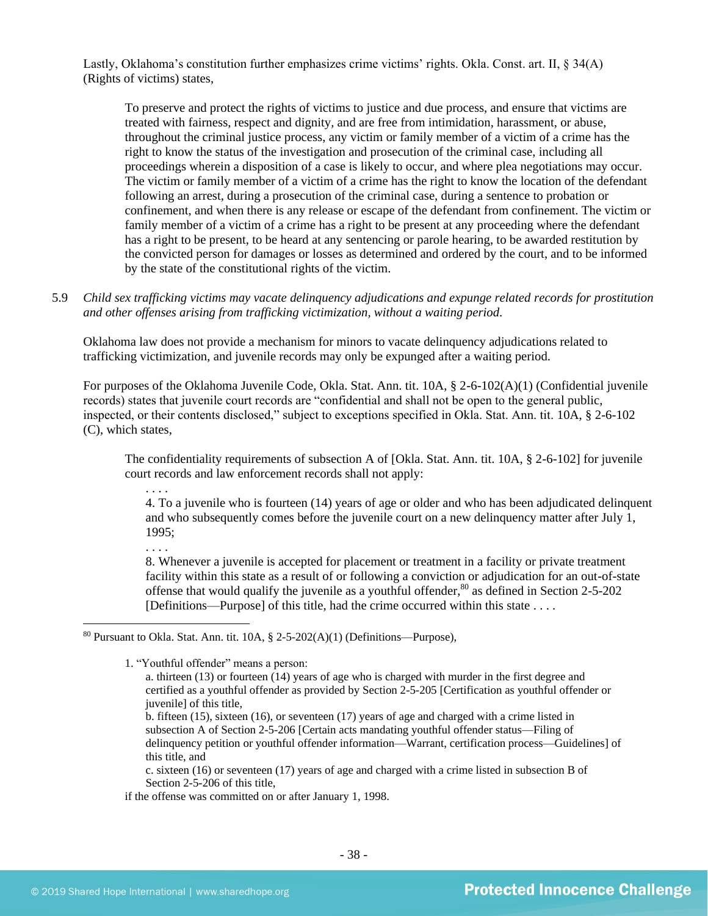Lastly, Oklahoma's constitution further emphasizes crime victims' rights. Okla. Const. art. II, § 34(A) (Rights of victims) states,

> To preserve and protect the rights of victims to justice and due process, and ensure that victims are treated with fairness, respect and dignity, and are free from intimidation, harassment, or abuse, throughout the criminal justice process, any victim or family member of a victim of a crime has the right to know the status of the investigation and prosecution of the criminal case, including all proceedings wherein a disposition of a case is likely to occur, and where plea negotiations may occur. The victim or family member of a victim of a crime has the right to know the location of the defendant following an arrest, during a prosecution of the criminal case, during a sentence to probation or confinement, and when there is any release or escape of the defendant from confinement. The victim or family member of a victim of a crime has a right to be present at any proceeding where the defendant has a right to be present, to be heard at any sentencing or parole hearing, to be awarded restitution by the convicted person for damages or losses as determined and ordered by the court, and to be informed by the state of the constitutional rights of the victim.

5.9 *Child sex trafficking victims may vacate delinquency adjudications and expunge related records for prostitution and other offenses arising from trafficking victimization, without a waiting period.*

Oklahoma law does not provide a mechanism for minors to vacate delinquency adjudications related to trafficking victimization, and juvenile records may only be expunged after a waiting period.

For purposes of the Oklahoma Juvenile Code, Okla. Stat. Ann. tit. 10A, § 2-6-102(A)(1) (Confidential juvenile records) states that juvenile court records are "confidential and shall not be open to the general public, inspected, or their contents disclosed," subject to exceptions specified in Okla. Stat. Ann. tit. 10A, § 2-6-102 (C), which states,

> The confidentiality requirements of subsection A of [Okla. Stat. Ann. tit. 10A, § 2-6-102] for juvenile court records and law enforcement records shall not apply:
>
> . . . .
>
> 4. To a juvenile who is fourteen (14) years of age or older and who has been adjudicated delinquent and who subsequently comes before the juvenile court on a new delinquency matter after July 1, 1995;
>
> . . . .
>
> 8. Whenever a juvenile is accepted for placement or treatment in a facility or private treatment facility within this state as a result of or following a conviction or adjudication for an out-of-state offense that would qualify the juvenile as a youthful offender,[80] as defined in Section 2-5-202 [Definitions—Purpose] of this title, had the crime occurred within this state . . . .

---

[80] Pursuant to Okla. Stat. Ann. tit. 10A, § 2-5-202(A)(1) (Definitions—Purpose),

> 1. "Youthful offender" means a person:
>
> a. thirteen (13) or fourteen (14) years of age who is charged with murder in the first degree and certified as a youthful offender as provided by Section 2-5-205 [Certification as youthful offender or juvenile] of this title,
>
> b. fifteen (15), sixteen (16), or seventeen (17) years of age and charged with a crime listed in subsection A of Section 2-5-206 [Certain acts mandating youthful offender status—Filing of delinquency petition or youthful offender information—Warrant, certification process—Guidelines] of this title, and
>
> c. sixteen (16) or seventeen (17) years of age and charged with a crime listed in subsection B of Section 2-5-206 of this title,
>
> if the offense was committed on or after January 1, 1998.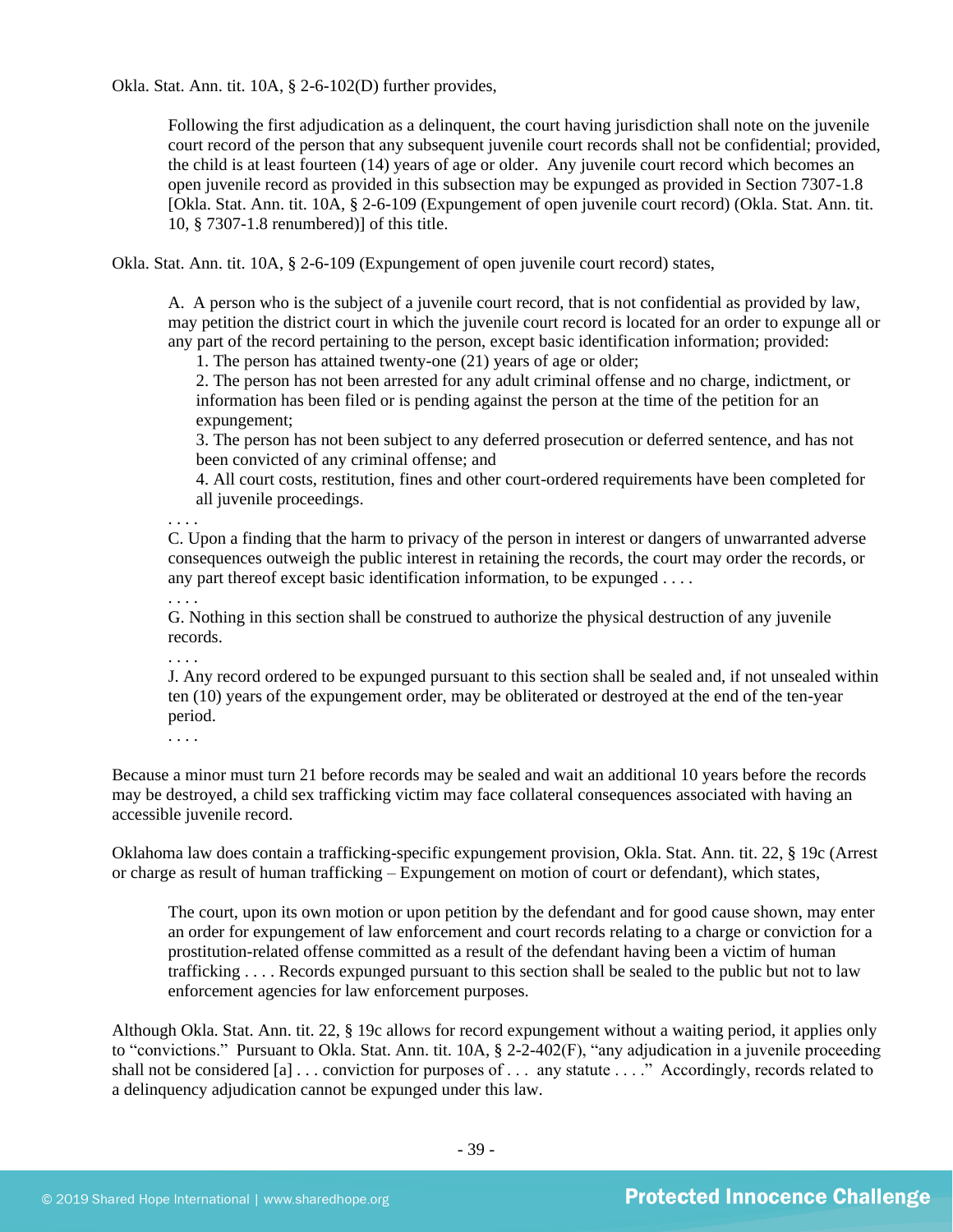Okla. Stat. Ann. tit. 10A, § 2-6-102(D) further provides,

> Following the first adjudication as a delinquent, the court having jurisdiction shall note on the juvenile court record of the person that any subsequent juvenile court records shall not be confidential; provided, the child is at least fourteen (14) years of age or older. Any juvenile court record which becomes an open juvenile record as provided in this subsection may be expunged as provided in Section 7307-1.8 [Okla. Stat. Ann. tit. 10A, § 2-6-109 (Expungement of open juvenile court record) (Okla. Stat. Ann. tit. 10, § 7307-1.8 renumbered)] of this title.

Okla. Stat. Ann. tit. 10A, § 2-6-109 (Expungement of open juvenile court record) states,

> A. A person who is the subject of a juvenile court record, that is not confidential as provided by law, may petition the district court in which the juvenile court record is located for an order to expunge all or any part of the record pertaining to the person, except basic identification information; provided:
>
> 1. The person has attained twenty-one (21) years of age or older;
> 2. The person has not been arrested for any adult criminal offense and no charge, indictment, or information has been filed or is pending against the person at the time of the petition for an expungement;
> 3. The person has not been subject to any deferred prosecution or deferred sentence, and has not been convicted of any criminal offense; and
> 4. All court costs, restitution, fines and other court-ordered requirements have been completed for all juvenile proceedings.
>
> . . . .
>
> C. Upon a finding that the harm to privacy of the person in interest or dangers of unwarranted adverse consequences outweigh the public interest in retaining the records, the court may order the records, or any part thereof except basic identification information, to be expunged . . . .
>
> . . . .
>
> G. Nothing in this section shall be construed to authorize the physical destruction of any juvenile records.
>
> . . . .
>
> J. Any record ordered to be expunged pursuant to this section shall be sealed and, if not unsealed within ten (10) years of the expungement order, may be obliterated or destroyed at the end of the ten-year period.
>
> . . . .

Because a minor must turn 21 before records may be sealed and wait an additional 10 years before the records may be destroyed, a child sex trafficking victim may face collateral consequences associated with having an accessible juvenile record.

Oklahoma law does contain a trafficking-specific expungement provision, Okla. Stat. Ann. tit. 22, § 19c (Arrest or charge as result of human trafficking – Expungement on motion of court or defendant), which states,

> The court, upon its own motion or upon petition by the defendant and for good cause shown, may enter an order for expungement of law enforcement and court records relating to a charge or conviction for a prostitution-related offense committed as a result of the defendant having been a victim of human trafficking . . . . Records expunged pursuant to this section shall be sealed to the public but not to law enforcement agencies for law enforcement purposes.

Although Okla. Stat. Ann. tit. 22, § 19c allows for record expungement without a waiting period, it applies only to "convictions." Pursuant to Okla. Stat. Ann. tit. 10A, § 2-2-402(F), "any adjudication in a juvenile proceeding shall not be considered [a] . . . conviction for purposes of . . . any statute . . . ." Accordingly, records related to a delinquency adjudication cannot be expunged under this law.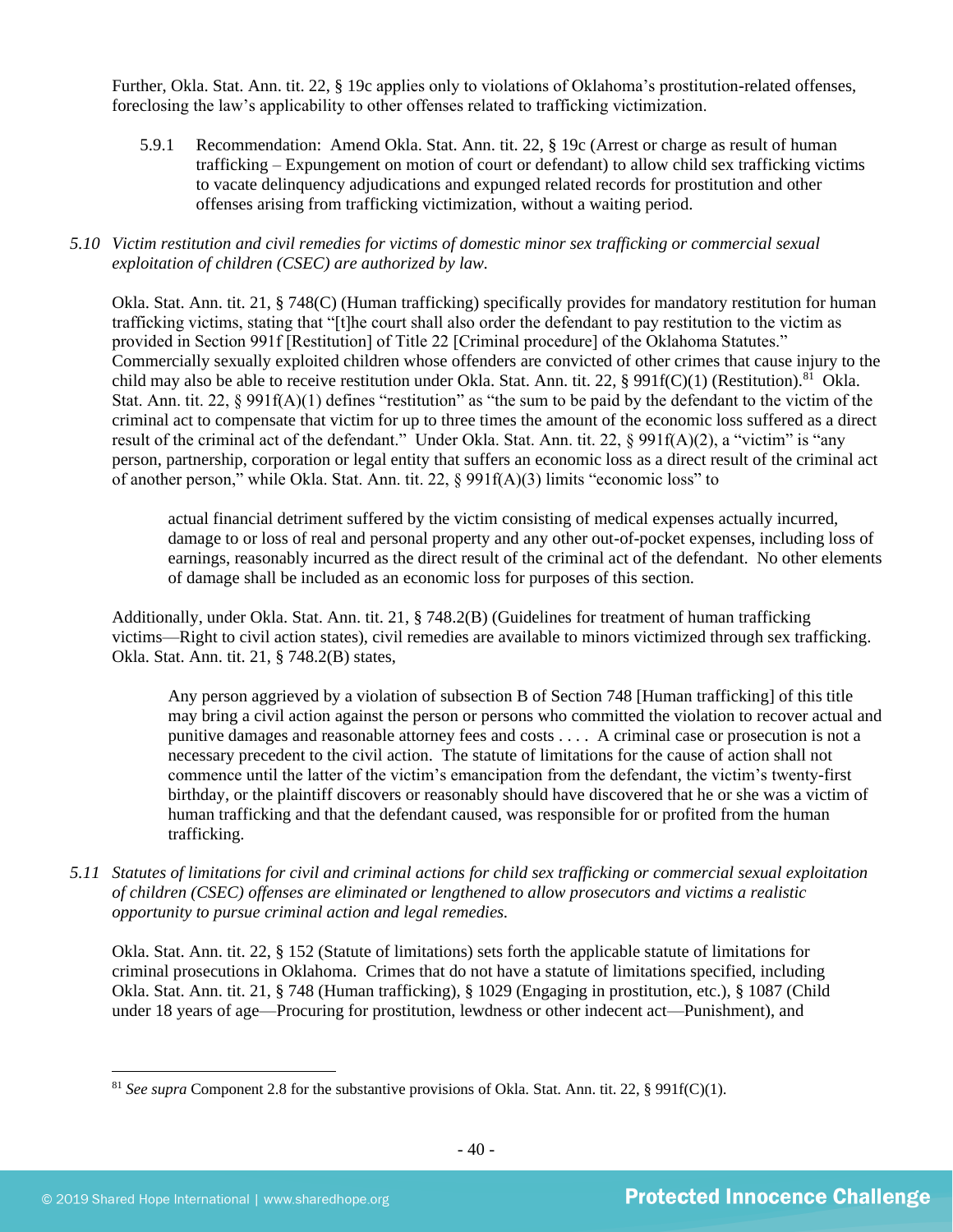Further, Okla. Stat. Ann. tit. 22, § 19c applies only to violations of Oklahoma's prostitution-related offenses, foreclosing the law's applicability to other offenses related to trafficking victimization.

5.9.1 Recommendation: Amend Okla. Stat. Ann. tit. 22, § 19c (Arrest or charge as result of human trafficking – Expungement on motion of court or defendant) to allow child sex trafficking victims to vacate delinquency adjudications and expunged related records for prostitution and other offenses arising from trafficking victimization, without a waiting period.

*5.10 Victim restitution and civil remedies for victims of domestic minor sex trafficking or commercial sexual exploitation of children (CSEC) are authorized by law.*

Okla. Stat. Ann. tit. 21, § 748(C) (Human trafficking) specifically provides for mandatory restitution for human trafficking victims, stating that "[t]he court shall also order the defendant to pay restitution to the victim as provided in Section 991f [Restitution] of Title 22 [Criminal procedure] of the Oklahoma Statutes." Commercially sexually exploited children whose offenders are convicted of other crimes that cause injury to the child may also be able to receive restitution under Okla. Stat. Ann. tit. 22, § 991f(C)(1) (Restitution).[81] Okla. Stat. Ann. tit. 22, § 991f(A)(1) defines "restitution" as "the sum to be paid by the defendant to the victim of the criminal act to compensate that victim for up to three times the amount of the economic loss suffered as a direct result of the criminal act of the defendant." Under Okla. Stat. Ann. tit. 22, § 991f(A)(2), a "victim" is "any person, partnership, corporation or legal entity that suffers an economic loss as a direct result of the criminal act of another person," while Okla. Stat. Ann. tit. 22, § 991f(A)(3) limits "economic loss" to

> actual financial detriment suffered by the victim consisting of medical expenses actually incurred, damage to or loss of real and personal property and any other out-of-pocket expenses, including loss of earnings, reasonably incurred as the direct result of the criminal act of the defendant. No other elements of damage shall be included as an economic loss for purposes of this section.

Additionally, under Okla. Stat. Ann. tit. 21, § 748.2(B) (Guidelines for treatment of human trafficking victims—Right to civil action states), civil remedies are available to minors victimized through sex trafficking. Okla. Stat. Ann. tit. 21, § 748.2(B) states,

> Any person aggrieved by a violation of subsection B of Section 748 [Human trafficking] of this title may bring a civil action against the person or persons who committed the violation to recover actual and punitive damages and reasonable attorney fees and costs . . . . A criminal case or prosecution is not a necessary precedent to the civil action. The statute of limitations for the cause of action shall not commence until the latter of the victim's emancipation from the defendant, the victim's twenty-first birthday, or the plaintiff discovers or reasonably should have discovered that he or she was a victim of human trafficking and that the defendant caused, was responsible for or profited from the human trafficking.

*5.11 Statutes of limitations for civil and criminal actions for child sex trafficking or commercial sexual exploitation of children (CSEC) offenses are eliminated or lengthened to allow prosecutors and victims a realistic opportunity to pursue criminal action and legal remedies.*

Okla. Stat. Ann. tit. 22, § 152 (Statute of limitations) sets forth the applicable statute of limitations for criminal prosecutions in Oklahoma. Crimes that do not have a statute of limitations specified, including Okla. Stat. Ann. tit. 21, § 748 (Human trafficking), § 1029 (Engaging in prostitution, etc.), § 1087 (Child under 18 years of age—Procuring for prostitution, lewdness or other indecent act—Punishment), and

[81] *See supra* Component 2.8 for the substantive provisions of Okla. Stat. Ann. tit. 22, § 991f(C)(1).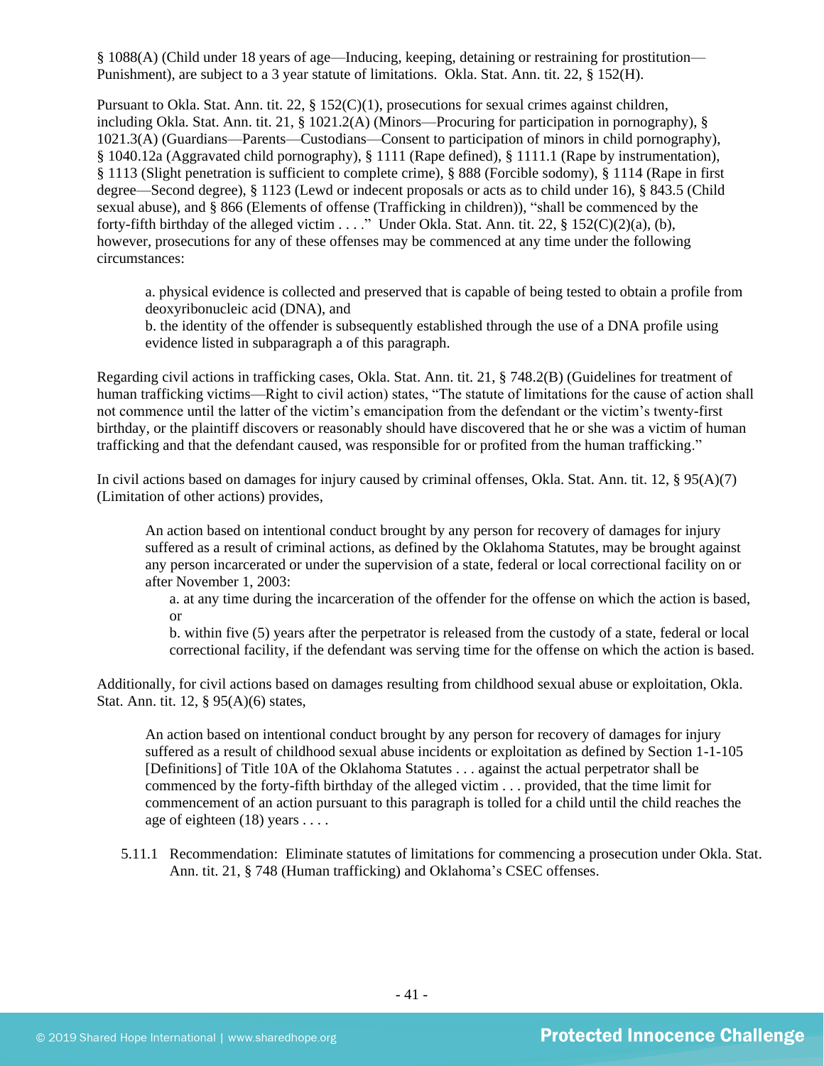§ 1088(A) (Child under 18 years of age—Inducing, keeping, detaining or restraining for prostitution—Punishment), are subject to a 3 year statute of limitations. Okla. Stat. Ann. tit. 22, § 152(H).

Pursuant to Okla. Stat. Ann. tit. 22, § 152(C)(1), prosecutions for sexual crimes against children, including Okla. Stat. Ann. tit. 21, § 1021.2(A) (Minors—Procuring for participation in pornography), § 1021.3(A) (Guardians—Parents—Custodians—Consent to participation of minors in child pornography), § 1040.12a (Aggravated child pornography), § 1111 (Rape defined), § 1111.1 (Rape by instrumentation), § 1113 (Slight penetration is sufficient to complete crime), § 888 (Forcible sodomy), § 1114 (Rape in first degree—Second degree), § 1123 (Lewd or indecent proposals or acts as to child under 16), § 843.5 (Child sexual abuse), and § 866 (Elements of offense (Trafficking in children)), "shall be commenced by the forty-fifth birthday of the alleged victim . . . ." Under Okla. Stat. Ann. tit. 22, § 152(C)(2)(a), (b), however, prosecutions for any of these offenses may be commenced at any time under the following circumstances:

> a. physical evidence is collected and preserved that is capable of being tested to obtain a profile from deoxyribonucleic acid (DNA), and
> b. the identity of the offender is subsequently established through the use of a DNA profile using evidence listed in subparagraph a of this paragraph.

Regarding civil actions in trafficking cases, Okla. Stat. Ann. tit. 21, § 748.2(B) (Guidelines for treatment of human trafficking victims—Right to civil action) states, "The statute of limitations for the cause of action shall not commence until the latter of the victim's emancipation from the defendant or the victim's twenty-first birthday, or the plaintiff discovers or reasonably should have discovered that he or she was a victim of human trafficking and that the defendant caused, was responsible for or profited from the human trafficking."

In civil actions based on damages for injury caused by criminal offenses, Okla. Stat. Ann. tit. 12, § 95(A)(7) (Limitation of other actions) provides,

> An action based on intentional conduct brought by any person for recovery of damages for injury suffered as a result of criminal actions, as defined by the Oklahoma Statutes, may be brought against any person incarcerated or under the supervision of a state, federal or local correctional facility on or after November 1, 2003:
>
> a. at any time during the incarceration of the offender for the offense on which the action is based, or
>
> b. within five (5) years after the perpetrator is released from the custody of a state, federal or local correctional facility, if the defendant was serving time for the offense on which the action is based.

Additionally, for civil actions based on damages resulting from childhood sexual abuse or exploitation, Okla. Stat. Ann. tit. 12, § 95(A)(6) states,

> An action based on intentional conduct brought by any person for recovery of damages for injury suffered as a result of childhood sexual abuse incidents or exploitation as defined by Section 1-1-105 [Definitions] of Title 10A of the Oklahoma Statutes . . . against the actual perpetrator shall be commenced by the forty-fifth birthday of the alleged victim . . . provided, that the time limit for commencement of an action pursuant to this paragraph is tolled for a child until the child reaches the age of eighteen (18) years . . . .

5.11.1 Recommendation: Eliminate statutes of limitations for commencing a prosecution under Okla. Stat. Ann. tit. 21, § 748 (Human trafficking) and Oklahoma's CSEC offenses.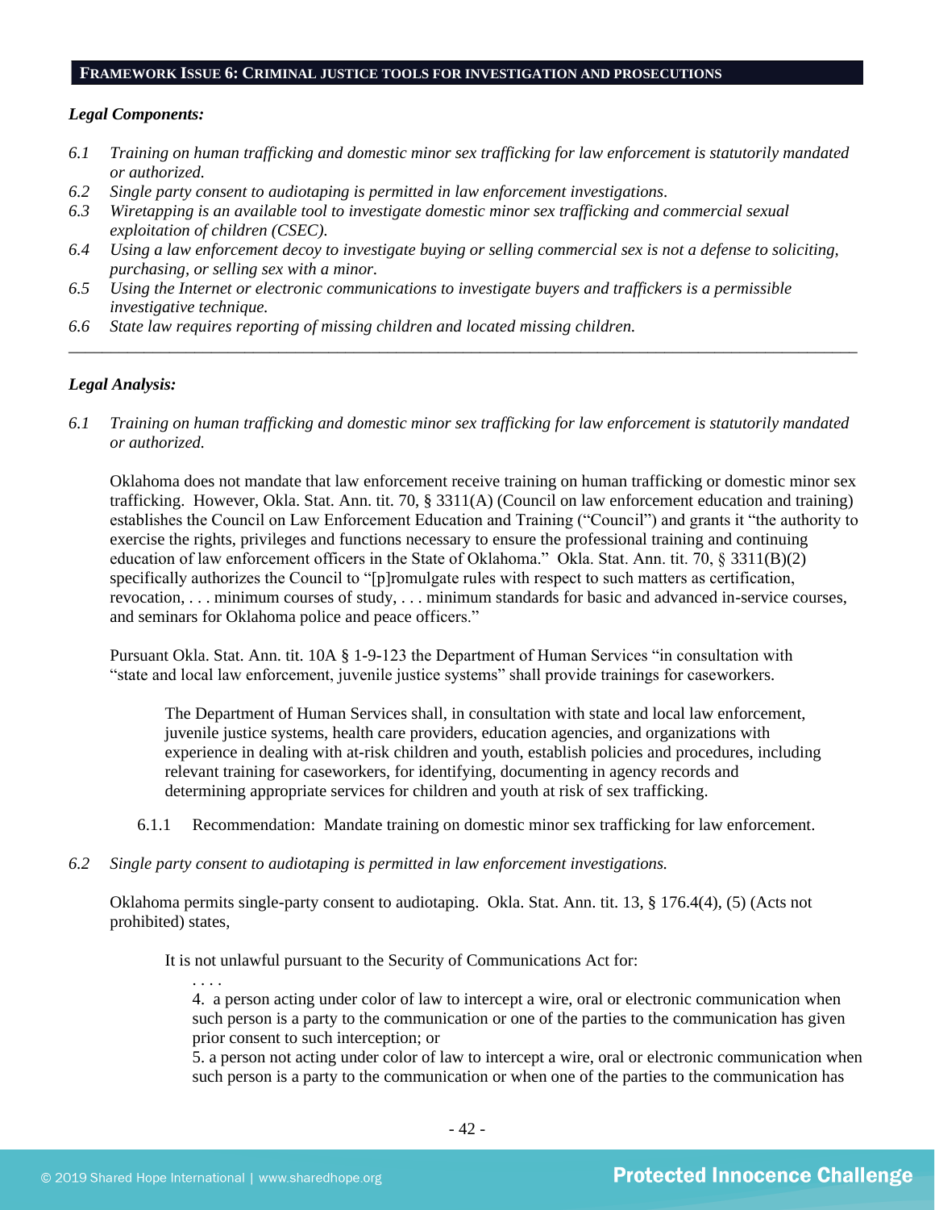## FRAMEWORK ISSUE 6: CRIMINAL JUSTICE TOOLS FOR INVESTIGATION AND PROSECUTIONS

***Legal Components:***

*6.1 Training on human trafficking and domestic minor sex trafficking for law enforcement is statutorily mandated or authorized.*
*6.2 Single party consent to audiotaping is permitted in law enforcement investigations.*
*6.3 Wiretapping is an available tool to investigate domestic minor sex trafficking and commercial sexual exploitation of children (CSEC).*
*6.4 Using a law enforcement decoy to investigate buying or selling commercial sex is not a defense to soliciting, purchasing, or selling sex with a minor.*
*6.5 Using the Internet or electronic communications to investigate buyers and traffickers is a permissible investigative technique.*
*6.6 State law requires reporting of missing children and located missing children.*

---

***Legal Analysis:***

*6.1 Training on human trafficking and domestic minor sex trafficking for law enforcement is statutorily mandated or authorized.*

Oklahoma does not mandate that law enforcement receive training on human trafficking or domestic minor sex trafficking. However, Okla. Stat. Ann. tit. 70, § 3311(A) (Council on law enforcement education and training) establishes the Council on Law Enforcement Education and Training ("Council") and grants it "the authority to exercise the rights, privileges and functions necessary to ensure the professional training and continuing education of law enforcement officers in the State of Oklahoma." Okla. Stat. Ann. tit. 70, § 3311(B)(2) specifically authorizes the Council to "[p]romulgate rules with respect to such matters as certification, revocation, . . . minimum courses of study, . . . minimum standards for basic and advanced in-service courses, and seminars for Oklahoma police and peace officers."

Pursuant Okla. Stat. Ann. tit. 10A § 1-9-123 the Department of Human Services "in consultation with "state and local law enforcement, juvenile justice systems" shall provide trainings for caseworkers.

> The Department of Human Services shall, in consultation with state and local law enforcement, juvenile justice systems, health care providers, education agencies, and organizations with experience in dealing with at-risk children and youth, establish policies and procedures, including relevant training for caseworkers, for identifying, documenting in agency records and determining appropriate services for children and youth at risk of sex trafficking.

6.1.1 Recommendation: Mandate training on domestic minor sex trafficking for law enforcement.

*6.2 Single party consent to audiotaping is permitted in law enforcement investigations.*

Oklahoma permits single-party consent to audiotaping. Okla. Stat. Ann. tit. 13, § 176.4(4), (5) (Acts not prohibited) states,

> It is not unlawful pursuant to the Security of Communications Act for:
>
> . . . .
>
> 4. a person acting under color of law to intercept a wire, oral or electronic communication when such person is a party to the communication or one of the parties to the communication has given prior consent to such interception; or
>
> 5. a person not acting under color of law to intercept a wire, oral or electronic communication when such person is a party to the communication or when one of the parties to the communication has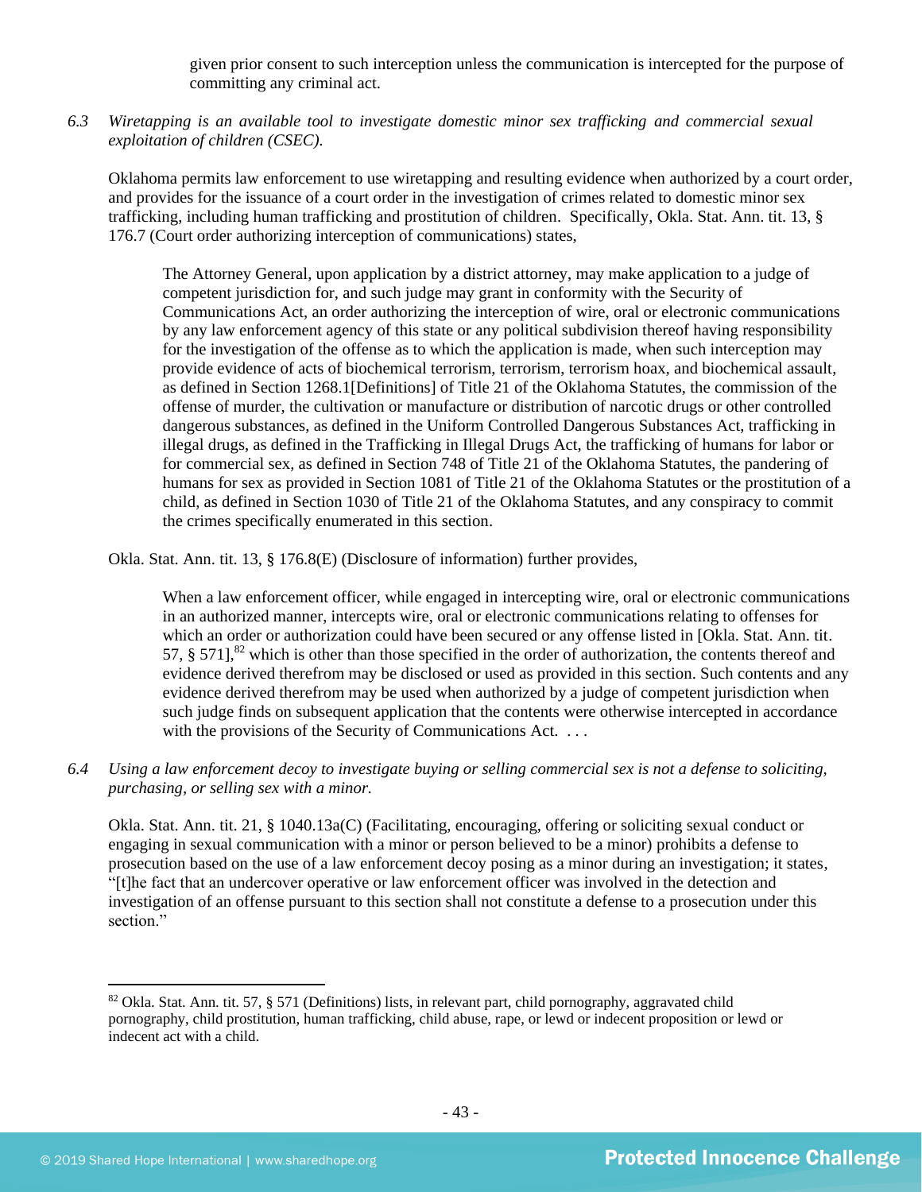given prior consent to such interception unless the communication is intercepted for the purpose of committing any criminal act.

*6.3 Wiretapping is an available tool to investigate domestic minor sex trafficking and commercial sexual exploitation of children (CSEC).*

Oklahoma permits law enforcement to use wiretapping and resulting evidence when authorized by a court order, and provides for the issuance of a court order in the investigation of crimes related to domestic minor sex trafficking, including human trafficking and prostitution of children. Specifically, Okla. Stat. Ann. tit. 13, § 176.7 (Court order authorizing interception of communications) states,

> The Attorney General, upon application by a district attorney, may make application to a judge of competent jurisdiction for, and such judge may grant in conformity with the Security of Communications Act, an order authorizing the interception of wire, oral or electronic communications by any law enforcement agency of this state or any political subdivision thereof having responsibility for the investigation of the offense as to which the application is made, when such interception may provide evidence of acts of biochemical terrorism, terrorism, terrorism hoax, and biochemical assault, as defined in Section 1268.1[Definitions] of Title 21 of the Oklahoma Statutes, the commission of the offense of murder, the cultivation or manufacture or distribution of narcotic drugs or other controlled dangerous substances, as defined in the Uniform Controlled Dangerous Substances Act, trafficking in illegal drugs, as defined in the Trafficking in Illegal Drugs Act, the trafficking of humans for labor or for commercial sex, as defined in Section 748 of Title 21 of the Oklahoma Statutes, the pandering of humans for sex as provided in Section 1081 of Title 21 of the Oklahoma Statutes or the prostitution of a child, as defined in Section 1030 of Title 21 of the Oklahoma Statutes, and any conspiracy to commit the crimes specifically enumerated in this section.

Okla. Stat. Ann. tit. 13, § 176.8(E) (Disclosure of information) further provides,

> When a law enforcement officer, while engaged in intercepting wire, oral or electronic communications in an authorized manner, intercepts wire, oral or electronic communications relating to offenses for which an order or authorization could have been secured or any offense listed in [Okla. Stat. Ann. tit. 57, § 571],[82] which is other than those specified in the order of authorization, the contents thereof and evidence derived therefrom may be disclosed or used as provided in this section. Such contents and any evidence derived therefrom may be used when authorized by a judge of competent jurisdiction when such judge finds on subsequent application that the contents were otherwise intercepted in accordance with the provisions of the Security of Communications Act. . . .

*6.4 Using a law enforcement decoy to investigate buying or selling commercial sex is not a defense to soliciting, purchasing, or selling sex with a minor.*

Okla. Stat. Ann. tit. 21, § 1040.13a(C) (Facilitating, encouraging, offering or soliciting sexual conduct or engaging in sexual communication with a minor or person believed to be a minor) prohibits a defense to prosecution based on the use of a law enforcement decoy posing as a minor during an investigation; it states, "[t]he fact that an undercover operative or law enforcement officer was involved in the detection and investigation of an offense pursuant to this section shall not constitute a defense to a prosecution under this section."

---

[82] Okla. Stat. Ann. tit. 57, § 571 (Definitions) lists, in relevant part, child pornography, aggravated child pornography, child prostitution, human trafficking, child abuse, rape, or lewd or indecent proposition or lewd or indecent act with a child.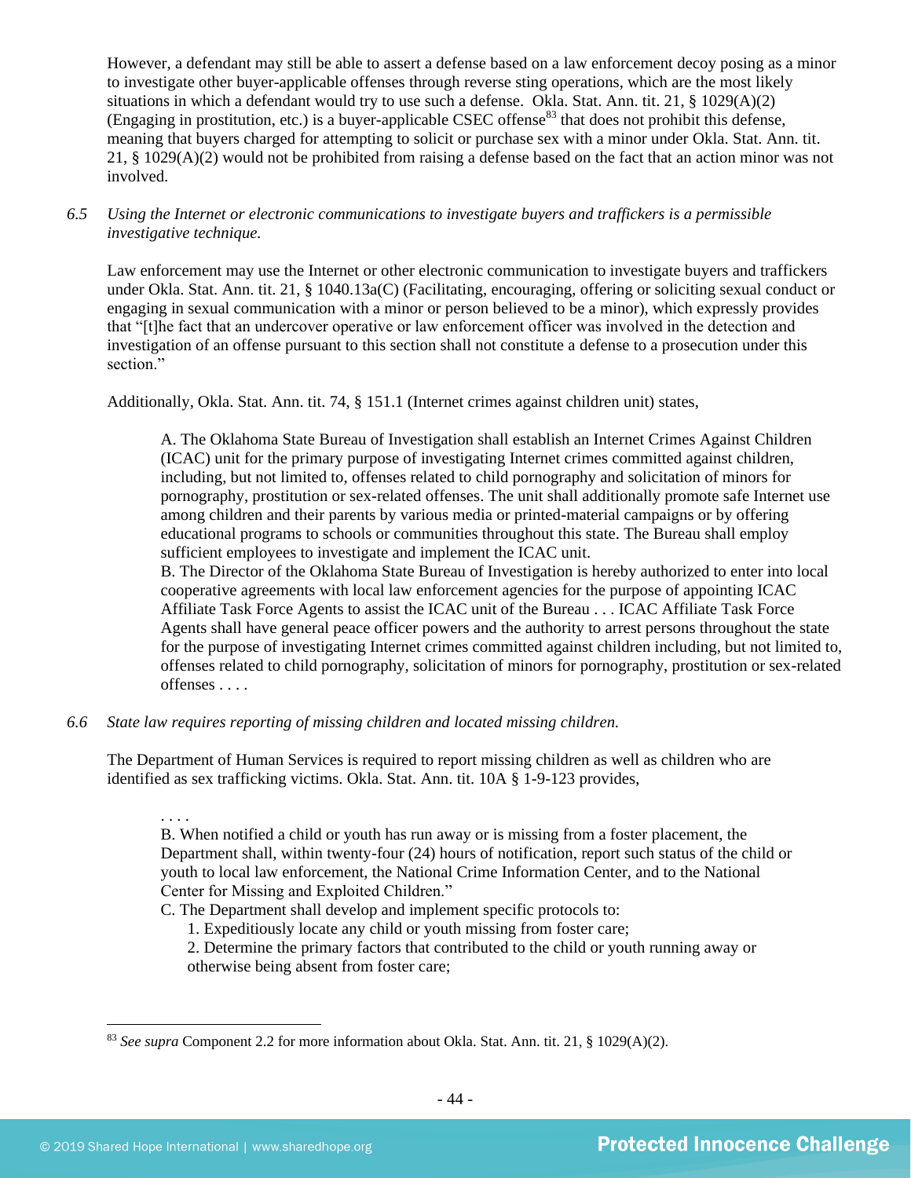However, a defendant may still be able to assert a defense based on a law enforcement decoy posing as a minor to investigate other buyer-applicable offenses through reverse sting operations, which are the most likely situations in which a defendant would try to use such a defense. Okla. Stat. Ann. tit. 21, § 1029(A)(2) (Engaging in prostitution, etc.) is a buyer-applicable CSEC offense[83] that does not prohibit this defense, meaning that buyers charged for attempting to solicit or purchase sex with a minor under Okla. Stat. Ann. tit. 21, § 1029(A)(2) would not be prohibited from raising a defense based on the fact that an action minor was not involved.

*6.5 Using the Internet or electronic communications to investigate buyers and traffickers is a permissible investigative technique.*

Law enforcement may use the Internet or other electronic communication to investigate buyers and traffickers under Okla. Stat. Ann. tit. 21, § 1040.13a(C) (Facilitating, encouraging, offering or soliciting sexual conduct or engaging in sexual communication with a minor or person believed to be a minor), which expressly provides that "[t]he fact that an undercover operative or law enforcement officer was involved in the detection and investigation of an offense pursuant to this section shall not constitute a defense to a prosecution under this section."

Additionally, Okla. Stat. Ann. tit. 74, § 151.1 (Internet crimes against children unit) states,

> A. The Oklahoma State Bureau of Investigation shall establish an Internet Crimes Against Children (ICAC) unit for the primary purpose of investigating Internet crimes committed against children, including, but not limited to, offenses related to child pornography and solicitation of minors for pornography, prostitution or sex-related offenses. The unit shall additionally promote safe Internet use among children and their parents by various media or printed-material campaigns or by offering educational programs to schools or communities throughout this state. The Bureau shall employ sufficient employees to investigate and implement the ICAC unit.
> B. The Director of the Oklahoma State Bureau of Investigation is hereby authorized to enter into local cooperative agreements with local law enforcement agencies for the purpose of appointing ICAC Affiliate Task Force Agents to assist the ICAC unit of the Bureau . . . ICAC Affiliate Task Force Agents shall have general peace officer powers and the authority to arrest persons throughout the state for the purpose of investigating Internet crimes committed against children including, but not limited to, offenses related to child pornography, solicitation of minors for pornography, prostitution or sex-related offenses . . . .

*6.6 State law requires reporting of missing children and located missing children.*

The Department of Human Services is required to report missing children as well as children who are identified as sex trafficking victims. Okla. Stat. Ann. tit. 10A § 1-9-123 provides,

> . . . .
> B. When notified a child or youth has run away or is missing from a foster placement, the Department shall, within twenty-four (24) hours of notification, report such status of the child or youth to local law enforcement, the National Crime Information Center, and to the National Center for Missing and Exploited Children."
> C. The Department shall develop and implement specific protocols to:
>> 1. Expeditiously locate any child or youth missing from foster care;
>> 2. Determine the primary factors that contributed to the child or youth running away or otherwise being absent from foster care;

[83] *See supra* Component 2.2 for more information about Okla. Stat. Ann. tit. 21, § 1029(A)(2).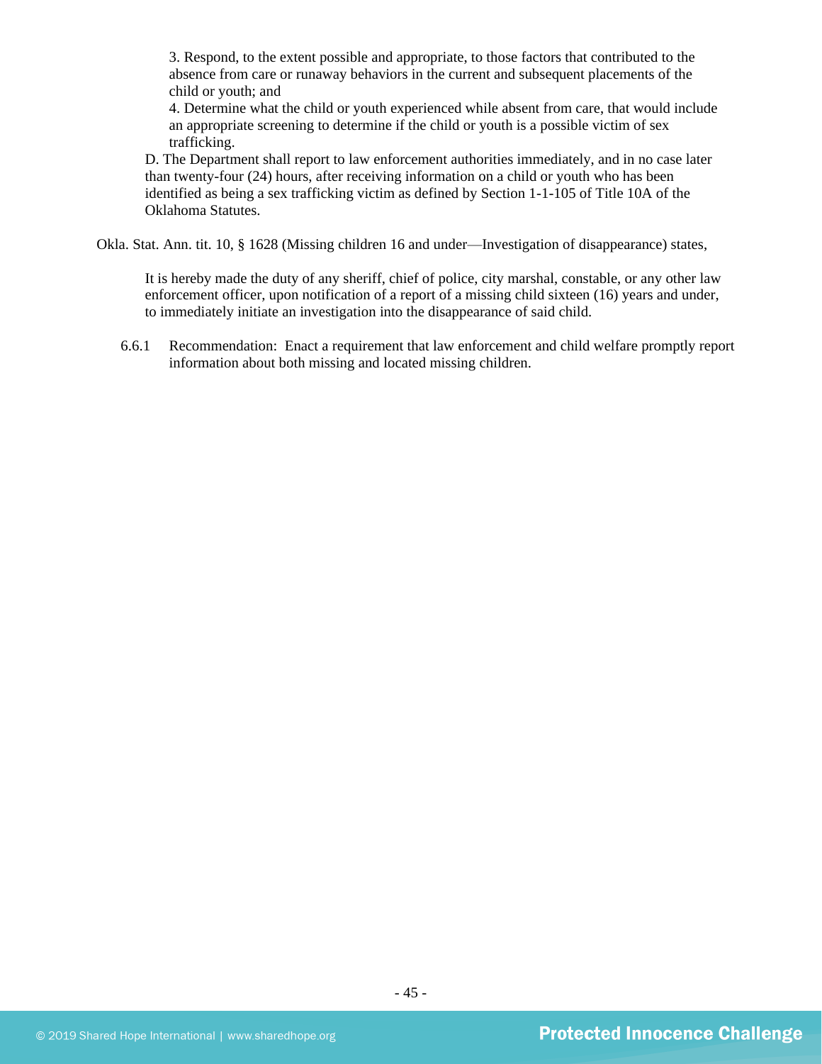3. Respond, to the extent possible and appropriate, to those factors that contributed to the absence from care or runaway behaviors in the current and subsequent placements of the child or youth; and

4. Determine what the child or youth experienced while absent from care, that would include an appropriate screening to determine if the child or youth is a possible victim of sex trafficking.

D. The Department shall report to law enforcement authorities immediately, and in no case later than twenty-four (24) hours, after receiving information on a child or youth who has been identified as being a sex trafficking victim as defined by Section 1-1-105 of Title 10A of the Oklahoma Statutes.

Okla. Stat. Ann. tit. 10, § 1628 (Missing children 16 and under—Investigation of disappearance) states,

> It is hereby made the duty of any sheriff, chief of police, city marshal, constable, or any other law enforcement officer, upon notification of a report of a missing child sixteen (16) years and under, to immediately initiate an investigation into the disappearance of said child.

6.6.1 Recommendation: Enact a requirement that law enforcement and child welfare promptly report information about both missing and located missing children.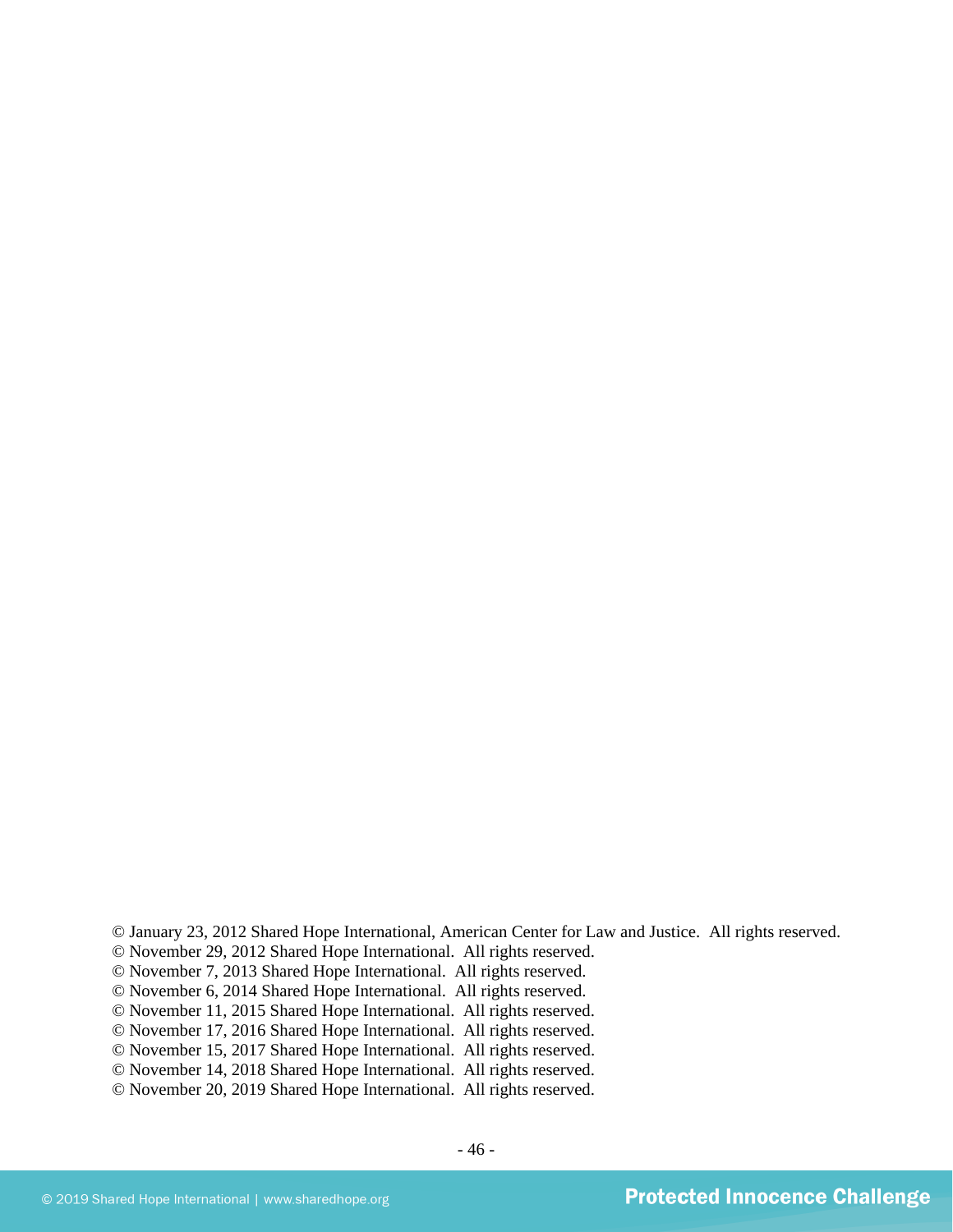© January 23, 2012 Shared Hope International, American Center for Law and Justice.  All rights reserved.
© November 29, 2012 Shared Hope International.  All rights reserved.
© November 7, 2013 Shared Hope International.  All rights reserved.
© November 6, 2014 Shared Hope International.  All rights reserved.
© November 11, 2015 Shared Hope International.  All rights reserved.
© November 17, 2016 Shared Hope International.  All rights reserved.
© November 15, 2017 Shared Hope International.  All rights reserved.
© November 14, 2018 Shared Hope International.  All rights reserved.
© November 20, 2019 Shared Hope International.  All rights reserved.